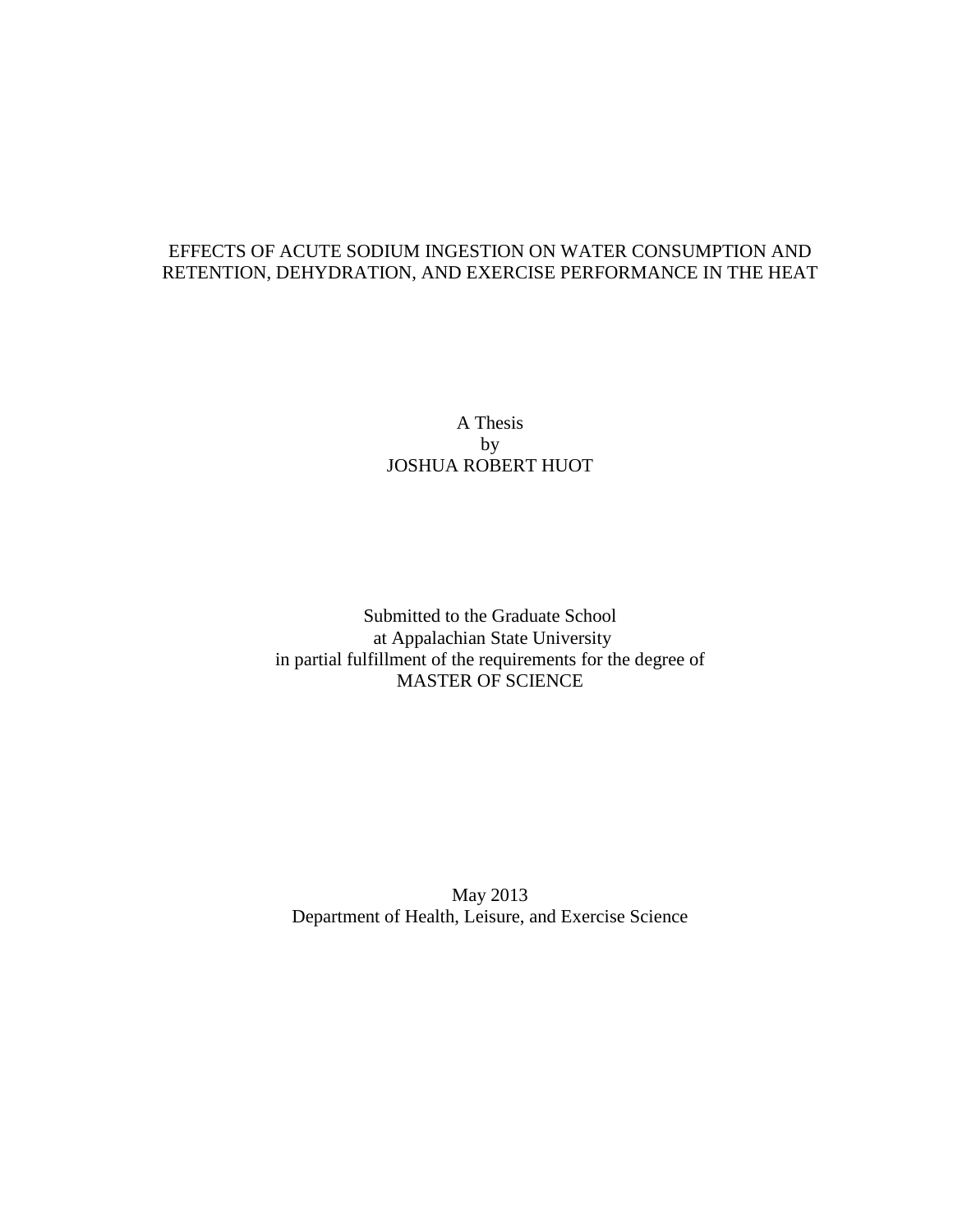# EFFECTS OF ACUTE SODIUM INGESTION ON WATER CONSUMPTION AND RETENTION, DEHYDRATION, AND EXERCISE PERFORMANCE IN THE HEAT

A Thesis
by
JOSHUA ROBERT HUOT

Submitted to the Graduate School
at Appalachian State University
in partial fulfillment of the requirements for the degree of
MASTER OF SCIENCE

May 2013
Department of Health, Leisure, and Exercise Science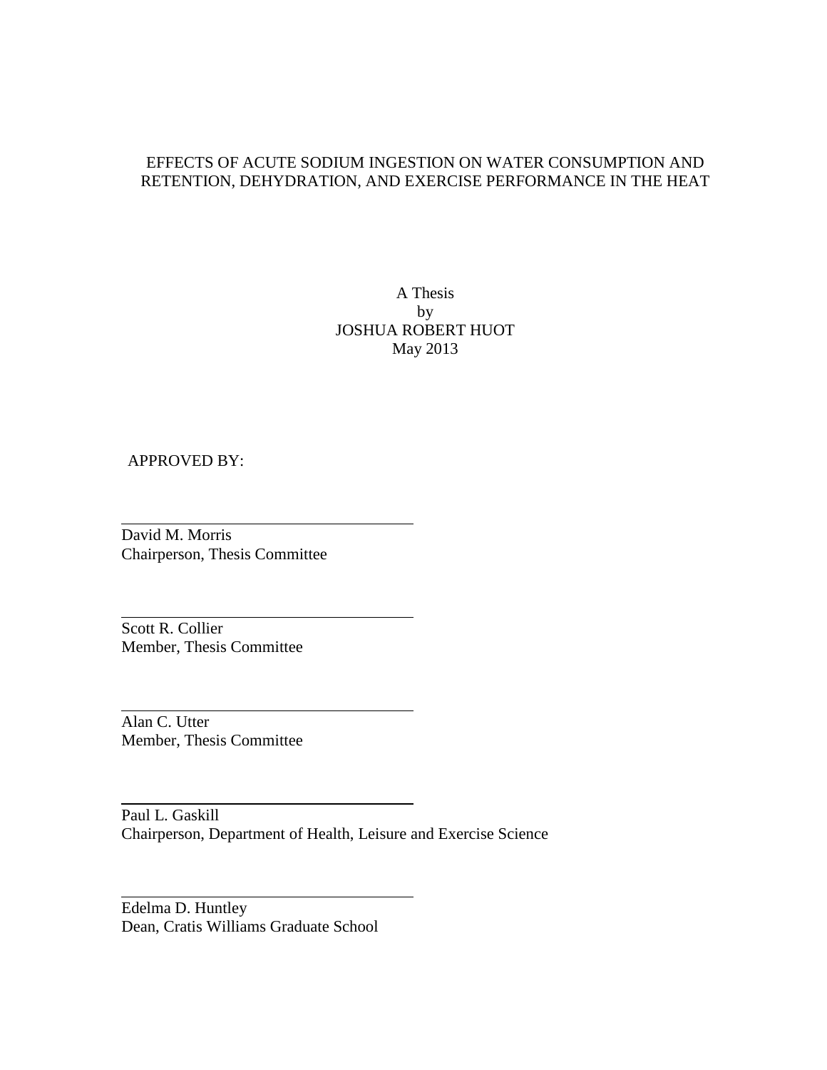EFFECTS OF ACUTE SODIUM INGESTION ON WATER CONSUMPTION AND RETENTION, DEHYDRATION, AND EXERCISE PERFORMANCE IN THE HEAT

A Thesis
by
JOSHUA ROBERT HUOT
May 2013

APPROVED BY:

David M. Morris
Chairperson, Thesis Committee

Scott R. Collier
Member, Thesis Committee

Alan C. Utter
Member, Thesis Committee

Paul L. Gaskill
Chairperson, Department of Health, Leisure and Exercise Science

Edelma D. Huntley
Dean, Cratis Williams Graduate School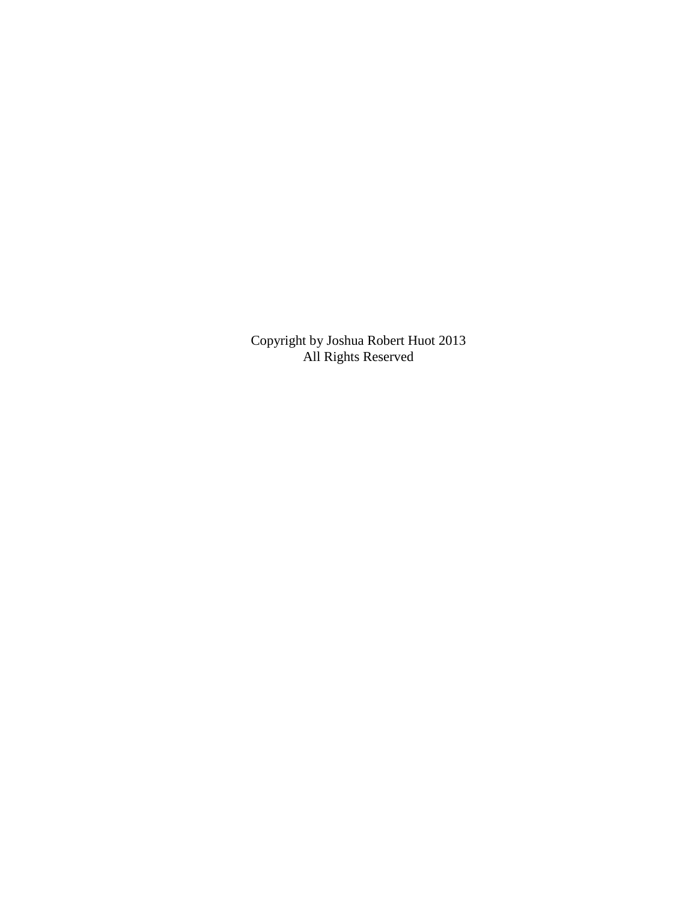Copyright by Joshua Robert Huot 2013
All Rights Reserved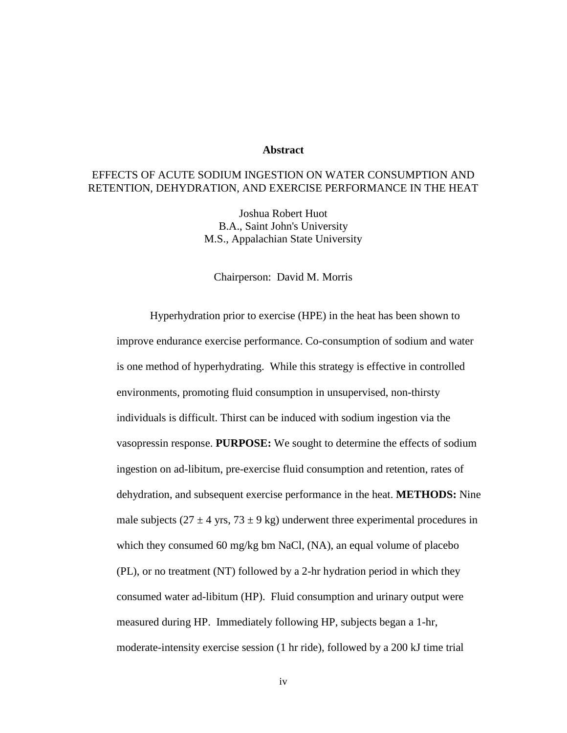## Abstract

EFFECTS OF ACUTE SODIUM INGESTION ON WATER CONSUMPTION AND RETENTION, DEHYDRATION, AND EXERCISE PERFORMANCE IN THE HEAT

Joshua Robert Huot
B.A., Saint John's University
M.S., Appalachian State University

Chairperson: David M. Morris

Hyperhydration prior to exercise (HPE) in the heat has been shown to improve endurance exercise performance. Co-consumption of sodium and water is one method of hyperhydrating. While this strategy is effective in controlled environments, promoting fluid consumption in unsupervised, non-thirsty individuals is difficult. Thirst can be induced with sodium ingestion via the vasopressin response. **PURPOSE:** We sought to determine the effects of sodium ingestion on ad-libitum, pre-exercise fluid consumption and retention, rates of dehydration, and subsequent exercise performance in the heat. **METHODS:** Nine male subjects ($27 \pm 4$ yrs, $73 \pm 9$ kg) underwent three experimental procedures in which they consumed 60 mg/kg bm NaCl, (NA), an equal volume of placebo (PL), or no treatment (NT) followed by a 2-hr hydration period in which they consumed water ad-libitum (HP). Fluid consumption and urinary output were measured during HP. Immediately following HP, subjects began a 1-hr, moderate-intensity exercise session (1 hr ride), followed by a 200 kJ time trial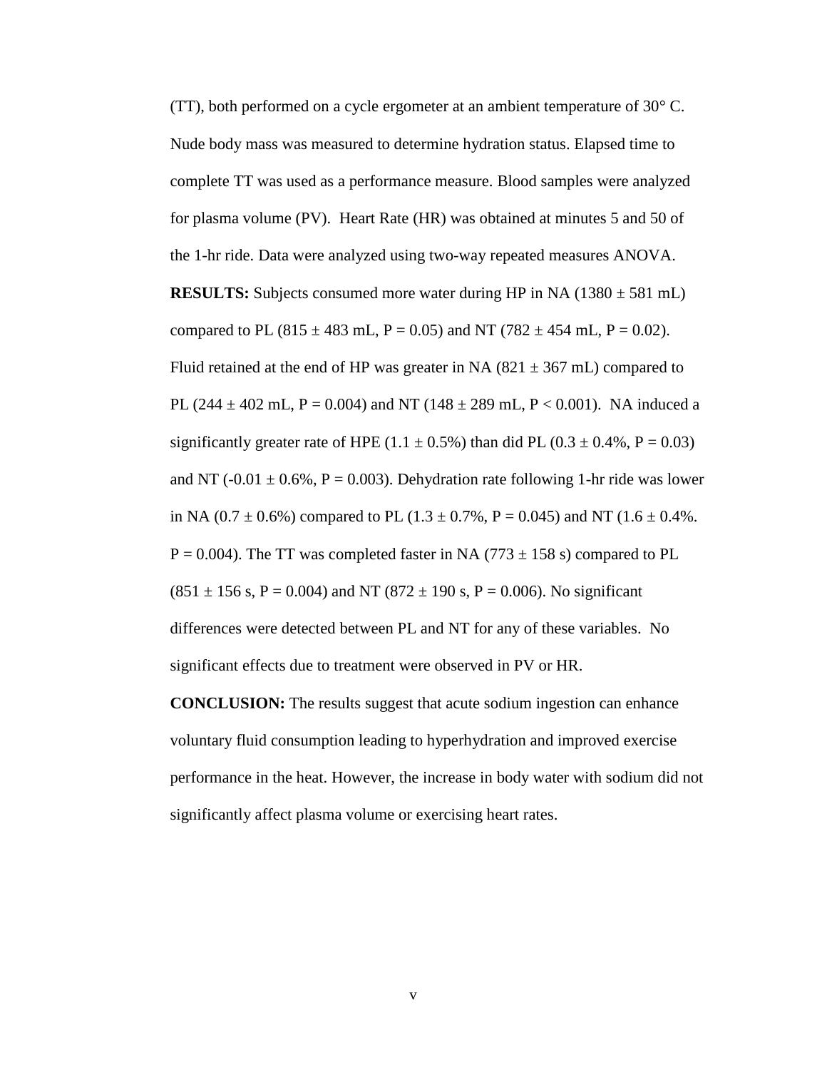(TT), both performed on a cycle ergometer at an ambient temperature of 30° C. Nude body mass was measured to determine hydration status. Elapsed time to complete TT was used as a performance measure. Blood samples were analyzed for plasma volume (PV). Heart Rate (HR) was obtained at minutes 5 and 50 of the 1-hr ride. Data were analyzed using two-way repeated measures ANOVA.

**RESULTS:** Subjects consumed more water during HP in NA (1380 ± 581 mL) compared to PL (815 ± 483 mL, $P = 0.05$) and NT (782 ± 454 mL, $P = 0.02$). Fluid retained at the end of HP was greater in NA (821 ± 367 mL) compared to PL (244 ± 402 mL, $P = 0.004$) and NT (148 ± 289 mL, $P < 0.001$). NA induced a significantly greater rate of HPE (1.1 ± 0.5%) than did PL (0.3 ± 0.4%, $P = 0.03$) and NT (-0.01 ± 0.6%, $P = 0.003$). Dehydration rate following 1-hr ride was lower in NA (0.7 ± 0.6%) compared to PL (1.3 ± 0.7%, $P = 0.045$) and NT (1.6 ± 0.4%. $P = 0.004$). The TT was completed faster in NA (773 ± 158 s) compared to PL (851 ± 156 s, $P = 0.004$) and NT (872 ± 190 s, $P = 0.006$). No significant differences were detected between PL and NT for any of these variables. No significant effects due to treatment were observed in PV or HR.

**CONCLUSION:** The results suggest that acute sodium ingestion can enhance voluntary fluid consumption leading to hyperhydration and improved exercise performance in the heat. However, the increase in body water with sodium did not significantly affect plasma volume or exercising heart rates.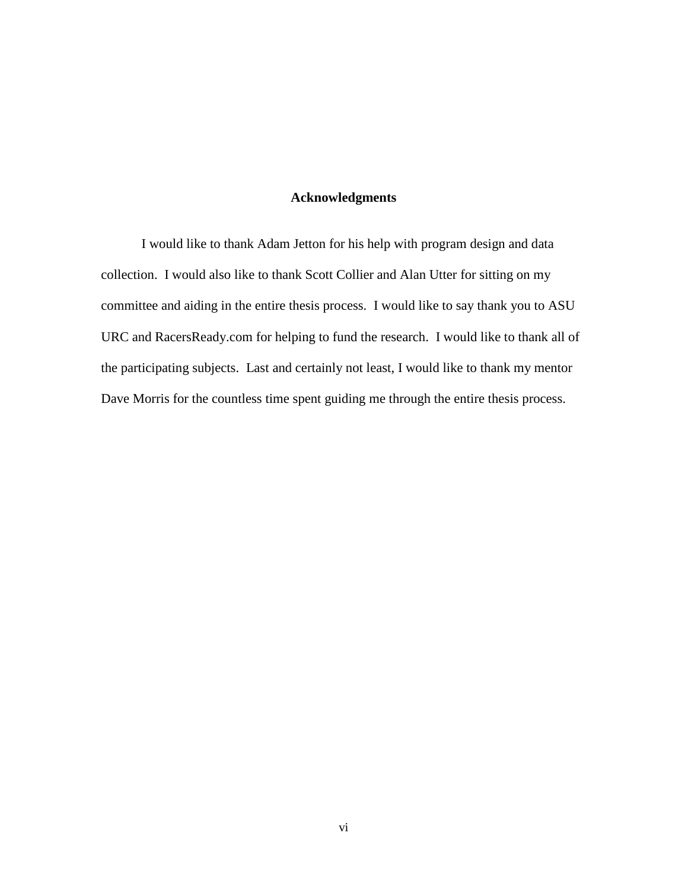# Acknowledgments

I would like to thank Adam Jetton for his help with program design and data collection. I would also like to thank Scott Collier and Alan Utter for sitting on my committee and aiding in the entire thesis process. I would like to say thank you to ASU URC and RacersReady.com for helping to fund the research. I would like to thank all of the participating subjects. Last and certainly not least, I would like to thank my mentor Dave Morris for the countless time spent guiding me through the entire thesis process.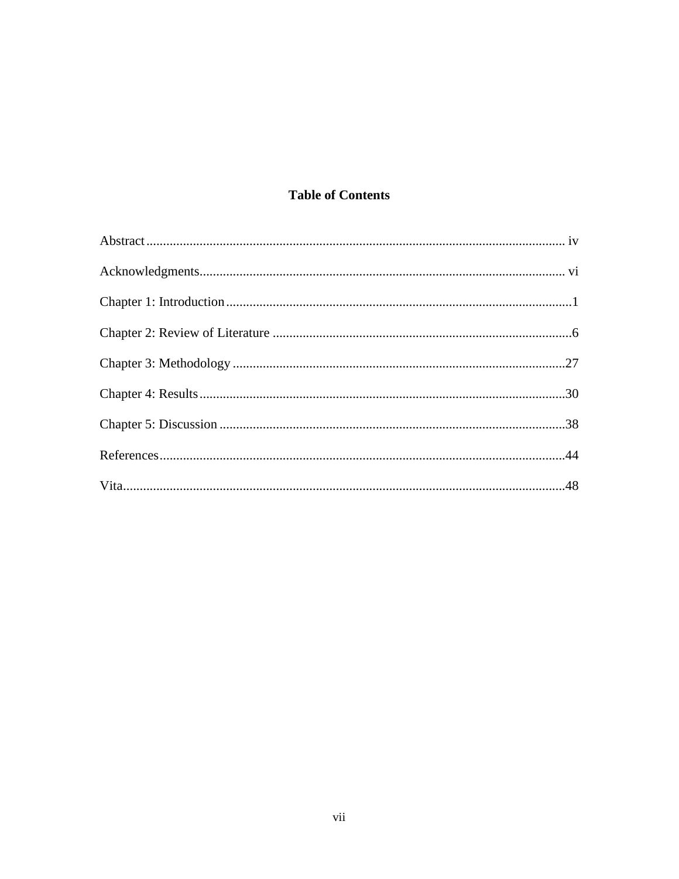# Table of Contents

Abstract ............................................................................................................................ iv

Acknowledgments............................................................................................................ vi

Chapter 1: Introduction ......................................................................................................1

Chapter 2: Review of Literature .........................................................................................6

Chapter 3: Methodology ...................................................................................................27

Chapter 4: Results ............................................................................................................30

Chapter 5: Discussion .......................................................................................................38

References.........................................................................................................................44

Vita....................................................................................................................................48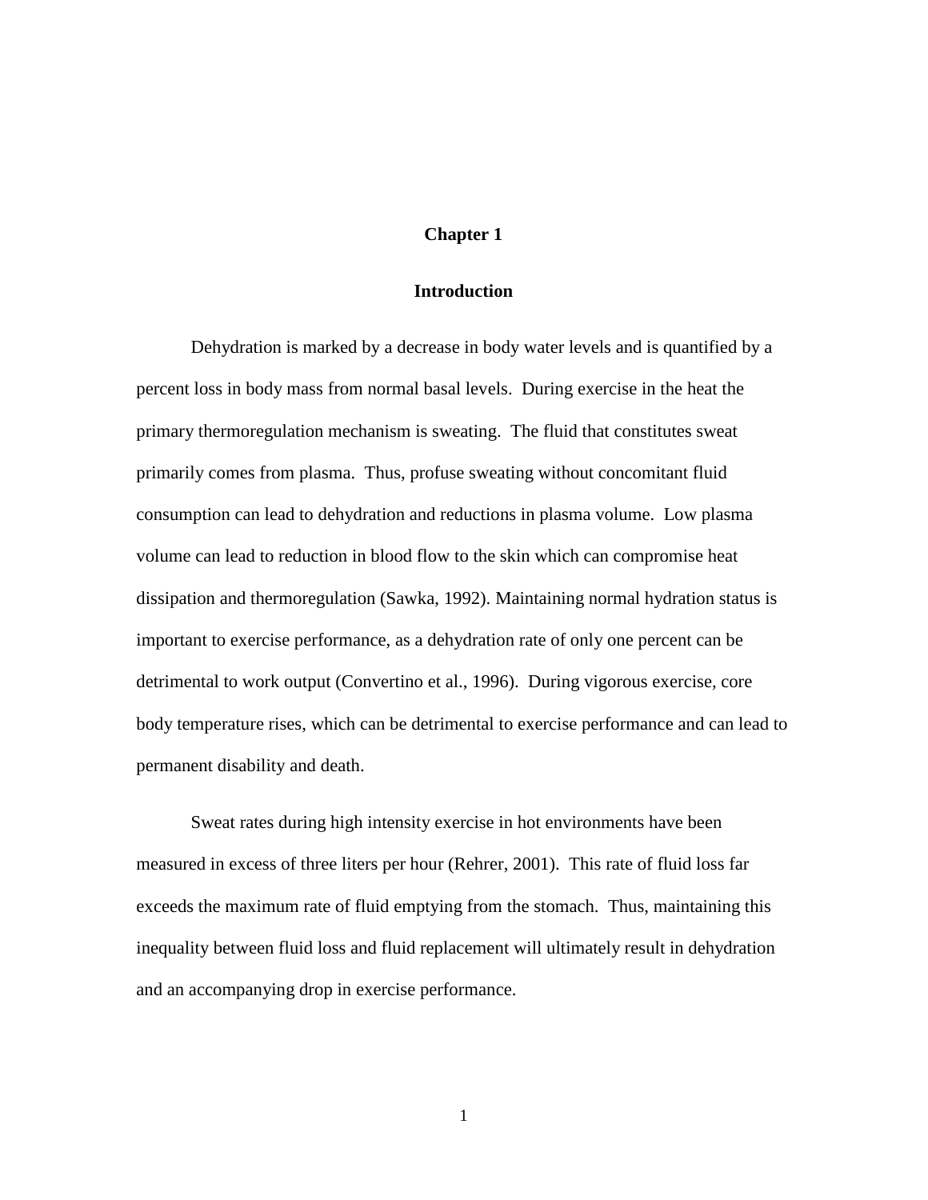# Chapter 1

## Introduction

Dehydration is marked by a decrease in body water levels and is quantified by a percent loss in body mass from normal basal levels. During exercise in the heat the primary thermoregulation mechanism is sweating. The fluid that constitutes sweat primarily comes from plasma. Thus, profuse sweating without concomitant fluid consumption can lead to dehydration and reductions in plasma volume. Low plasma volume can lead to reduction in blood flow to the skin which can compromise heat dissipation and thermoregulation (Sawka, 1992). Maintaining normal hydration status is important to exercise performance, as a dehydration rate of only one percent can be detrimental to work output (Convertino et al., 1996). During vigorous exercise, core body temperature rises, which can be detrimental to exercise performance and can lead to permanent disability and death.

Sweat rates during high intensity exercise in hot environments have been measured in excess of three liters per hour (Rehrer, 2001). This rate of fluid loss far exceeds the maximum rate of fluid emptying from the stomach. Thus, maintaining this inequality between fluid loss and fluid replacement will ultimately result in dehydration and an accompanying drop in exercise performance.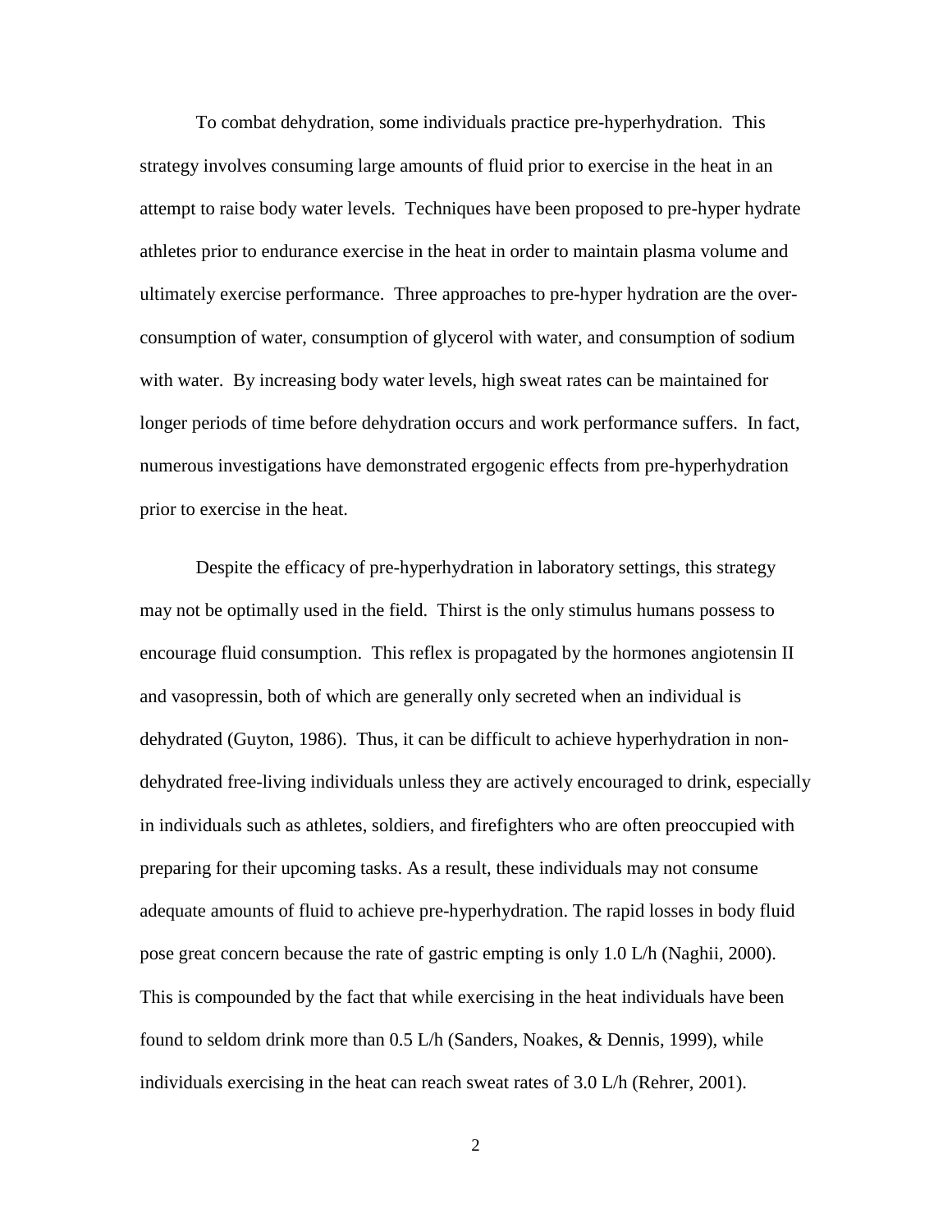To combat dehydration, some individuals practice pre-hyperhydration. This strategy involves consuming large amounts of fluid prior to exercise in the heat in an attempt to raise body water levels. Techniques have been proposed to pre-hyper hydrate athletes prior to endurance exercise in the heat in order to maintain plasma volume and ultimately exercise performance. Three approaches to pre-hyper hydration are the over-consumption of water, consumption of glycerol with water, and consumption of sodium with water. By increasing body water levels, high sweat rates can be maintained for longer periods of time before dehydration occurs and work performance suffers. In fact, numerous investigations have demonstrated ergogenic effects from pre-hyperhydration prior to exercise in the heat.

Despite the efficacy of pre-hyperhydration in laboratory settings, this strategy may not be optimally used in the field. Thirst is the only stimulus humans possess to encourage fluid consumption. This reflex is propagated by the hormones angiotensin II and vasopressin, both of which are generally only secreted when an individual is dehydrated (Guyton, 1986). Thus, it can be difficult to achieve hyperhydration in non-dehydrated free-living individuals unless they are actively encouraged to drink, especially in individuals such as athletes, soldiers, and firefighters who are often preoccupied with preparing for their upcoming tasks. As a result, these individuals may not consume adequate amounts of fluid to achieve pre-hyperhydration. The rapid losses in body fluid pose great concern because the rate of gastric empting is only 1.0 L/h (Naghii, 2000). This is compounded by the fact that while exercising in the heat individuals have been found to seldom drink more than 0.5 L/h (Sanders, Noakes, & Dennis, 1999), while individuals exercising in the heat can reach sweat rates of 3.0 L/h (Rehrer, 2001).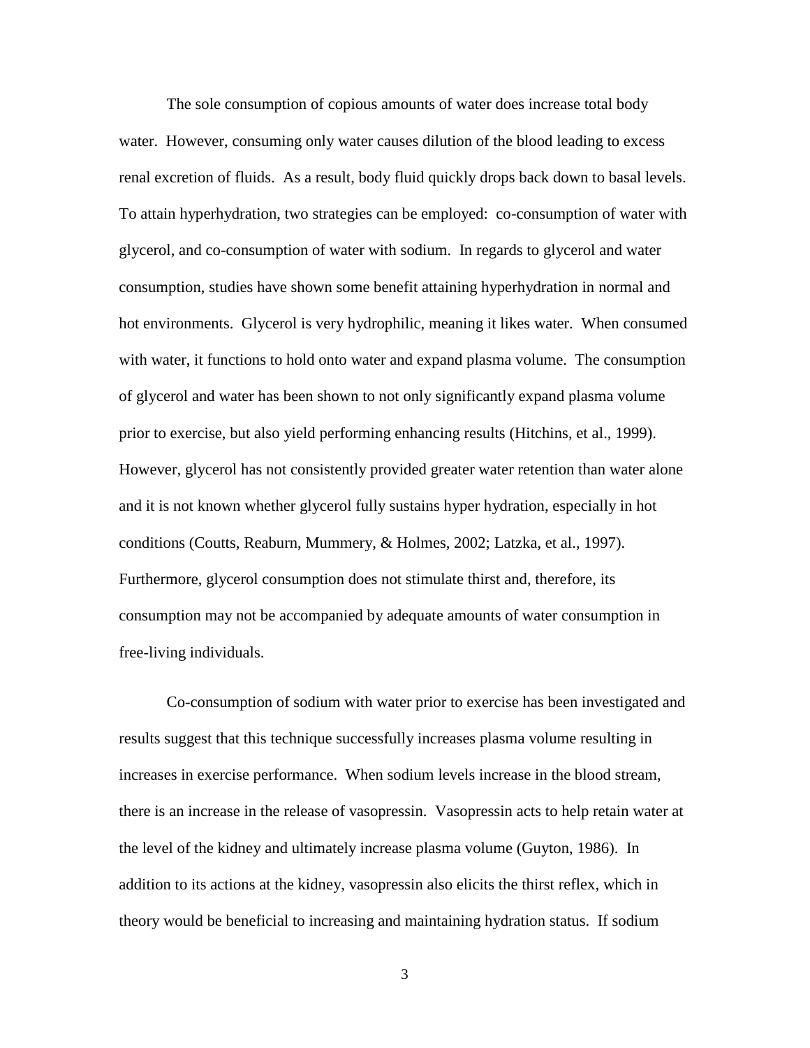The sole consumption of copious amounts of water does increase total body water. However, consuming only water causes dilution of the blood leading to excess renal excretion of fluids. As a result, body fluid quickly drops back down to basal levels. To attain hyperhydration, two strategies can be employed: co-consumption of water with glycerol, and co-consumption of water with sodium. In regards to glycerol and water consumption, studies have shown some benefit attaining hyperhydration in normal and hot environments. Glycerol is very hydrophilic, meaning it likes water. When consumed with water, it functions to hold onto water and expand plasma volume. The consumption of glycerol and water has been shown to not only significantly expand plasma volume prior to exercise, but also yield performing enhancing results (Hitchins, et al., 1999). However, glycerol has not consistently provided greater water retention than water alone and it is not known whether glycerol fully sustains hyper hydration, especially in hot conditions (Coutts, Reaburn, Mummery, & Holmes, 2002; Latzka, et al., 1997). Furthermore, glycerol consumption does not stimulate thirst and, therefore, its consumption may not be accompanied by adequate amounts of water consumption in free-living individuals.

Co-consumption of sodium with water prior to exercise has been investigated and results suggest that this technique successfully increases plasma volume resulting in increases in exercise performance. When sodium levels increase in the blood stream, there is an increase in the release of vasopressin. Vasopressin acts to help retain water at the level of the kidney and ultimately increase plasma volume (Guyton, 1986). In addition to its actions at the kidney, vasopressin also elicits the thirst reflex, which in theory would be beneficial to increasing and maintaining hydration status. If sodium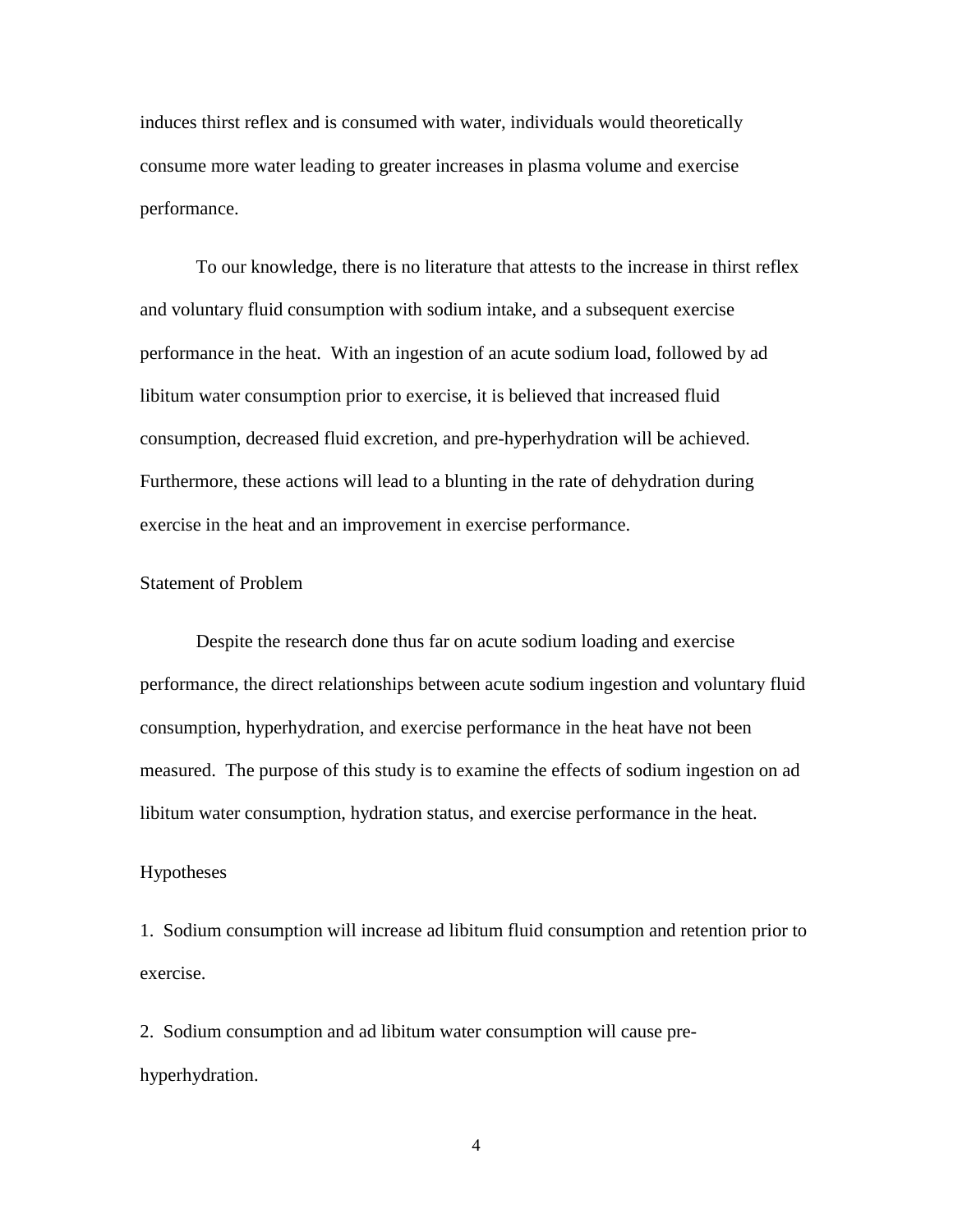induces thirst reflex and is consumed with water, individuals would theoretically consume more water leading to greater increases in plasma volume and exercise performance.

To our knowledge, there is no literature that attests to the increase in thirst reflex and voluntary fluid consumption with sodium intake, and a subsequent exercise performance in the heat. With an ingestion of an acute sodium load, followed by ad libitum water consumption prior to exercise, it is believed that increased fluid consumption, decreased fluid excretion, and pre-hyperhydration will be achieved. Furthermore, these actions will lead to a blunting in the rate of dehydration during exercise in the heat and an improvement in exercise performance.

## Statement of Problem

Despite the research done thus far on acute sodium loading and exercise performance, the direct relationships between acute sodium ingestion and voluntary fluid consumption, hyperhydration, and exercise performance in the heat have not been measured. The purpose of this study is to examine the effects of sodium ingestion on ad libitum water consumption, hydration status, and exercise performance in the heat.

## Hypotheses

1. Sodium consumption will increase ad libitum fluid consumption and retention prior to exercise.

2. Sodium consumption and ad libitum water consumption will cause pre-hyperhydration.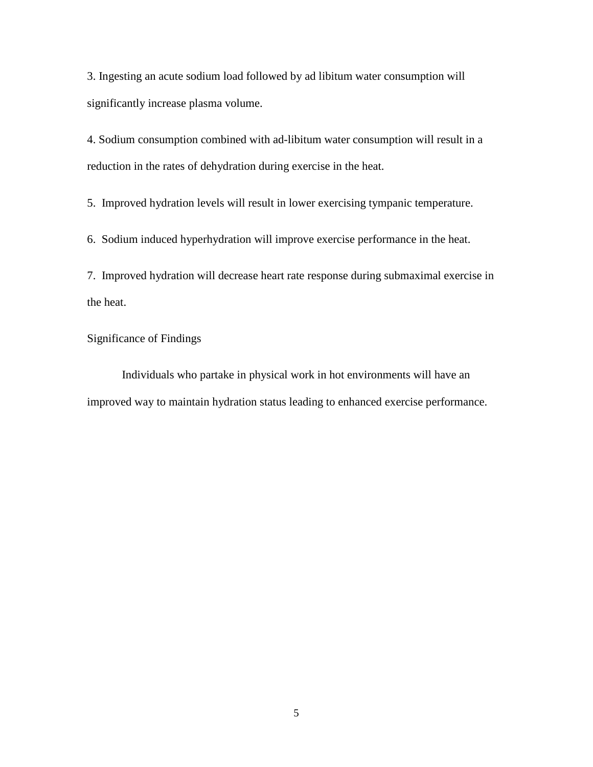3. Ingesting an acute sodium load followed by ad libitum water consumption will significantly increase plasma volume.

4. Sodium consumption combined with ad-libitum water consumption will result in a reduction in the rates of dehydration during exercise in the heat.

5. Improved hydration levels will result in lower exercising tympanic temperature.

6. Sodium induced hyperhydration will improve exercise performance in the heat.

7. Improved hydration will decrease heart rate response during submaximal exercise in the heat.

## Significance of Findings

Individuals who partake in physical work in hot environments will have an improved way to maintain hydration status leading to enhanced exercise performance.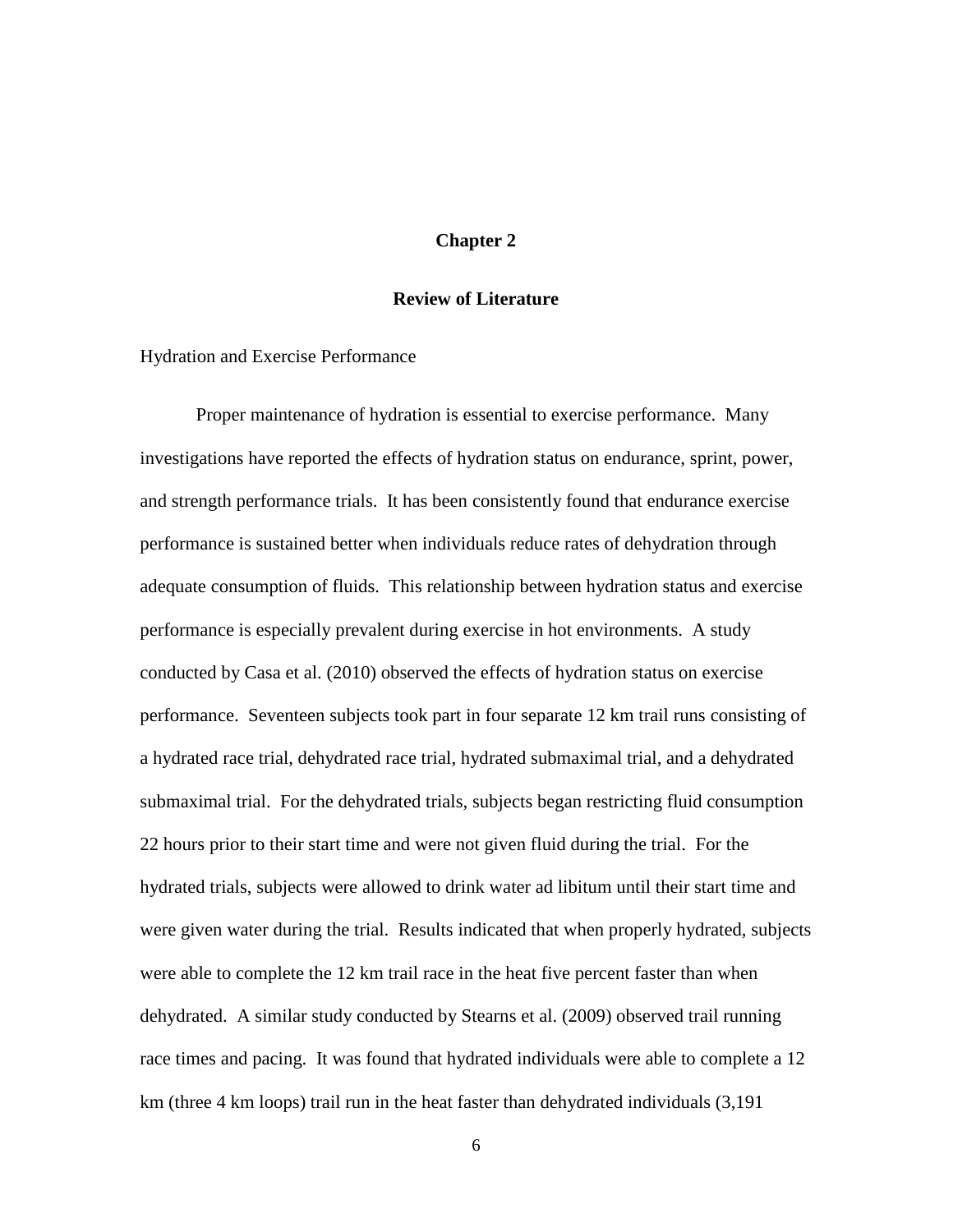# Chapter 2

## Review of Literature

### Hydration and Exercise Performance

Proper maintenance of hydration is essential to exercise performance. Many investigations have reported the effects of hydration status on endurance, sprint, power, and strength performance trials. It has been consistently found that endurance exercise performance is sustained better when individuals reduce rates of dehydration through adequate consumption of fluids. This relationship between hydration status and exercise performance is especially prevalent during exercise in hot environments. A study conducted by Casa et al. (2010) observed the effects of hydration status on exercise performance. Seventeen subjects took part in four separate 12 km trail runs consisting of a hydrated race trial, dehydrated race trial, hydrated submaximal trial, and a dehydrated submaximal trial. For the dehydrated trials, subjects began restricting fluid consumption 22 hours prior to their start time and were not given fluid during the trial. For the hydrated trials, subjects were allowed to drink water ad libitum until their start time and were given water during the trial. Results indicated that when properly hydrated, subjects were able to complete the 12 km trail race in the heat five percent faster than when dehydrated. A similar study conducted by Stearns et al. (2009) observed trail running race times and pacing. It was found that hydrated individuals were able to complete a 12 km (three 4 km loops) trail run in the heat faster than dehydrated individuals (3,191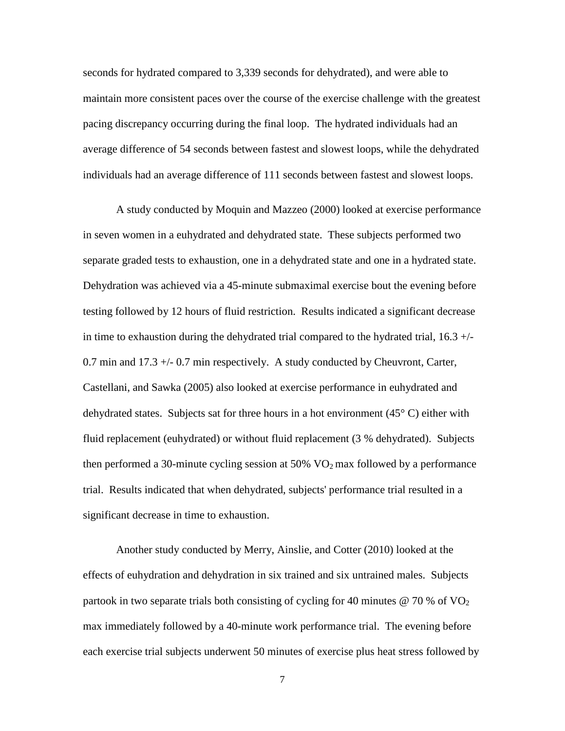seconds for hydrated compared to 3,339 seconds for dehydrated), and were able to maintain more consistent paces over the course of the exercise challenge with the greatest pacing discrepancy occurring during the final loop. The hydrated individuals had an average difference of 54 seconds between fastest and slowest loops, while the dehydrated individuals had an average difference of 111 seconds between fastest and slowest loops.

A study conducted by Moquin and Mazzeo (2000) looked at exercise performance in seven women in a euhydrated and dehydrated state. These subjects performed two separate graded tests to exhaustion, one in a dehydrated state and one in a hydrated state. Dehydration was achieved via a 45-minute submaximal exercise bout the evening before testing followed by 12 hours of fluid restriction. Results indicated a significant decrease in time to exhaustion during the dehydrated trial compared to the hydrated trial, 16.3 +/- 0.7 min and 17.3 +/- 0.7 min respectively. A study conducted by Cheuvront, Carter, Castellani, and Sawka (2005) also looked at exercise performance in euhydrated and dehydrated states. Subjects sat for three hours in a hot environment (45° C) either with fluid replacement (euhydrated) or without fluid replacement (3 % dehydrated). Subjects then performed a 30-minute cycling session at 50% $VO_2$ max followed by a performance trial. Results indicated that when dehydrated, subjects' performance trial resulted in a significant decrease in time to exhaustion.

Another study conducted by Merry, Ainslie, and Cotter (2010) looked at the effects of euhydration and dehydration in six trained and six untrained males. Subjects partook in two separate trials both consisting of cycling for 40 minutes @ 70 % of $VO_2$ max immediately followed by a 40-minute work performance trial. The evening before each exercise trial subjects underwent 50 minutes of exercise plus heat stress followed by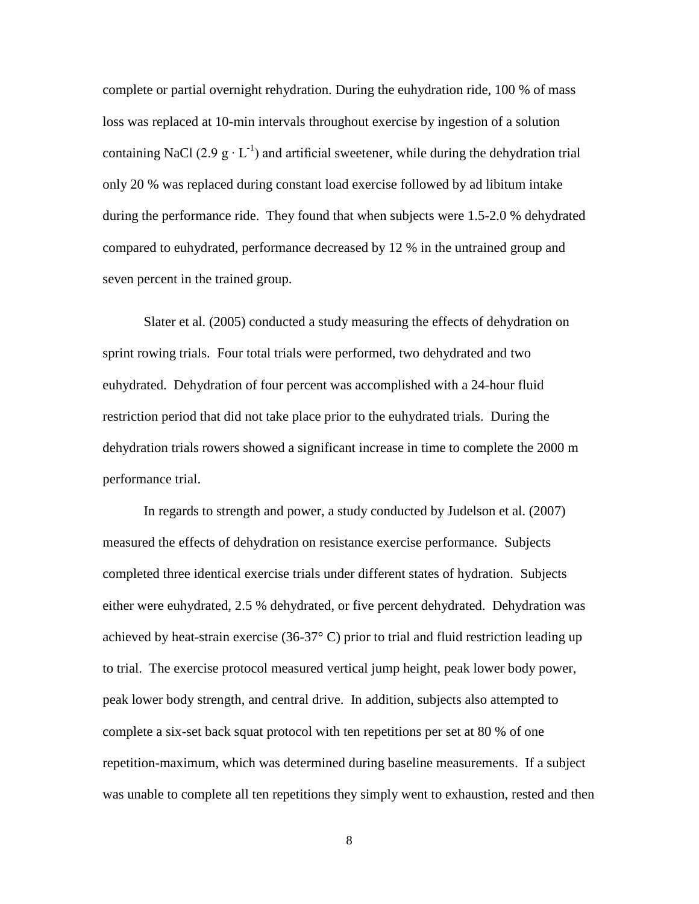complete or partial overnight rehydration. During the euhydration ride, 100 % of mass loss was replaced at 10-min intervals throughout exercise by ingestion of a solution containing NaCl ($2.9 \text{ g} \cdot \text{L}^{-1}$) and artificial sweetener, while during the dehydration trial only 20 % was replaced during constant load exercise followed by ad libitum intake during the performance ride. They found that when subjects were 1.5-2.0 % dehydrated compared to euhydrated, performance decreased by 12 % in the untrained group and seven percent in the trained group.

Slater et al. (2005) conducted a study measuring the effects of dehydration on sprint rowing trials. Four total trials were performed, two dehydrated and two euhydrated. Dehydration of four percent was accomplished with a 24-hour fluid restriction period that did not take place prior to the euhydrated trials. During the dehydration trials rowers showed a significant increase in time to complete the 2000 m performance trial.

In regards to strength and power, a study conducted by Judelson et al. (2007) measured the effects of dehydration on resistance exercise performance. Subjects completed three identical exercise trials under different states of hydration. Subjects either were euhydrated, 2.5 % dehydrated, or five percent dehydrated. Dehydration was achieved by heat-strain exercise (36-37° C) prior to trial and fluid restriction leading up to trial. The exercise protocol measured vertical jump height, peak lower body power, peak lower body strength, and central drive. In addition, subjects also attempted to complete a six-set back squat protocol with ten repetitions per set at 80 % of one repetition-maximum, which was determined during baseline measurements. If a subject was unable to complete all ten repetitions they simply went to exhaustion, rested and then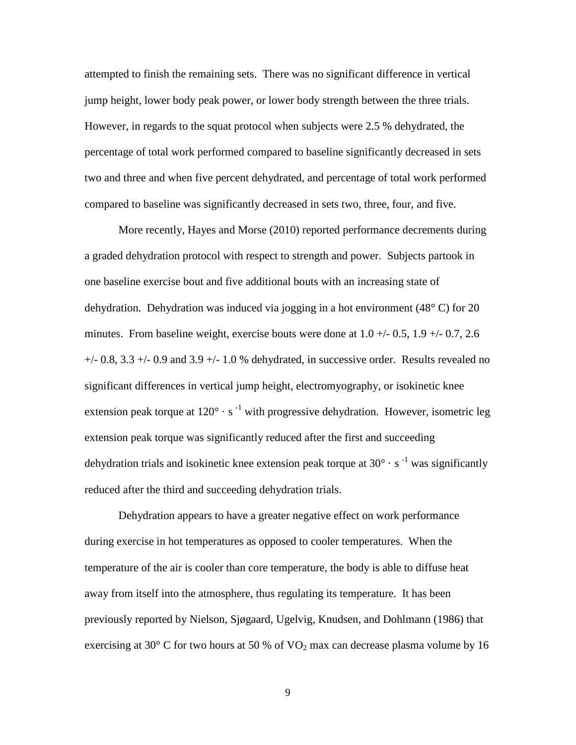attempted to finish the remaining sets. There was no significant difference in vertical jump height, lower body peak power, or lower body strength between the three trials. However, in regards to the squat protocol when subjects were 2.5 % dehydrated, the percentage of total work performed compared to baseline significantly decreased in sets two and three and when five percent dehydrated, and percentage of total work performed compared to baseline was significantly decreased in sets two, three, four, and five.

More recently, Hayes and Morse (2010) reported performance decrements during a graded dehydration protocol with respect to strength and power. Subjects partook in one baseline exercise bout and five additional bouts with an increasing state of dehydration. Dehydration was induced via jogging in a hot environment (48° C) for 20 minutes. From baseline weight, exercise bouts were done at 1.0 +/- 0.5, 1.9 +/- 0.7, 2.6 +/- 0.8, 3.3 +/- 0.9 and 3.9 +/- 1.0 % dehydrated, in successive order. Results revealed no significant differences in vertical jump height, electromyography, or isokinetic knee extension peak torque at $120° \cdot s^{-1}$ with progressive dehydration. However, isometric leg extension peak torque was significantly reduced after the first and succeeding dehydration trials and isokinetic knee extension peak torque at $30° \cdot s^{-1}$ was significantly reduced after the third and succeeding dehydration trials.

Dehydration appears to have a greater negative effect on work performance during exercise in hot temperatures as opposed to cooler temperatures. When the temperature of the air is cooler than core temperature, the body is able to diffuse heat away from itself into the atmosphere, thus regulating its temperature. It has been previously reported by Nielson, Sjøgaard, Ugelvig, Knudsen, and Dohlmann (1986) that exercising at 30° C for two hours at 50 % of $VO_2$ max can decrease plasma volume by 16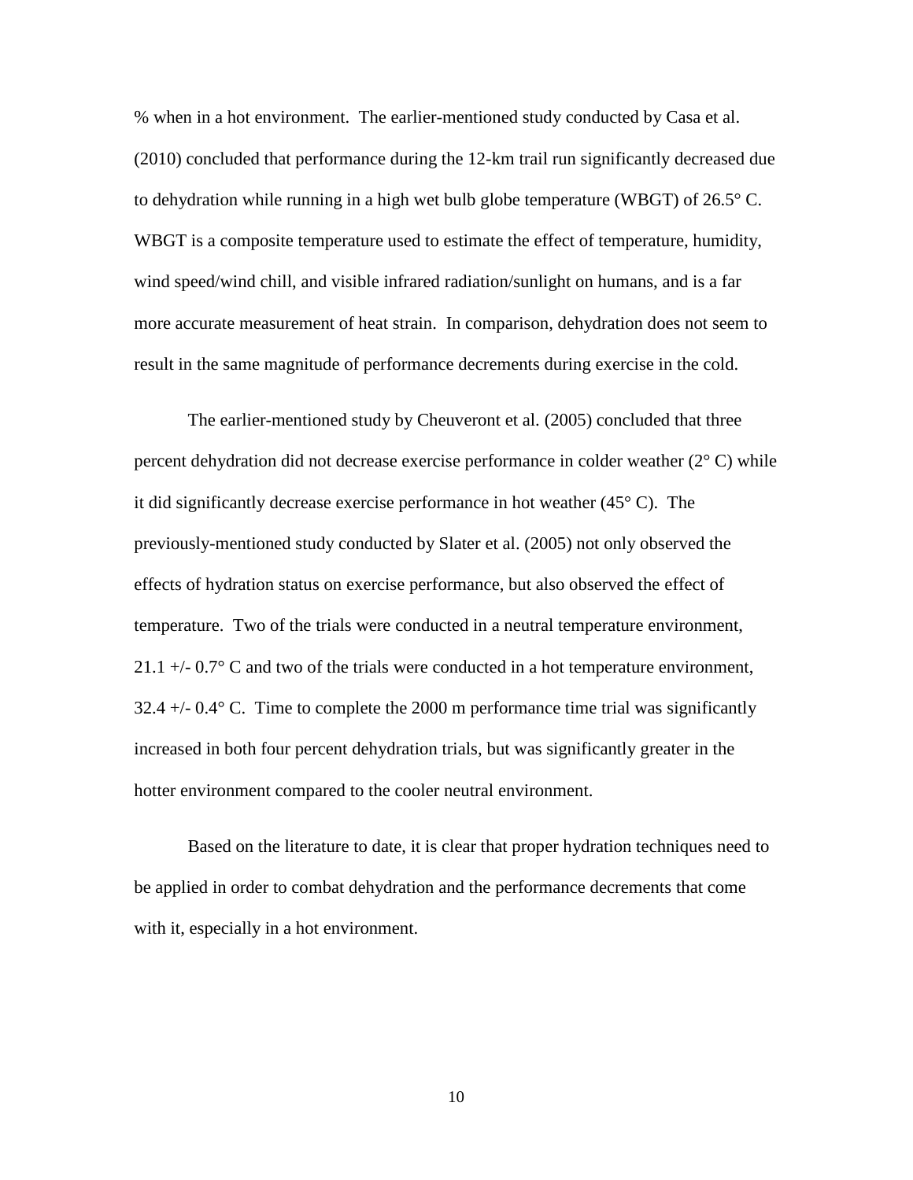% when in a hot environment. The earlier-mentioned study conducted by Casa et al. (2010) concluded that performance during the 12-km trail run significantly decreased due to dehydration while running in a high wet bulb globe temperature (WBGT) of 26.5° C. WBGT is a composite temperature used to estimate the effect of temperature, humidity, wind speed/wind chill, and visible infrared radiation/sunlight on humans, and is a far more accurate measurement of heat strain. In comparison, dehydration does not seem to result in the same magnitude of performance decrements during exercise in the cold.

The earlier-mentioned study by Cheuveront et al. (2005) concluded that three percent dehydration did not decrease exercise performance in colder weather (2° C) while it did significantly decrease exercise performance in hot weather (45° C). The previously-mentioned study conducted by Slater et al. (2005) not only observed the effects of hydration status on exercise performance, but also observed the effect of temperature. Two of the trials were conducted in a neutral temperature environment, 21.1 +/- 0.7° C and two of the trials were conducted in a hot temperature environment, 32.4 +/- 0.4° C. Time to complete the 2000 m performance time trial was significantly increased in both four percent dehydration trials, but was significantly greater in the hotter environment compared to the cooler neutral environment.

Based on the literature to date, it is clear that proper hydration techniques need to be applied in order to combat dehydration and the performance decrements that come with it, especially in a hot environment.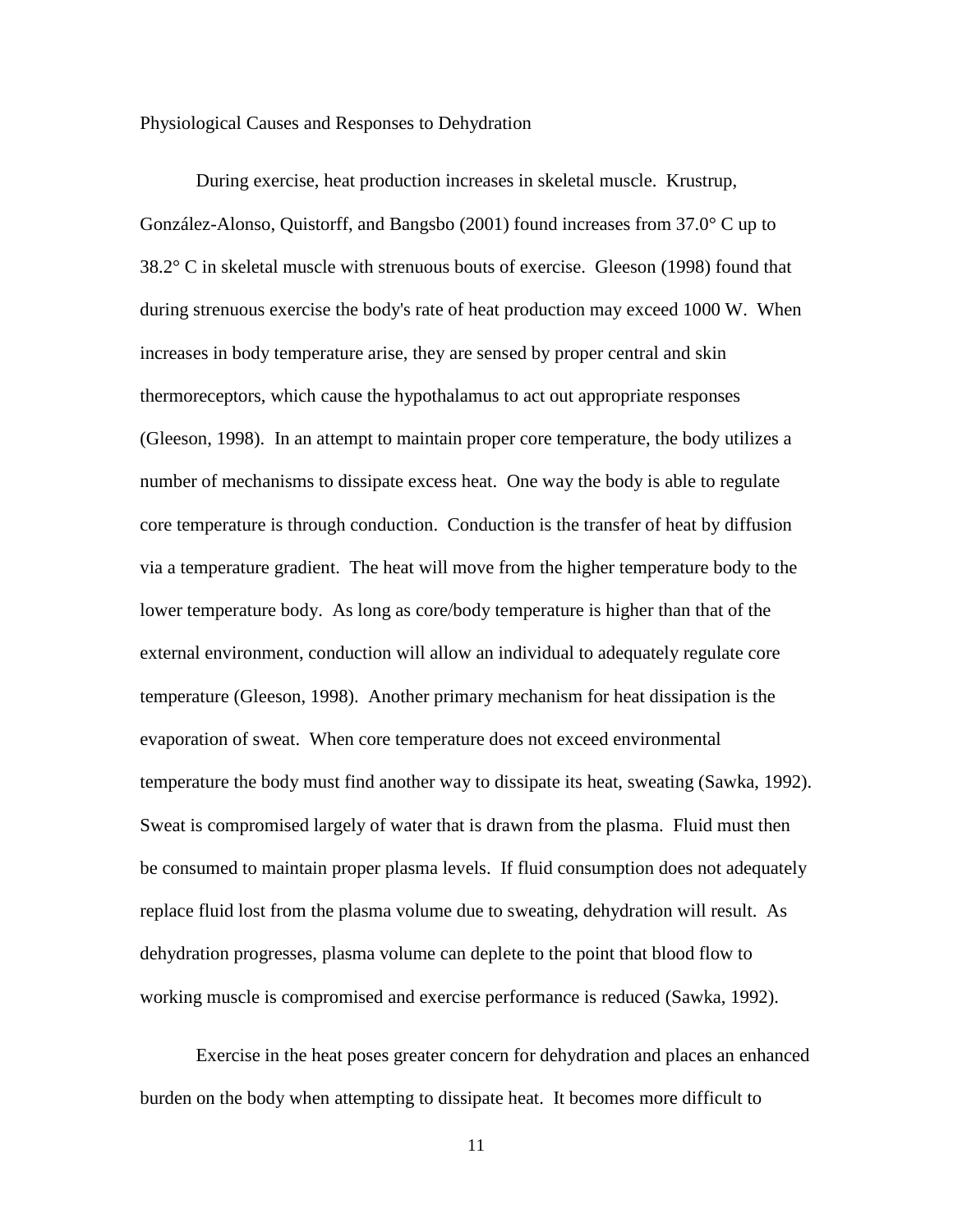## Physiological Causes and Responses to Dehydration

During exercise, heat production increases in skeletal muscle. Krustrup, González-Alonso, Quistorff, and Bangsbo (2001) found increases from 37.0° C up to 38.2° C in skeletal muscle with strenuous bouts of exercise. Gleeson (1998) found that during strenuous exercise the body's rate of heat production may exceed 1000 W. When increases in body temperature arise, they are sensed by proper central and skin thermoreceptors, which cause the hypothalamus to act out appropriate responses (Gleeson, 1998). In an attempt to maintain proper core temperature, the body utilizes a number of mechanisms to dissipate excess heat. One way the body is able to regulate core temperature is through conduction. Conduction is the transfer of heat by diffusion via a temperature gradient. The heat will move from the higher temperature body to the lower temperature body. As long as core/body temperature is higher than that of the external environment, conduction will allow an individual to adequately regulate core temperature (Gleeson, 1998). Another primary mechanism for heat dissipation is the evaporation of sweat. When core temperature does not exceed environmental temperature the body must find another way to dissipate its heat, sweating (Sawka, 1992). Sweat is compromised largely of water that is drawn from the plasma. Fluid must then be consumed to maintain proper plasma levels. If fluid consumption does not adequately replace fluid lost from the plasma volume due to sweating, dehydration will result. As dehydration progresses, plasma volume can deplete to the point that blood flow to working muscle is compromised and exercise performance is reduced (Sawka, 1992).

Exercise in the heat poses greater concern for dehydration and places an enhanced burden on the body when attempting to dissipate heat. It becomes more difficult to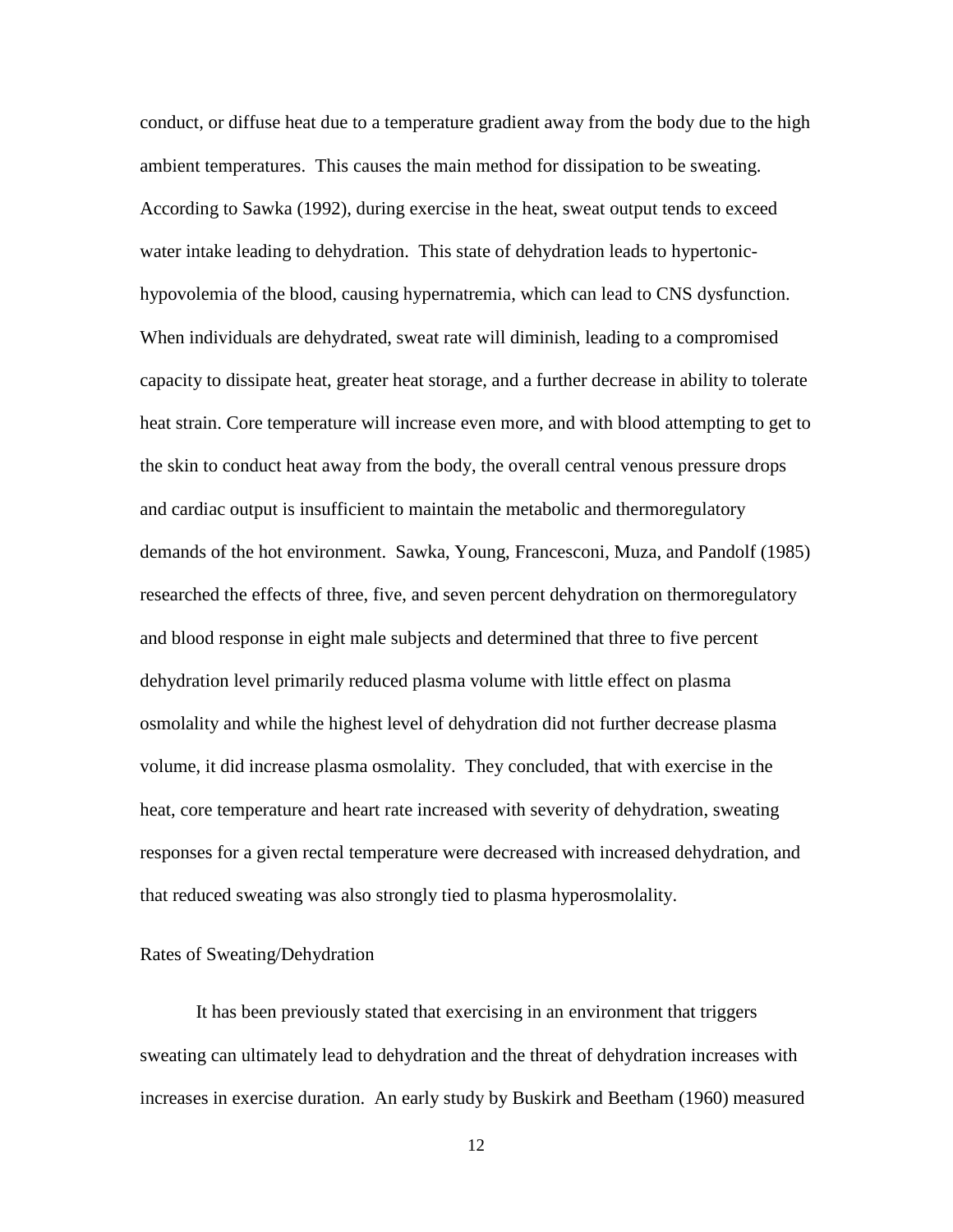conduct, or diffuse heat due to a temperature gradient away from the body due to the high ambient temperatures. This causes the main method for dissipation to be sweating. According to Sawka (1992), during exercise in the heat, sweat output tends to exceed water intake leading to dehydration. This state of dehydration leads to hypertonic-hypovolemia of the blood, causing hypernatremia, which can lead to CNS dysfunction. When individuals are dehydrated, sweat rate will diminish, leading to a compromised capacity to dissipate heat, greater heat storage, and a further decrease in ability to tolerate heat strain. Core temperature will increase even more, and with blood attempting to get to the skin to conduct heat away from the body, the overall central venous pressure drops and cardiac output is insufficient to maintain the metabolic and thermoregulatory demands of the hot environment. Sawka, Young, Francesconi, Muza, and Pandolf (1985) researched the effects of three, five, and seven percent dehydration on thermoregulatory and blood response in eight male subjects and determined that three to five percent dehydration level primarily reduced plasma volume with little effect on plasma osmolality and while the highest level of dehydration did not further decrease plasma volume, it did increase plasma osmolality. They concluded, that with exercise in the heat, core temperature and heart rate increased with severity of dehydration, sweating responses for a given rectal temperature were decreased with increased dehydration, and that reduced sweating was also strongly tied to plasma hyperosmolality.

## Rates of Sweating/Dehydration

It has been previously stated that exercising in an environment that triggers sweating can ultimately lead to dehydration and the threat of dehydration increases with increases in exercise duration. An early study by Buskirk and Beetham (1960) measured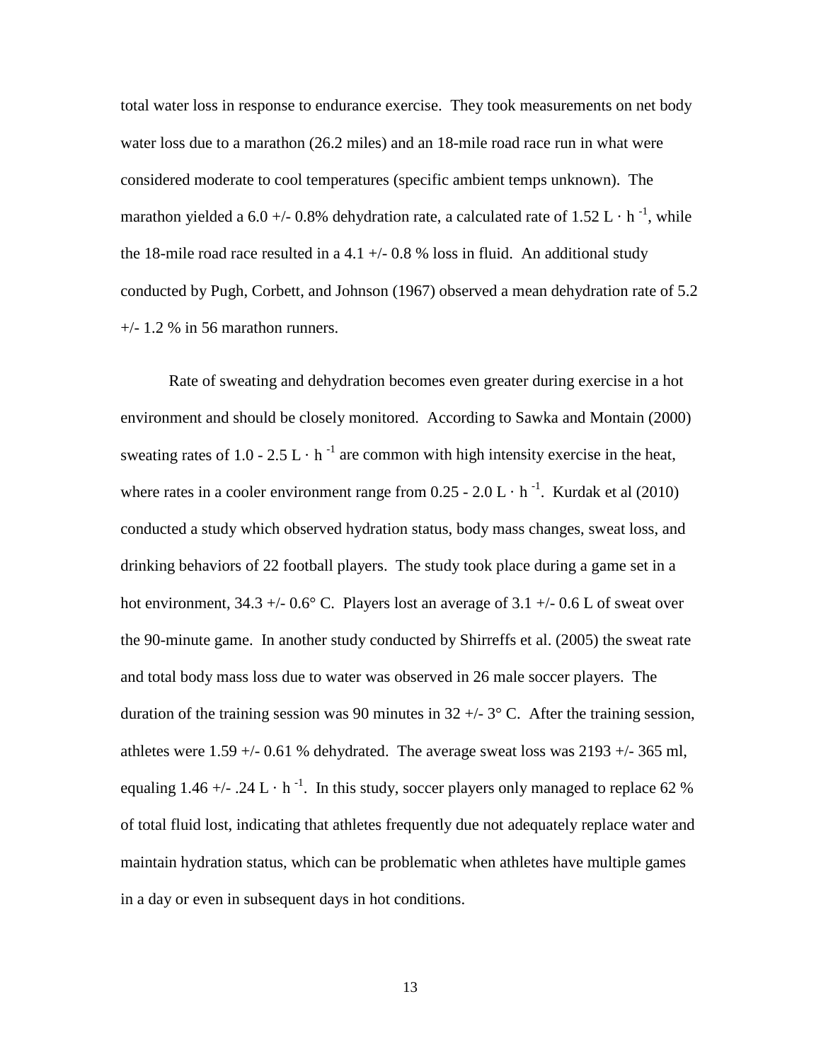total water loss in response to endurance exercise. They took measurements on net body water loss due to a marathon (26.2 miles) and an 18-mile road race run in what were considered moderate to cool temperatures (specific ambient temps unknown). The marathon yielded a 6.0 +/- 0.8% dehydration rate, a calculated rate of 1.52 $L \cdot h^{-1}$, while the 18-mile road race resulted in a 4.1 +/- 0.8 % loss in fluid. An additional study conducted by Pugh, Corbett, and Johnson (1967) observed a mean dehydration rate of 5.2 +/- 1.2 % in 56 marathon runners.

Rate of sweating and dehydration becomes even greater during exercise in a hot environment and should be closely monitored. According to Sawka and Montain (2000) sweating rates of 1.0 - 2.5 $L \cdot h^{-1}$ are common with high intensity exercise in the heat, where rates in a cooler environment range from 0.25 - 2.0 $L \cdot h^{-1}$. Kurdak et al (2010) conducted a study which observed hydration status, body mass changes, sweat loss, and drinking behaviors of 22 football players. The study took place during a game set in a hot environment, 34.3 +/- 0.6° C. Players lost an average of 3.1 +/- 0.6 L of sweat over the 90-minute game. In another study conducted by Shirreffs et al. (2005) the sweat rate and total body mass loss due to water was observed in 26 male soccer players. The duration of the training session was 90 minutes in 32 +/- 3° C. After the training session, athletes were 1.59 +/- 0.61 % dehydrated. The average sweat loss was 2193 +/- 365 ml, equaling 1.46 +/- .24 $L \cdot h^{-1}$. In this study, soccer players only managed to replace 62 % of total fluid lost, indicating that athletes frequently due not adequately replace water and maintain hydration status, which can be problematic when athletes have multiple games in a day or even in subsequent days in hot conditions.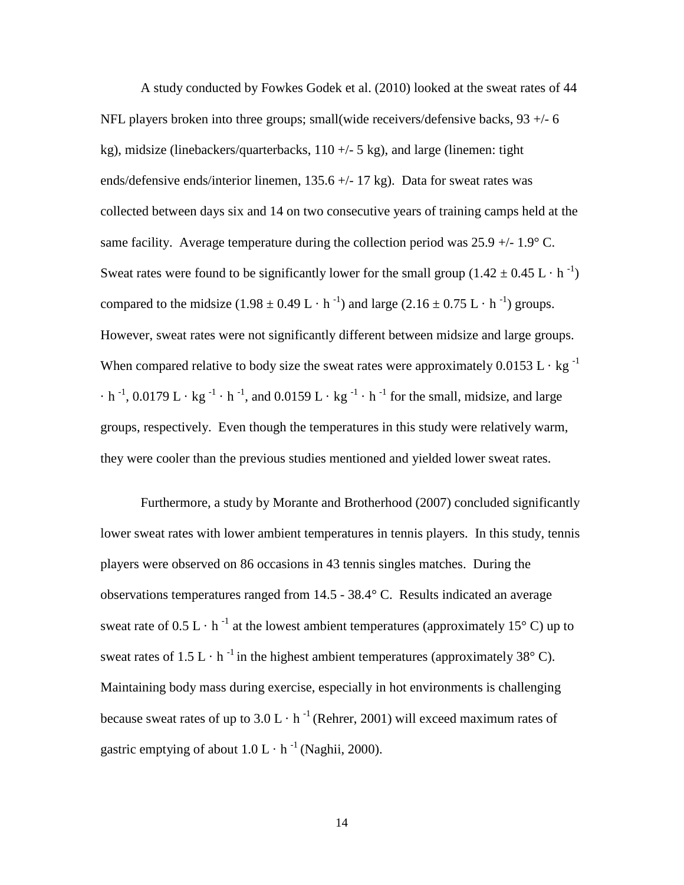A study conducted by Fowkes Godek et al. (2010) looked at the sweat rates of 44 NFL players broken into three groups; small(wide receivers/defensive backs, 93 +/- 6 kg), midsize (linebackers/quarterbacks, 110 +/- 5 kg), and large (linemen: tight ends/defensive ends/interior linemen, 135.6 +/- 17 kg). Data for sweat rates was collected between days six and 14 on two consecutive years of training camps held at the same facility. Average temperature during the collection period was 25.9 +/- 1.9° C. Sweat rates were found to be significantly lower for the small group ($1.42 \pm 0.45 \text{ L} \cdot \text{h}^{-1}$) compared to the midsize ($1.98 \pm 0.49 \text{ L} \cdot \text{h}^{-1}$) and large ($2.16 \pm 0.75 \text{ L} \cdot \text{h}^{-1}$) groups. However, sweat rates were not significantly different between midsize and large groups. When compared relative to body size the sweat rates were approximately $0.0153 \text{ L} \cdot \text{kg}^{-1} \cdot \text{h}^{-1}$, $0.0179 \text{ L} \cdot \text{kg}^{-1} \cdot \text{h}^{-1}$, and $0.0159 \text{ L} \cdot \text{kg}^{-1} \cdot \text{h}^{-1}$ for the small, midsize, and large groups, respectively. Even though the temperatures in this study were relatively warm, they were cooler than the previous studies mentioned and yielded lower sweat rates.

Furthermore, a study by Morante and Brotherhood (2007) concluded significantly lower sweat rates with lower ambient temperatures in tennis players. In this study, tennis players were observed on 86 occasions in 43 tennis singles matches. During the observations temperatures ranged from 14.5 - 38.4° C. Results indicated an average sweat rate of $0.5 \text{ L} \cdot \text{h}^{-1}$ at the lowest ambient temperatures (approximately 15° C) up to sweat rates of $1.5 \text{ L} \cdot \text{h}^{-1}$ in the highest ambient temperatures (approximately 38° C). Maintaining body mass during exercise, especially in hot environments is challenging because sweat rates of up to $3.0 \text{ L} \cdot \text{h}^{-1}$ (Rehrer, 2001) will exceed maximum rates of gastric emptying of about $1.0 \text{ L} \cdot \text{h}^{-1}$ (Naghii, 2000).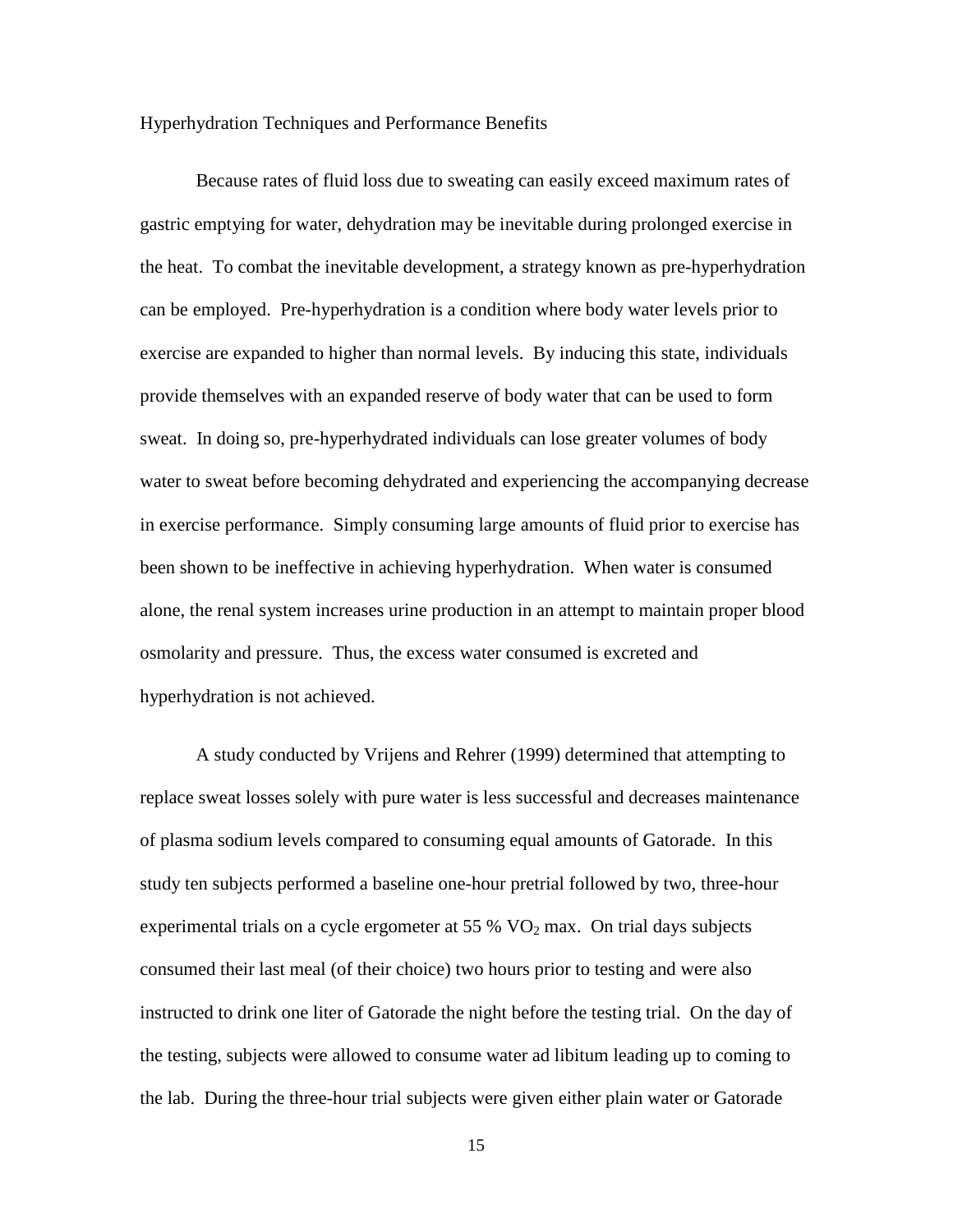## Hyperhydration Techniques and Performance Benefits

Because rates of fluid loss due to sweating can easily exceed maximum rates of gastric emptying for water, dehydration may be inevitable during prolonged exercise in the heat. To combat the inevitable development, a strategy known as pre-hyperhydration can be employed. Pre-hyperhydration is a condition where body water levels prior to exercise are expanded to higher than normal levels. By inducing this state, individuals provide themselves with an expanded reserve of body water that can be used to form sweat. In doing so, pre-hyperhydrated individuals can lose greater volumes of body water to sweat before becoming dehydrated and experiencing the accompanying decrease in exercise performance. Simply consuming large amounts of fluid prior to exercise has been shown to be ineffective in achieving hyperhydration. When water is consumed alone, the renal system increases urine production in an attempt to maintain proper blood osmolarity and pressure. Thus, the excess water consumed is excreted and hyperhydration is not achieved.

A study conducted by Vrijens and Rehrer (1999) determined that attempting to replace sweat losses solely with pure water is less successful and decreases maintenance of plasma sodium levels compared to consuming equal amounts of Gatorade. In this study ten subjects performed a baseline one-hour pretrial followed by two, three-hour experimental trials on a cycle ergometer at 55 % $VO_2$ max. On trial days subjects consumed their last meal (of their choice) two hours prior to testing and were also instructed to drink one liter of Gatorade the night before the testing trial. On the day of the testing, subjects were allowed to consume water ad libitum leading up to coming to the lab. During the three-hour trial subjects were given either plain water or Gatorade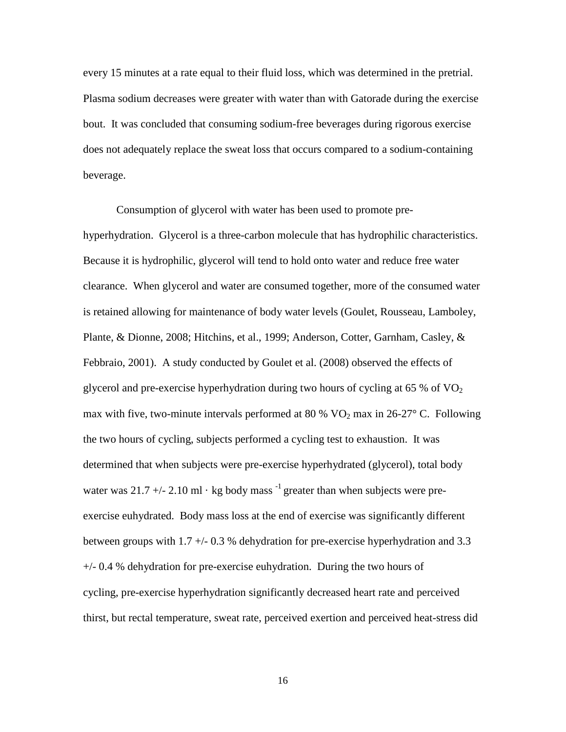every 15 minutes at a rate equal to their fluid loss, which was determined in the pretrial. Plasma sodium decreases were greater with water than with Gatorade during the exercise bout. It was concluded that consuming sodium-free beverages during rigorous exercise does not adequately replace the sweat loss that occurs compared to a sodium-containing beverage.

Consumption of glycerol with water has been used to promote pre-hyperhydration. Glycerol is a three-carbon molecule that has hydrophilic characteristics. Because it is hydrophilic, glycerol will tend to hold onto water and reduce free water clearance. When glycerol and water are consumed together, more of the consumed water is retained allowing for maintenance of body water levels (Goulet, Rousseau, Lamboley, Plante, & Dionne, 2008; Hitchins, et al., 1999; Anderson, Cotter, Garnham, Casley, & Febbraio, 2001). A study conducted by Goulet et al. (2008) observed the effects of glycerol and pre-exercise hyperhydration during two hours of cycling at 65 % of $VO_2$ max with five, two-minute intervals performed at 80 % $VO_2$ max in 26-27° C. Following the two hours of cycling, subjects performed a cycling test to exhaustion. It was determined that when subjects were pre-exercise hyperhydrated (glycerol), total body water was 21.7 +/- 2.10 ml · kg body mass $^{-1}$ greater than when subjects were pre-exercise euhydrated. Body mass loss at the end of exercise was significantly different between groups with 1.7 +/- 0.3 % dehydration for pre-exercise hyperhydration and 3.3 +/- 0.4 % dehydration for pre-exercise euhydration. During the two hours of cycling, pre-exercise hyperhydration significantly decreased heart rate and perceived thirst, but rectal temperature, sweat rate, perceived exertion and perceived heat-stress did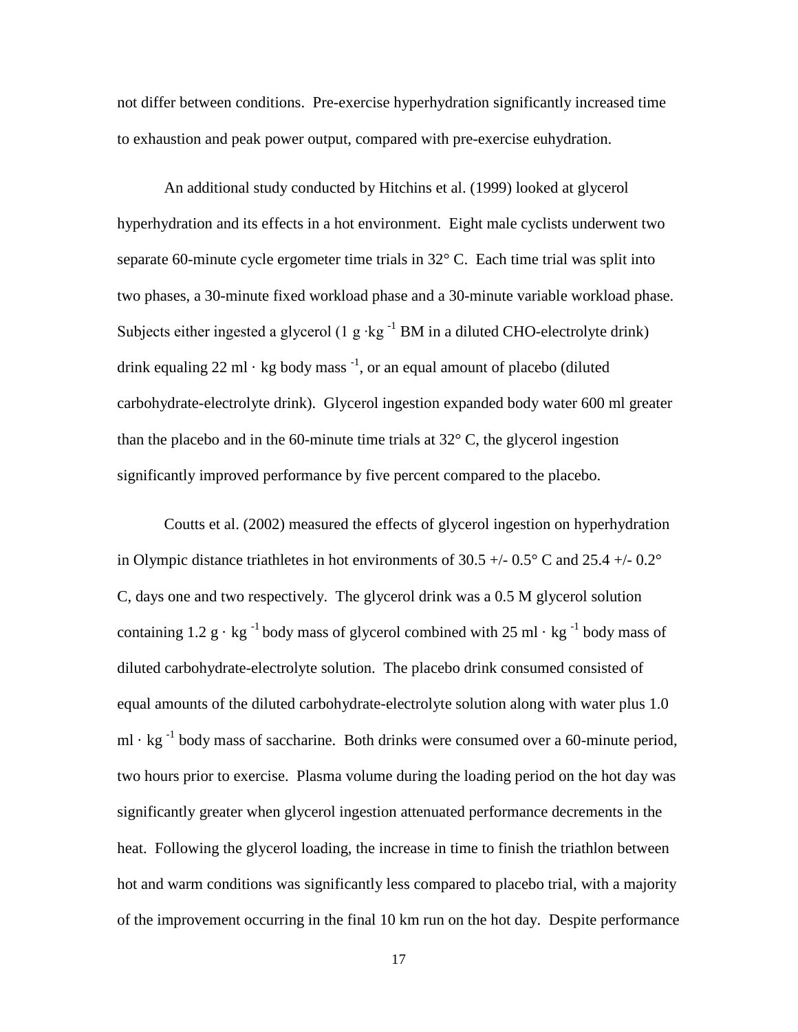not differ between conditions. Pre-exercise hyperhydration significantly increased time to exhaustion and peak power output, compared with pre-exercise euhydration.

An additional study conducted by Hitchins et al. (1999) looked at glycerol hyperhydration and its effects in a hot environment. Eight male cyclists underwent two separate 60-minute cycle ergometer time trials in 32° C. Each time trial was split into two phases, a 30-minute fixed workload phase and a 30-minute variable workload phase. Subjects either ingested a glycerol (1 $g \cdot kg^{-1}$ BM in a diluted CHO-electrolyte drink) drink equaling 22 $ml \cdot$ kg body mass $^{-1}$, or an equal amount of placebo (diluted carbohydrate-electrolyte drink). Glycerol ingestion expanded body water 600 ml greater than the placebo and in the 60-minute time trials at 32° C, the glycerol ingestion significantly improved performance by five percent compared to the placebo.

Coutts et al. (2002) measured the effects of glycerol ingestion on hyperhydration in Olympic distance triathletes in hot environments of 30.5 +/- 0.5° C and 25.4 +/- 0.2° C, days one and two respectively. The glycerol drink was a 0.5 M glycerol solution containing 1.2 $g \cdot kg^{-1}$ body mass of glycerol combined with 25 $ml \cdot kg^{-1}$ body mass of diluted carbohydrate-electrolyte solution. The placebo drink consumed consisted of equal amounts of the diluted carbohydrate-electrolyte solution along with water plus 1.0 $ml \cdot kg^{-1}$ body mass of saccharine. Both drinks were consumed over a 60-minute period, two hours prior to exercise. Plasma volume during the loading period on the hot day was significantly greater when glycerol ingestion attenuated performance decrements in the heat. Following the glycerol loading, the increase in time to finish the triathlon between hot and warm conditions was significantly less compared to placebo trial, with a majority of the improvement occurring in the final 10 km run on the hot day. Despite performance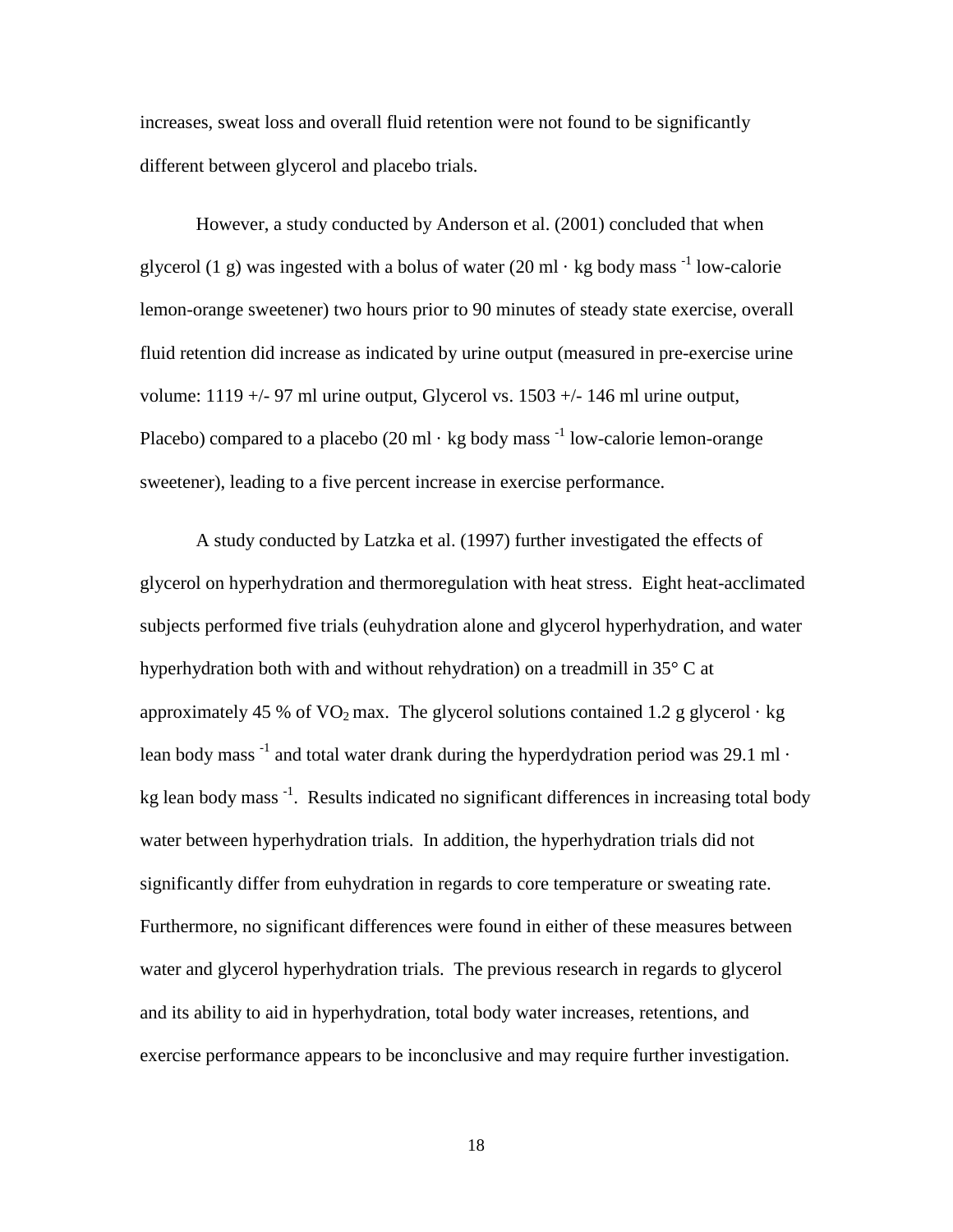increases, sweat loss and overall fluid retention were not found to be significantly different between glycerol and placebo trials.

However, a study conducted by Anderson et al. (2001) concluded that when glycerol (1 g) was ingested with a bolus of water (20 ml · kg body mass $^{-1}$ low-calorie lemon-orange sweetener) two hours prior to 90 minutes of steady state exercise, overall fluid retention did increase as indicated by urine output (measured in pre-exercise urine volume: 1119 +/- 97 ml urine output, Glycerol vs. 1503 +/- 146 ml urine output, Placebo) compared to a placebo (20 ml · kg body mass $^{-1}$ low-calorie lemon-orange sweetener), leading to a five percent increase in exercise performance.

A study conducted by Latzka et al. (1997) further investigated the effects of glycerol on hyperhydration and thermoregulation with heat stress. Eight heat-acclimated subjects performed five trials (euhydration alone and glycerol hyperhydration, and water hyperhydration both with and without rehydration) on a treadmill in 35° C at approximately 45 % of $VO_2$ max. The glycerol solutions contained 1.2 g glycerol · kg lean body mass $^{-1}$ and total water drank during the hyperdydration period was 29.1 ml · kg lean body mass $^{-1}$. Results indicated no significant differences in increasing total body water between hyperhydration trials. In addition, the hyperhydration trials did not significantly differ from euhydration in regards to core temperature or sweating rate. Furthermore, no significant differences were found in either of these measures between water and glycerol hyperhydration trials. The previous research in regards to glycerol and its ability to aid in hyperhydration, total body water increases, retentions, and exercise performance appears to be inconclusive and may require further investigation.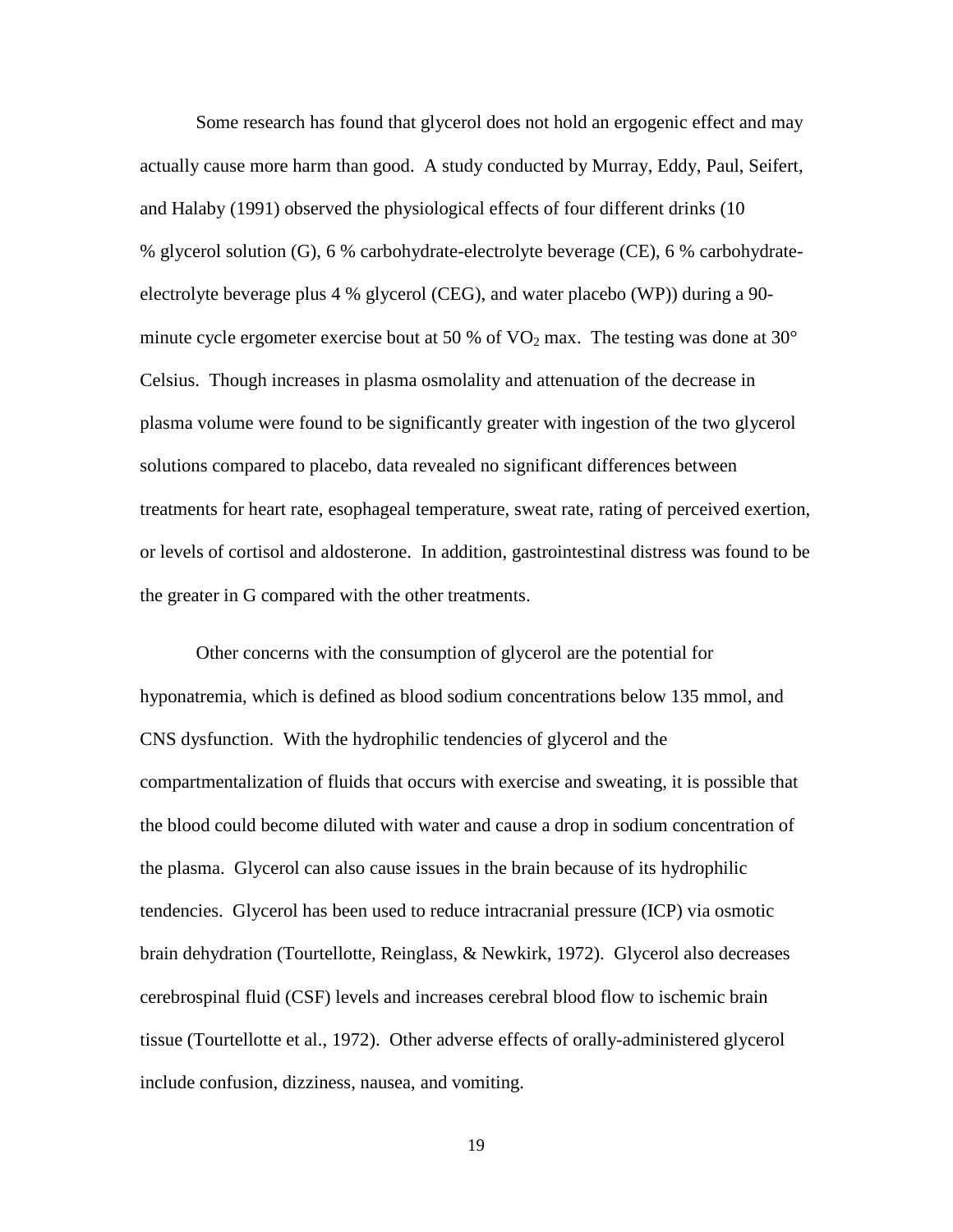Some research has found that glycerol does not hold an ergogenic effect and may actually cause more harm than good. A study conducted by Murray, Eddy, Paul, Seifert, and Halaby (1991) observed the physiological effects of four different drinks (10 % glycerol solution (G), 6 % carbohydrate-electrolyte beverage (CE), 6 % carbohydrate-electrolyte beverage plus 4 % glycerol (CEG), and water placebo (WP)) during a 90-minute cycle ergometer exercise bout at 50 % of $VO_2$ max. The testing was done at 30° Celsius. Though increases in plasma osmolality and attenuation of the decrease in plasma volume were found to be significantly greater with ingestion of the two glycerol solutions compared to placebo, data revealed no significant differences between treatments for heart rate, esophageal temperature, sweat rate, rating of perceived exertion, or levels of cortisol and aldosterone. In addition, gastrointestinal distress was found to be the greater in G compared with the other treatments.

Other concerns with the consumption of glycerol are the potential for hyponatremia, which is defined as blood sodium concentrations below 135 mmol, and CNS dysfunction. With the hydrophilic tendencies of glycerol and the compartmentalization of fluids that occurs with exercise and sweating, it is possible that the blood could become diluted with water and cause a drop in sodium concentration of the plasma. Glycerol can also cause issues in the brain because of its hydrophilic tendencies. Glycerol has been used to reduce intracranial pressure (ICP) via osmotic brain dehydration (Tourtellotte, Reinglass, & Newkirk, 1972). Glycerol also decreases cerebrospinal fluid (CSF) levels and increases cerebral blood flow to ischemic brain tissue (Tourtellotte et al., 1972). Other adverse effects of orally-administered glycerol include confusion, dizziness, nausea, and vomiting.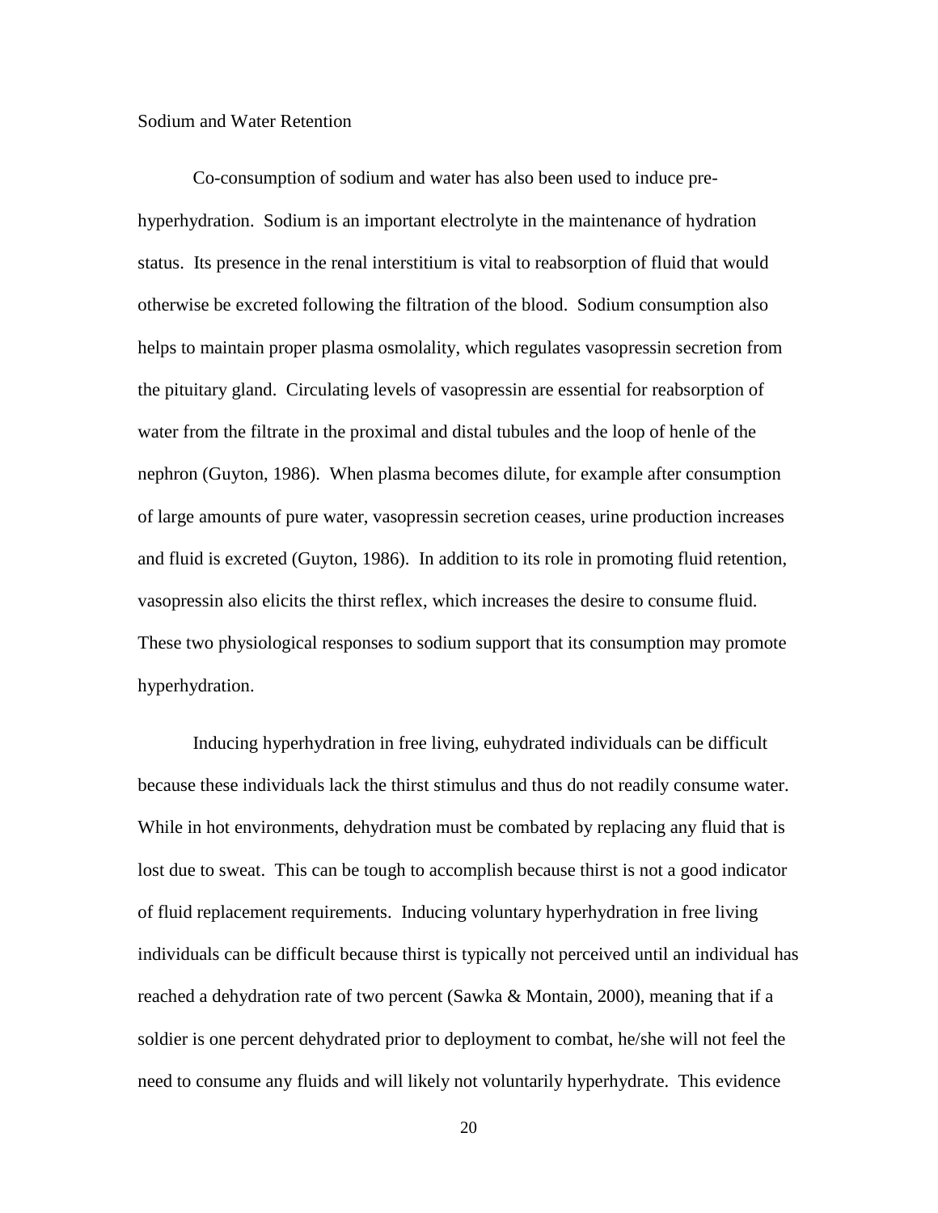## Sodium and Water Retention

Co-consumption of sodium and water has also been used to induce pre-hyperhydration. Sodium is an important electrolyte in the maintenance of hydration status. Its presence in the renal interstitium is vital to reabsorption of fluid that would otherwise be excreted following the filtration of the blood. Sodium consumption also helps to maintain proper plasma osmolality, which regulates vasopressin secretion from the pituitary gland. Circulating levels of vasopressin are essential for reabsorption of water from the filtrate in the proximal and distal tubules and the loop of henle of the nephron (Guyton, 1986). When plasma becomes dilute, for example after consumption of large amounts of pure water, vasopressin secretion ceases, urine production increases and fluid is excreted (Guyton, 1986). In addition to its role in promoting fluid retention, vasopressin also elicits the thirst reflex, which increases the desire to consume fluid. These two physiological responses to sodium support that its consumption may promote hyperhydration.

Inducing hyperhydration in free living, euhydrated individuals can be difficult because these individuals lack the thirst stimulus and thus do not readily consume water. While in hot environments, dehydration must be combated by replacing any fluid that is lost due to sweat. This can be tough to accomplish because thirst is not a good indicator of fluid replacement requirements. Inducing voluntary hyperhydration in free living individuals can be difficult because thirst is typically not perceived until an individual has reached a dehydration rate of two percent (Sawka & Montain, 2000), meaning that if a soldier is one percent dehydrated prior to deployment to combat, he/she will not feel the need to consume any fluids and will likely not voluntarily hyperhydrate. This evidence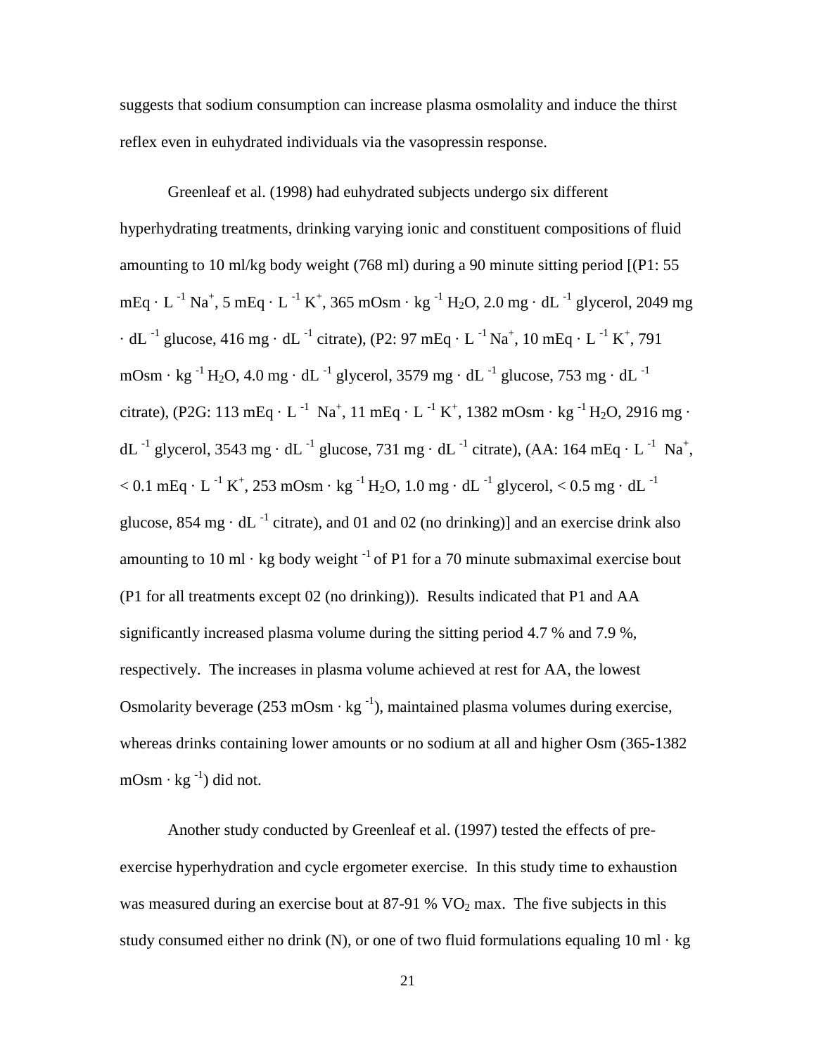suggests that sodium consumption can increase plasma osmolality and induce the thirst reflex even in euhydrated individuals via the vasopressin response.

Greenleaf et al. (1998) had euhydrated subjects undergo six different hyperhydrating treatments, drinking varying ionic and constituent compositions of fluid amounting to 10 ml/kg body weight (768 ml) during a 90 minute sitting period [(P1: 55 mEq $\cdot$ L$^{-1}$ $Na^+$, 5 mEq $\cdot$ L$^{-1}$ $K^+$, 365 mOsm $\cdot$ kg$^{-1}$ $H_2O$, 2.0 mg $\cdot$ dL$^{-1}$ glycerol, 2049 mg $\cdot$ dL$^{-1}$ glucose, 416 mg $\cdot$ dL$^{-1}$ citrate), (P2: 97 mEq $\cdot$ L$^{-1}$ $Na^+$, 10 mEq $\cdot$ L$^{-1}$ $K^+$, 791 mOsm $\cdot$ kg$^{-1}$ $H_2O$, 4.0 mg $\cdot$ dL$^{-1}$ glycerol, 3579 mg $\cdot$ dL$^{-1}$ glucose, 753 mg $\cdot$ dL$^{-1}$ citrate), (P2G: 113 mEq $\cdot$ L$^{-1}$ $Na^+$, 11 mEq $\cdot$ L$^{-1}$ $K^+$, 1382 mOsm $\cdot$ kg$^{-1}$ $H_2O$, 2916 mg $\cdot$ dL$^{-1}$ glycerol, 3543 mg $\cdot$ dL$^{-1}$ glucose, 731 mg $\cdot$ dL$^{-1}$ citrate), (AA: 164 mEq $\cdot$ L$^{-1}$ $Na^+$, < 0.1 mEq $\cdot$ L$^{-1}$ $K^+$, 253 mOsm $\cdot$ kg$^{-1}$ $H_2O$, 1.0 mg $\cdot$ dL$^{-1}$ glycerol, < 0.5 mg $\cdot$ dL$^{-1}$ glucose, 854 mg $\cdot$ dL$^{-1}$ citrate), and 01 and 02 (no drinking)] and an exercise drink also amounting to 10 ml $\cdot$ kg body weight$^{-1}$ of P1 for a 70 minute submaximal exercise bout (P1 for all treatments except 02 (no drinking)). Results indicated that P1 and AA significantly increased plasma volume during the sitting period 4.7 % and 7.9 %, respectively. The increases in plasma volume achieved at rest for AA, the lowest Osmolarity beverage (253 mOsm $\cdot$ kg$^{-1}$), maintained plasma volumes during exercise, whereas drinks containing lower amounts or no sodium at all and higher Osm (365-1382 mOsm $\cdot$ kg$^{-1}$) did not.

Another study conducted by Greenleaf et al. (1997) tested the effects of pre-exercise hyperhydration and cycle ergometer exercise. In this study time to exhaustion was measured during an exercise bout at 87-91 % $VO_2$ max. The five subjects in this study consumed either no drink (N), or one of two fluid formulations equaling 10 ml $\cdot$ kg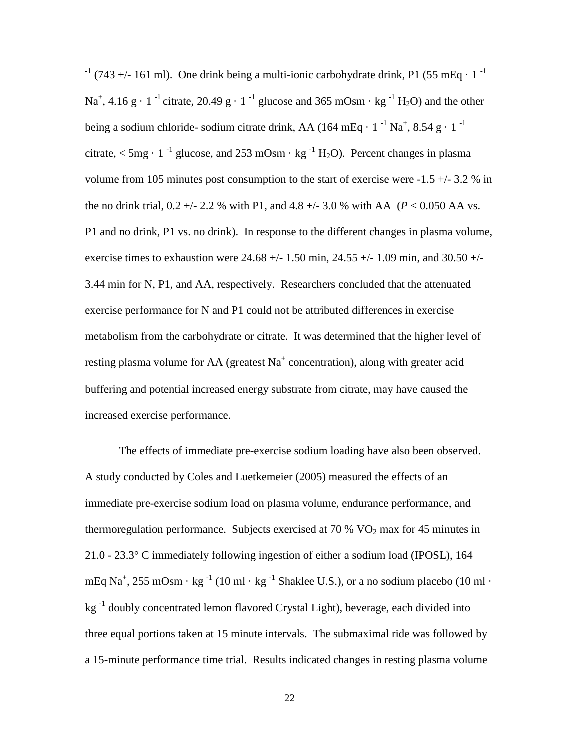$^{-1}$ (743 +/- 161 ml). One drink being a multi-ionic carbohydrate drink, P1 (55 mEq $\cdot$ 1 $^{-1}$ $Na^+$, 4.16 g $\cdot$ 1 $^{-1}$ citrate, 20.49 g $\cdot$ 1 $^{-1}$ glucose and 365 mOsm $\cdot$ kg $^{-1}$ $H_2O$) and the other being a sodium chloride- sodium citrate drink, AA (164 mEq $\cdot$ 1 $^{-1}$ $Na^+$, 8.54 g $\cdot$ 1 $^{-1}$ citrate, < 5mg $\cdot$ 1 $^{-1}$ glucose, and 253 mOsm $\cdot$ kg $^{-1}$ $H_2O$). Percent changes in plasma volume from 105 minutes post consumption to the start of exercise were -1.5 +/- 3.2 % in the no drink trial, 0.2 +/- 2.2 % with P1, and 4.8 +/- 3.0 % with AA ($P < 0.050$ AA vs. P1 and no drink, P1 vs. no drink). In response to the different changes in plasma volume, exercise times to exhaustion were 24.68 +/- 1.50 min, 24.55 +/- 1.09 min, and 30.50 +/- 3.44 min for N, P1, and AA, respectively. Researchers concluded that the attenuated exercise performance for N and P1 could not be attributed differences in exercise metabolism from the carbohydrate or citrate. It was determined that the higher level of resting plasma volume for AA (greatest $Na^+$ concentration), along with greater acid buffering and potential increased energy substrate from citrate, may have caused the increased exercise performance.

The effects of immediate pre-exercise sodium loading have also been observed. A study conducted by Coles and Luetkemeier (2005) measured the effects of an immediate pre-exercise sodium load on plasma volume, endurance performance, and thermoregulation performance. Subjects exercised at 70 % $VO_2$ max for 45 minutes in 21.0 - 23.3° C immediately following ingestion of either a sodium load (IPOSL), 164 mEq $Na^+$, 255 mOsm $\cdot$ kg $^{-1}$ (10 ml $\cdot$ kg $^{-1}$ Shaklee U.S.), or a no sodium placebo (10 ml $\cdot$ kg $^{-1}$ doubly concentrated lemon flavored Crystal Light), beverage, each divided into three equal portions taken at 15 minute intervals. The submaximal ride was followed by a 15-minute performance time trial. Results indicated changes in resting plasma volume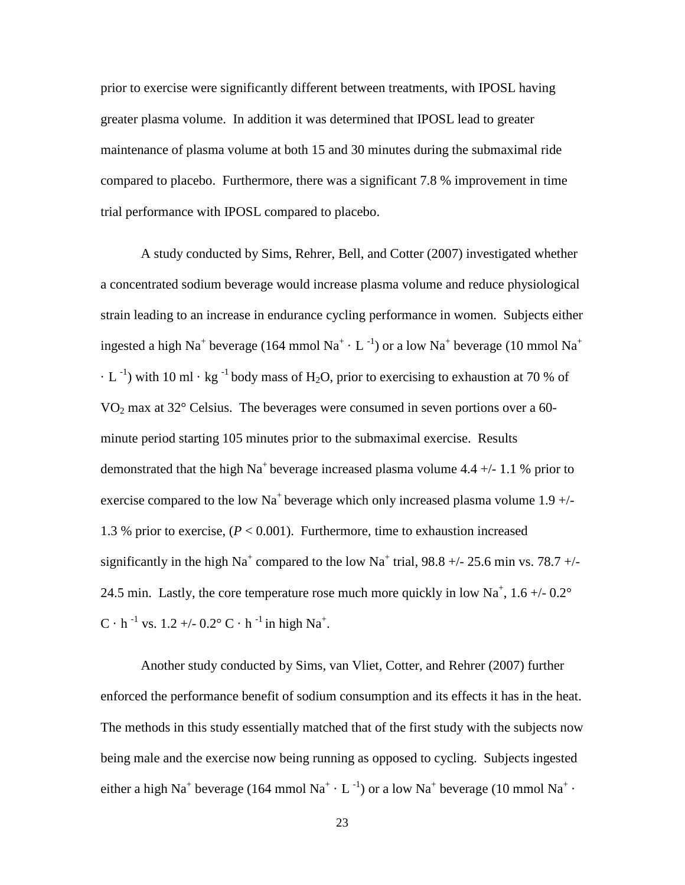prior to exercise were significantly different between treatments, with IPOSL having greater plasma volume. In addition it was determined that IPOSL lead to greater maintenance of plasma volume at both 15 and 30 minutes during the submaximal ride compared to placebo. Furthermore, there was a significant 7.8 % improvement in time trial performance with IPOSL compared to placebo.

A study conducted by Sims, Rehrer, Bell, and Cotter (2007) investigated whether a concentrated sodium beverage would increase plasma volume and reduce physiological strain leading to an increase in endurance cycling performance in women. Subjects either ingested a high $Na^+$ beverage (164 mmol $Na^+ \cdot L^{-1}$) or a low $Na^+$ beverage (10 mmol $Na^+ \cdot L^{-1}$) with 10 ml $\cdot$ kg $^{-1}$ body mass of $H_2O$, prior to exercising to exhaustion at 70 % of $VO_2$ max at 32° Celsius. The beverages were consumed in seven portions over a 60-minute period starting 105 minutes prior to the submaximal exercise. Results demonstrated that the high $Na^+$ beverage increased plasma volume 4.4 +/- 1.1 % prior to exercise compared to the low $Na^+$ beverage which only increased plasma volume 1.9 +/- 1.3 % prior to exercise, ($P < 0.001$). Furthermore, time to exhaustion increased significantly in the high $Na^+$ compared to the low $Na^+$ trial, 98.8 +/- 25.6 min vs. 78.7 +/- 24.5 min. Lastly, the core temperature rose much more quickly in low $Na^+$, 1.6 +/- 0.2° $C \cdot h^{-1}$ vs. 1.2 +/- 0.2° $C \cdot h^{-1}$ in high $Na^+$.

Another study conducted by Sims, van Vliet, Cotter, and Rehrer (2007) further enforced the performance benefit of sodium consumption and its effects it has in the heat. The methods in this study essentially matched that of the first study with the subjects now being male and the exercise now being running as opposed to cycling. Subjects ingested either a high $Na^+$ beverage (164 mmol $Na^+ \cdot L^{-1}$) or a low $Na^+$ beverage (10 mmol $Na^+ \cdot$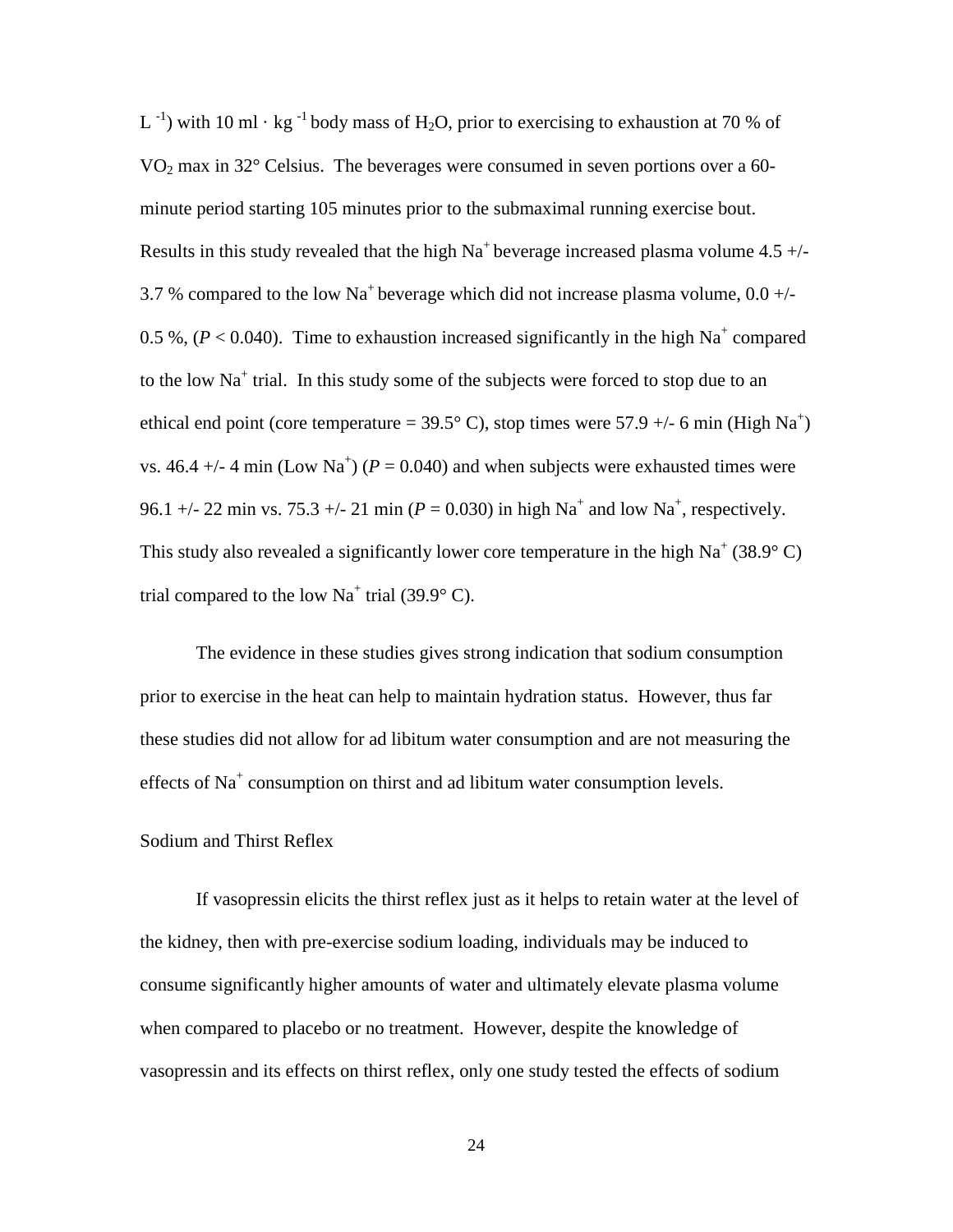$L^{-1}$) with 10 ml · $kg^{-1}$ body mass of $H_2O$, prior to exercising to exhaustion at 70 % of $VO_2$ max in 32° Celsius. The beverages were consumed in seven portions over a 60-minute period starting 105 minutes prior to the submaximal running exercise bout. Results in this study revealed that the high $Na^+$ beverage increased plasma volume 4.5 +/- 3.7 % compared to the low $Na^+$ beverage which did not increase plasma volume, 0.0 +/- 0.5 %, ($P < 0.040$). Time to exhaustion increased significantly in the high $Na^+$ compared to the low $Na^+$ trial. In this study some of the subjects were forced to stop due to an ethical end point (core temperature = 39.5° C), stop times were 57.9 +/- 6 min (High $Na^+$) vs. 46.4 +/- 4 min (Low $Na^+$) ($P = 0.040$) and when subjects were exhausted times were 96.1 +/- 22 min vs. 75.3 +/- 21 min ($P = 0.030$) in high $Na^+$ and low $Na^+$, respectively. This study also revealed a significantly lower core temperature in the high $Na^+$ (38.9° C) trial compared to the low $Na^+$ trial (39.9° C).

The evidence in these studies gives strong indication that sodium consumption prior to exercise in the heat can help to maintain hydration status. However, thus far these studies did not allow for ad libitum water consumption and are not measuring the effects of $Na^+$ consumption on thirst and ad libitum water consumption levels.

## Sodium and Thirst Reflex

If vasopressin elicits the thirst reflex just as it helps to retain water at the level of the kidney, then with pre-exercise sodium loading, individuals may be induced to consume significantly higher amounts of water and ultimately elevate plasma volume when compared to placebo or no treatment. However, despite the knowledge of vasopressin and its effects on thirst reflex, only one study tested the effects of sodium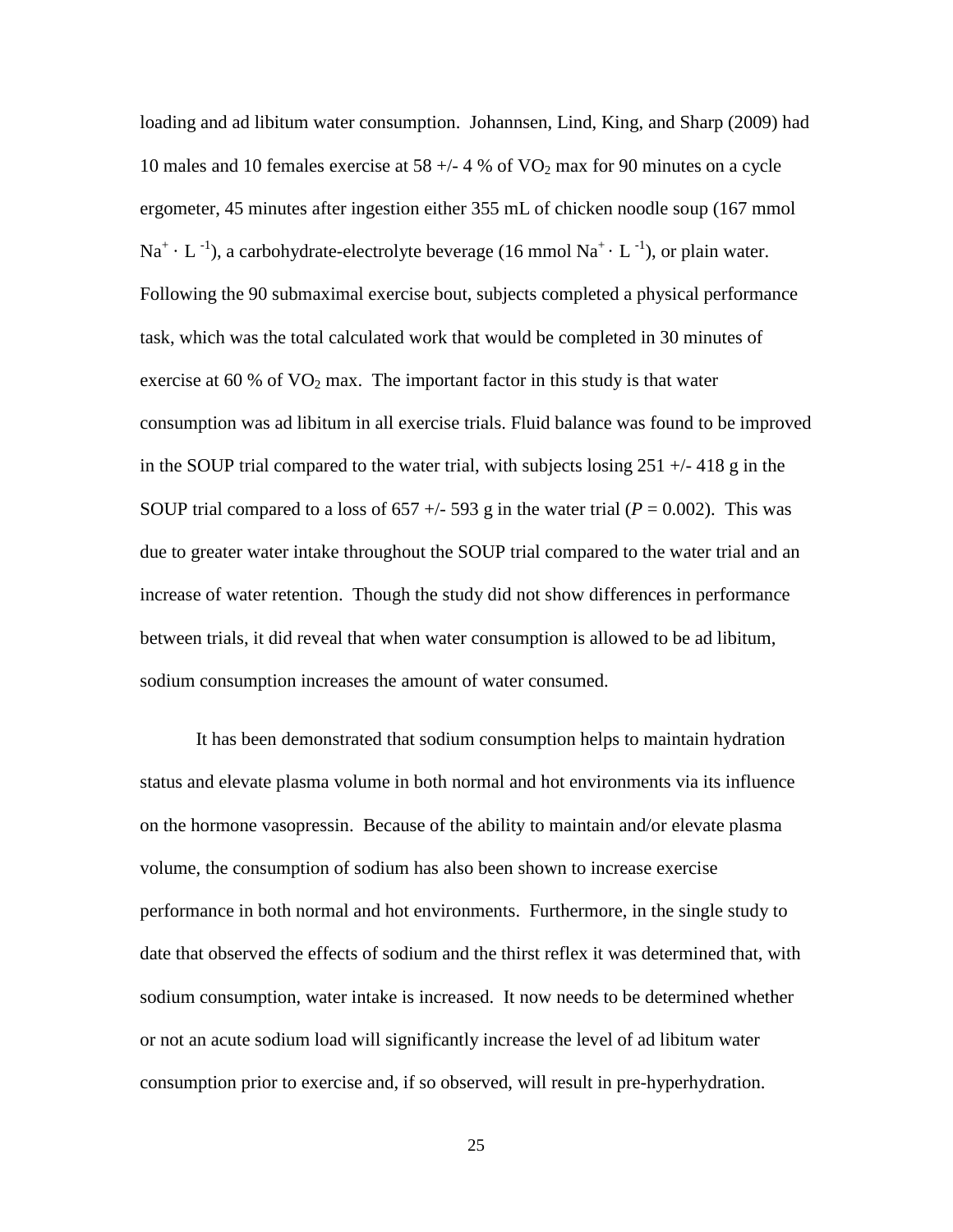loading and ad libitum water consumption. Johannsen, Lind, King, and Sharp (2009) had 10 males and 10 females exercise at 58 +/- 4 % of $VO_2$ max for 90 minutes on a cycle ergometer, 45 minutes after ingestion either 355 mL of chicken noodle soup (167 mmol $Na^+ \cdot L^{-1}$), a carbohydrate-electrolyte beverage (16 mmol $Na^+ \cdot L^{-1}$), or plain water. Following the 90 submaximal exercise bout, subjects completed a physical performance task, which was the total calculated work that would be completed in 30 minutes of exercise at 60 % of $VO_2$ max. The important factor in this study is that water consumption was ad libitum in all exercise trials. Fluid balance was found to be improved in the SOUP trial compared to the water trial, with subjects losing 251 +/- 418 g in the SOUP trial compared to a loss of 657 +/- 593 g in the water trial ($P = 0.002$). This was due to greater water intake throughout the SOUP trial compared to the water trial and an increase of water retention. Though the study did not show differences in performance between trials, it did reveal that when water consumption is allowed to be ad libitum, sodium consumption increases the amount of water consumed.

It has been demonstrated that sodium consumption helps to maintain hydration status and elevate plasma volume in both normal and hot environments via its influence on the hormone vasopressin. Because of the ability to maintain and/or elevate plasma volume, the consumption of sodium has also been shown to increase exercise performance in both normal and hot environments. Furthermore, in the single study to date that observed the effects of sodium and the thirst reflex it was determined that, with sodium consumption, water intake is increased. It now needs to be determined whether or not an acute sodium load will significantly increase the level of ad libitum water consumption prior to exercise and, if so observed, will result in pre-hyperhydration.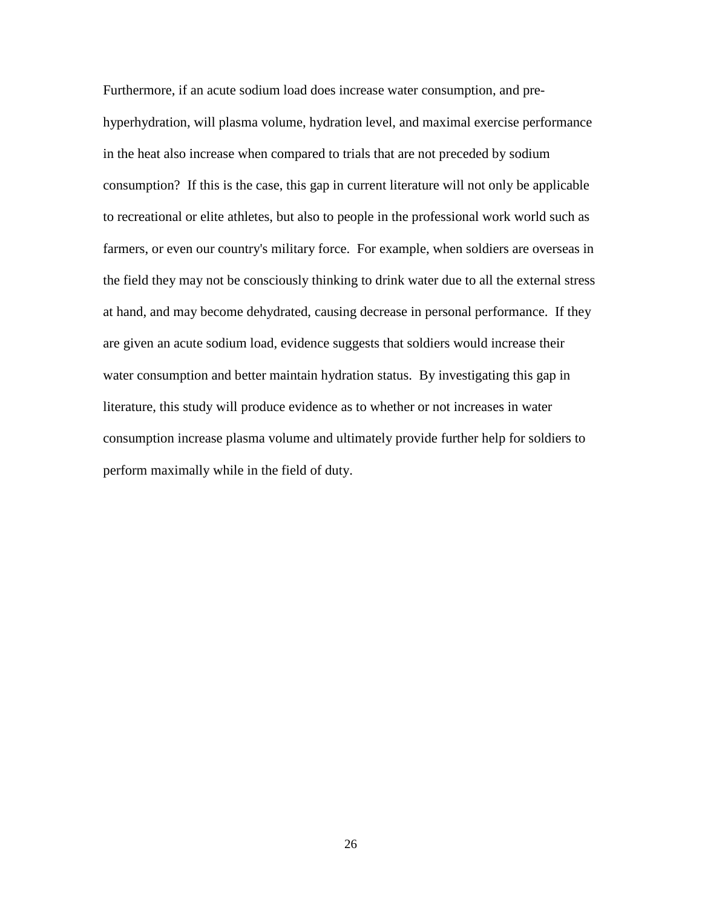Furthermore, if an acute sodium load does increase water consumption, and pre-hyperhydration, will plasma volume, hydration level, and maximal exercise performance in the heat also increase when compared to trials that are not preceded by sodium consumption? If this is the case, this gap in current literature will not only be applicable to recreational or elite athletes, but also to people in the professional work world such as farmers, or even our country's military force. For example, when soldiers are overseas in the field they may not be consciously thinking to drink water due to all the external stress at hand, and may become dehydrated, causing decrease in personal performance. If they are given an acute sodium load, evidence suggests that soldiers would increase their water consumption and better maintain hydration status. By investigating this gap in literature, this study will produce evidence as to whether or not increases in water consumption increase plasma volume and ultimately provide further help for soldiers to perform maximally while in the field of duty.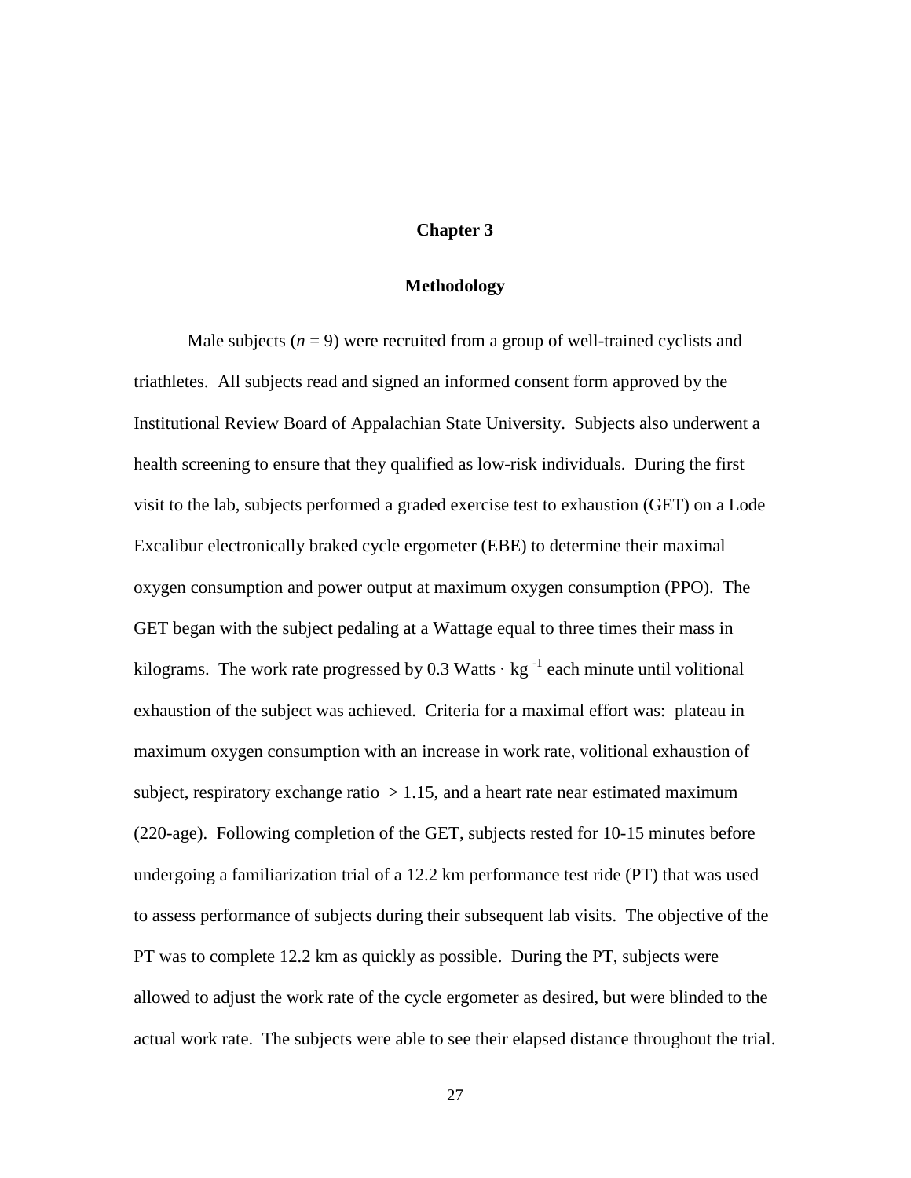# Chapter 3

## Methodology

Male subjects ($n = 9$) were recruited from a group of well-trained cyclists and triathletes. All subjects read and signed an informed consent form approved by the Institutional Review Board of Appalachian State University. Subjects also underwent a health screening to ensure that they qualified as low-risk individuals. During the first visit to the lab, subjects performed a graded exercise test to exhaustion (GET) on a Lode Excalibur electronically braked cycle ergometer (EBE) to determine their maximal oxygen consumption and power output at maximum oxygen consumption (PPO). The GET began with the subject pedaling at a Wattage equal to three times their mass in kilograms. The work rate progressed by 0.3 Watts $\cdot$ kg $^{-1}$ each minute until volitional exhaustion of the subject was achieved. Criteria for a maximal effort was: plateau in maximum oxygen consumption with an increase in work rate, volitional exhaustion of subject, respiratory exchange ratio $> 1.15$, and a heart rate near estimated maximum (220-age). Following completion of the GET, subjects rested for 10-15 minutes before undergoing a familiarization trial of a 12.2 km performance test ride (PT) that was used to assess performance of subjects during their subsequent lab visits. The objective of the PT was to complete 12.2 km as quickly as possible. During the PT, subjects were allowed to adjust the work rate of the cycle ergometer as desired, but were blinded to the actual work rate. The subjects were able to see their elapsed distance throughout the trial.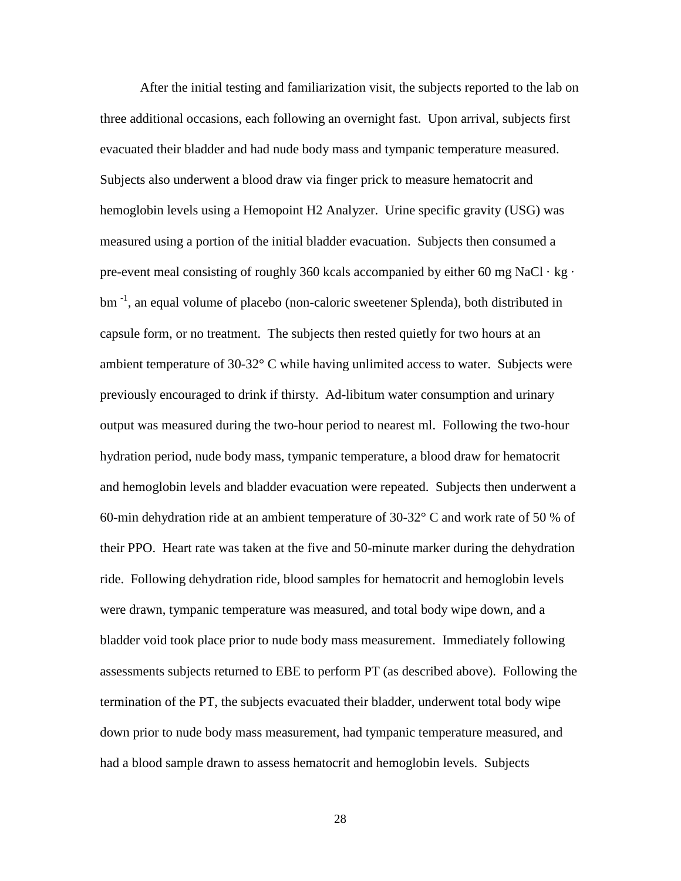After the initial testing and familiarization visit, the subjects reported to the lab on three additional occasions, each following an overnight fast. Upon arrival, subjects first evacuated their bladder and had nude body mass and tympanic temperature measured. Subjects also underwent a blood draw via finger prick to measure hematocrit and hemoglobin levels using a Hemopoint H2 Analyzer. Urine specific gravity (USG) was measured using a portion of the initial bladder evacuation. Subjects then consumed a pre-event meal consisting of roughly 360 kcals accompanied by either 60 mg NaCl · kg · bm $^{-1}$, an equal volume of placebo (non-caloric sweetener Splenda), both distributed in capsule form, or no treatment. The subjects then rested quietly for two hours at an ambient temperature of 30-32° C while having unlimited access to water. Subjects were previously encouraged to drink if thirsty. Ad-libitum water consumption and urinary output was measured during the two-hour period to nearest ml. Following the two-hour hydration period, nude body mass, tympanic temperature, a blood draw for hematocrit and hemoglobin levels and bladder evacuation were repeated. Subjects then underwent a 60-min dehydration ride at an ambient temperature of 30-32° C and work rate of 50 % of their PPO. Heart rate was taken at the five and 50-minute marker during the dehydration ride. Following dehydration ride, blood samples for hematocrit and hemoglobin levels were drawn, tympanic temperature was measured, and total body wipe down, and a bladder void took place prior to nude body mass measurement. Immediately following assessments subjects returned to EBE to perform PT (as described above). Following the termination of the PT, the subjects evacuated their bladder, underwent total body wipe down prior to nude body mass measurement, had tympanic temperature measured, and had a blood sample drawn to assess hematocrit and hemoglobin levels. Subjects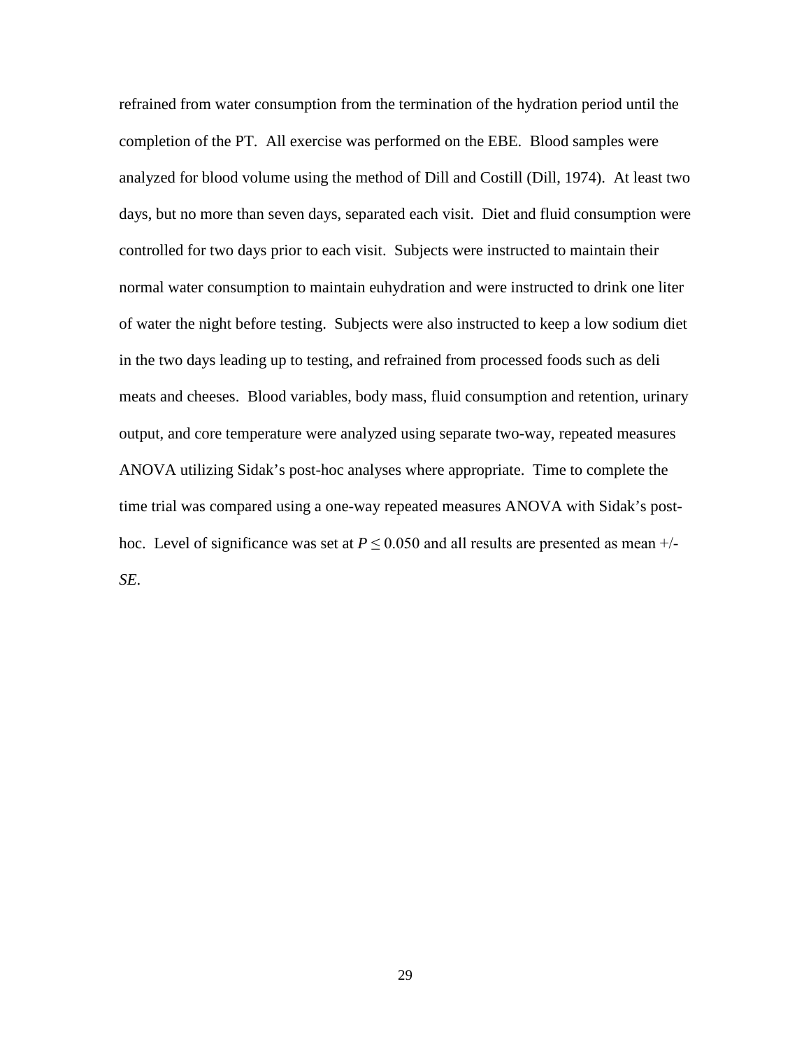refrained from water consumption from the termination of the hydration period until the completion of the PT. All exercise was performed on the EBE. Blood samples were analyzed for blood volume using the method of Dill and Costill (Dill, 1974). At least two days, but no more than seven days, separated each visit. Diet and fluid consumption were controlled for two days prior to each visit. Subjects were instructed to maintain their normal water consumption to maintain euhydration and were instructed to drink one liter of water the night before testing. Subjects were also instructed to keep a low sodium diet in the two days leading up to testing, and refrained from processed foods such as deli meats and cheeses. Blood variables, body mass, fluid consumption and retention, urinary output, and core temperature were analyzed using separate two-way, repeated measures ANOVA utilizing Sidak's post-hoc analyses where appropriate. Time to complete the time trial was compared using a one-way repeated measures ANOVA with Sidak's post-hoc. Level of significance was set at $P \leq 0.050$ and all results are presented as mean +/- *SE*.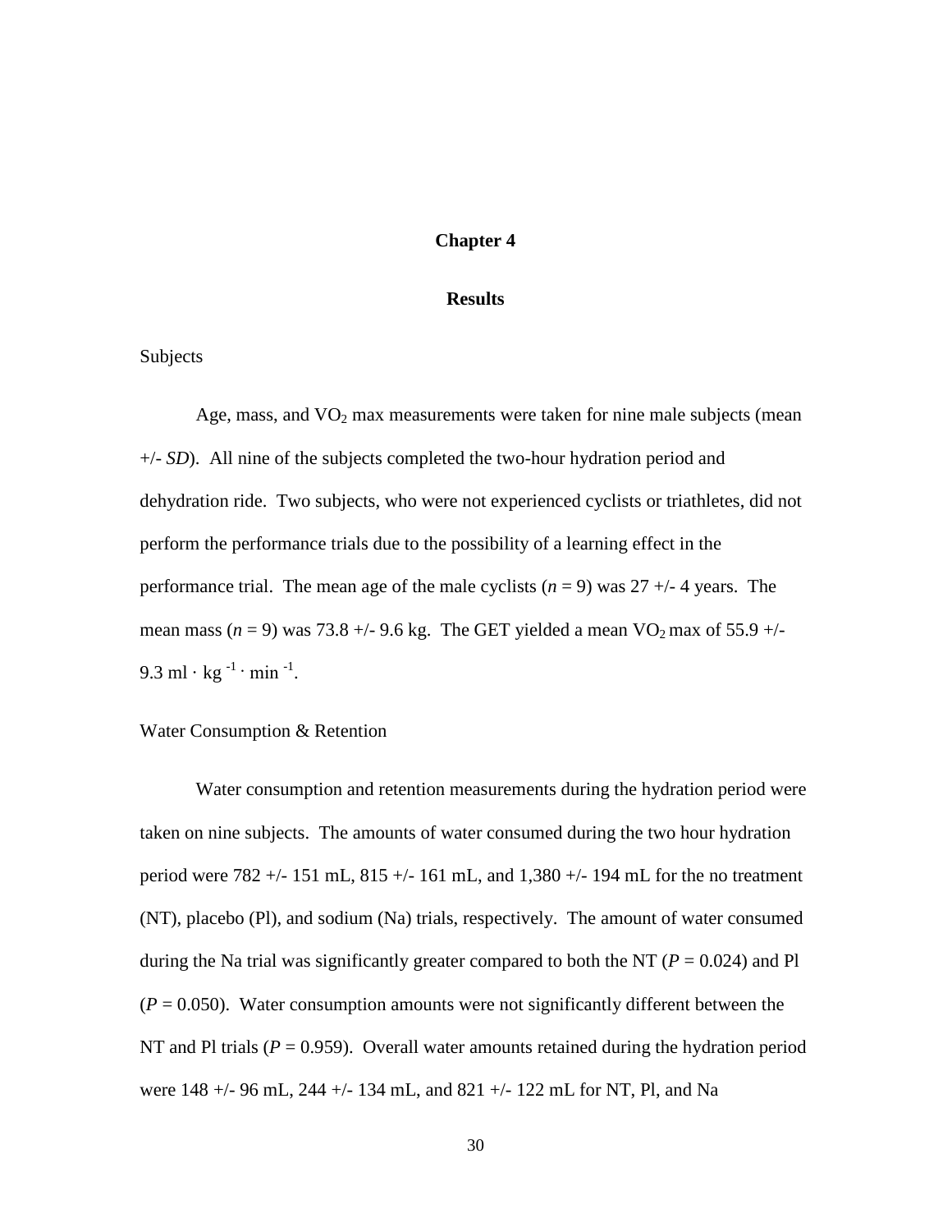# Chapter 4

## Results

### Subjects

Age, mass, and $VO_2$ max measurements were taken for nine male subjects (mean +/- *SD*). All nine of the subjects completed the two-hour hydration period and dehydration ride. Two subjects, who were not experienced cyclists or triathletes, did not perform the performance trials due to the possibility of a learning effect in the performance trial. The mean age of the male cyclists ($n = 9$) was 27 +/- 4 years. The mean mass ($n = 9$) was 73.8 +/- 9.6 kg. The GET yielded a mean $VO_2$ max of 55.9 +/- 9.3 ml $\cdot$ kg $^{-1}$ $\cdot$ min $^{-1}$.

### Water Consumption & Retention

Water consumption and retention measurements during the hydration period were taken on nine subjects. The amounts of water consumed during the two hour hydration period were 782 +/- 151 mL, 815 +/- 161 mL, and 1,380 +/- 194 mL for the no treatment (NT), placebo (Pl), and sodium (Na) trials, respectively. The amount of water consumed during the Na trial was significantly greater compared to both the NT ($P = 0.024$) and Pl ($P = 0.050$). Water consumption amounts were not significantly different between the NT and Pl trials ($P = 0.959$). Overall water amounts retained during the hydration period were 148 +/- 96 mL, 244 +/- 134 mL, and 821 +/- 122 mL for NT, Pl, and Na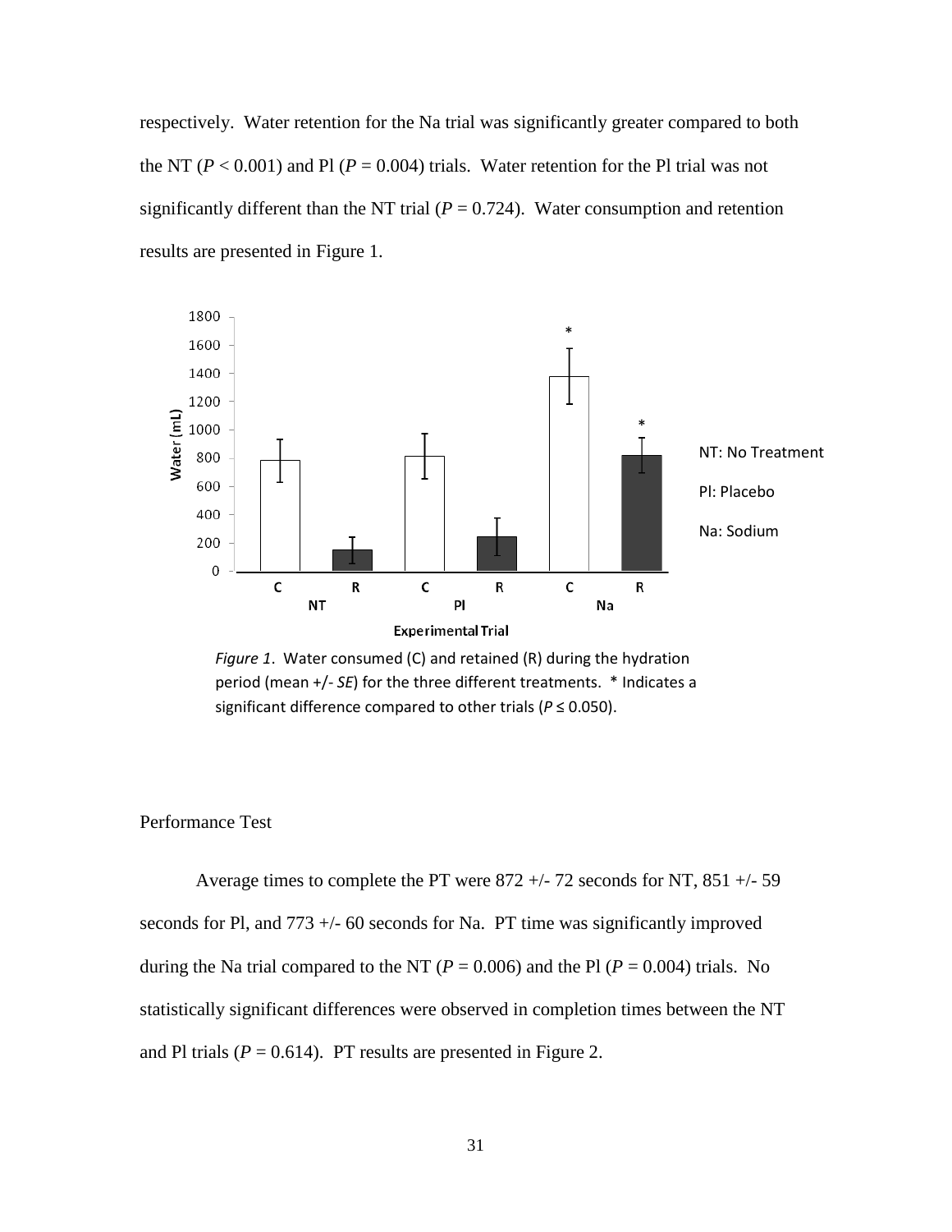respectively. Water retention for the Na trial was significantly greater compared to both the NT ($P < 0.001$) and Pl ($P = 0.004$) trials. Water retention for the Pl trial was not significantly different than the NT trial ($P = 0.724$). Water consumption and retention results are presented in Figure 1.

*Figure 1*. Water consumed (C) and retained (R) during the hydration period (mean +/- *SE*) for the three different treatments. * Indicates a significant difference compared to other trials ($P \leq 0.050$).

### Performance Test

Average times to complete the PT were 872 +/- 72 seconds for NT, 851 +/- 59 seconds for Pl, and 773 +/- 60 seconds for Na. PT time was significantly improved during the Na trial compared to the NT ($P = 0.006$) and the Pl ($P = 0.004$) trials. No statistically significant differences were observed in completion times between the NT and Pl trials ($P = 0.614$). PT results are presented in Figure 2.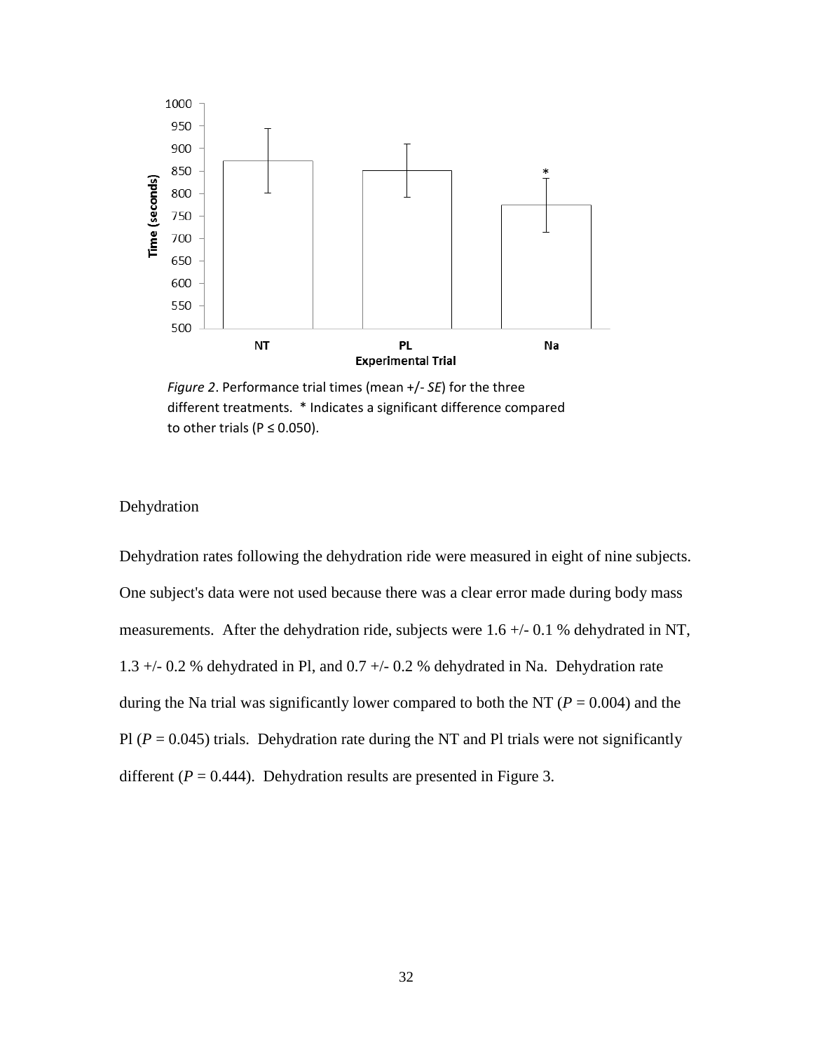*Figure 2*. Performance trial times (mean +/- *SE*) for the three different treatments. * Indicates a significant difference compared to other trials ($P \leq 0.050$).

Dehydration

Dehydration rates following the dehydration ride were measured in eight of nine subjects. One subject's data were not used because there was a clear error made during body mass measurements. After the dehydration ride, subjects were 1.6 +/- 0.1 % dehydrated in NT, 1.3 +/- 0.2 % dehydrated in Pl, and 0.7 +/- 0.2 % dehydrated in Na. Dehydration rate during the Na trial was significantly lower compared to both the NT ($P = 0.004$) and the Pl ($P = 0.045$) trials. Dehydration rate during the NT and Pl trials were not significantly different ($P = 0.444$). Dehydration results are presented in Figure 3.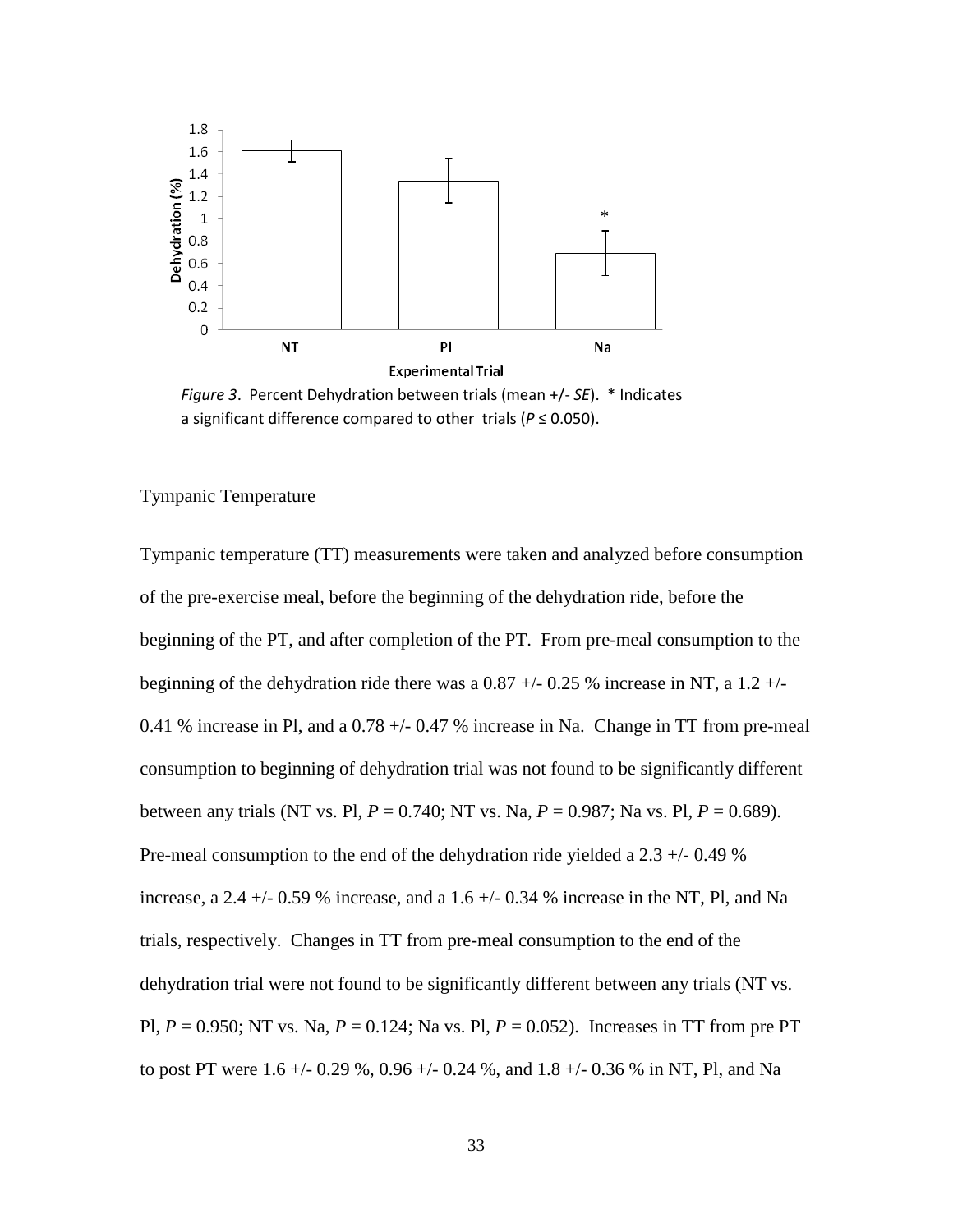*Figure 3*. Percent Dehydration between trials (mean +/- *SE*). * Indicates a significant difference compared to other trials ($P \leq 0.050$).

Tympanic Temperature

Tympanic temperature (TT) measurements were taken and analyzed before consumption of the pre-exercise meal, before the beginning of the dehydration ride, before the beginning of the PT, and after completion of the PT. From pre-meal consumption to the beginning of the dehydration ride there was a 0.87 +/- 0.25 % increase in NT, a 1.2 +/- 0.41 % increase in Pl, and a 0.78 +/- 0.47 % increase in Na. Change in TT from pre-meal consumption to beginning of dehydration trial was not found to be significantly different between any trials (NT vs. Pl, $P = 0.740$; NT vs. Na, $P = 0.987$; Na vs. Pl, $P = 0.689$). Pre-meal consumption to the end of the dehydration ride yielded a 2.3 +/- 0.49 % increase, a 2.4 +/- 0.59 % increase, and a 1.6 +/- 0.34 % increase in the NT, Pl, and Na trials, respectively. Changes in TT from pre-meal consumption to the end of the dehydration trial were not found to be significantly different between any trials (NT vs. Pl, $P = 0.950$; NT vs. Na, $P = 0.124$; Na vs. Pl, $P = 0.052$). Increases in TT from pre PT to post PT were 1.6 +/- 0.29 %, 0.96 +/- 0.24 %, and 1.8 +/- 0.36 % in NT, Pl, and Na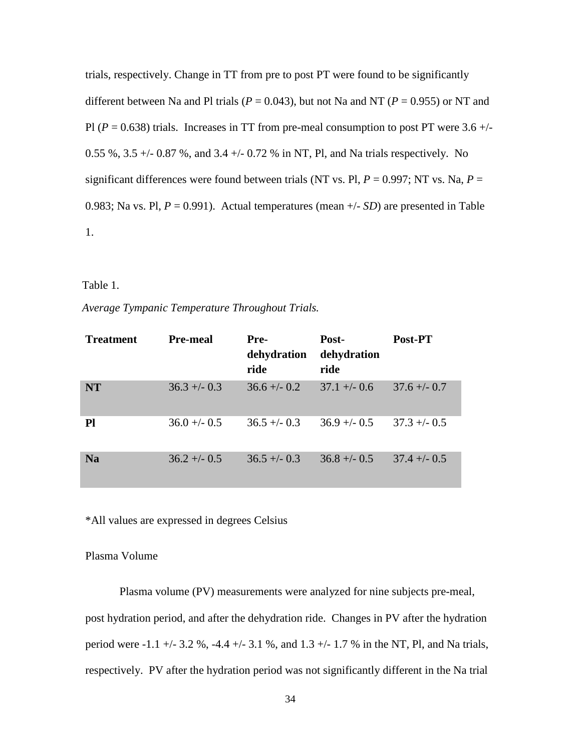trials, respectively. Change in TT from pre to post PT were found to be significantly different between Na and Pl trials ($P$ = 0.043), but not Na and NT ($P$ = 0.955) or NT and Pl ($P$ = 0.638) trials. Increases in TT from pre-meal consumption to post PT were 3.6 +/- 0.55 %, 3.5 +/- 0.87 %, and 3.4 +/- 0.72 % in NT, Pl, and Na trials respectively. No significant differences were found between trials (NT vs. Pl, $P$ = 0.997; NT vs. Na, $P$ = 0.983; Na vs. Pl, $P$ = 0.991). Actual temperatures (mean +/- *SD*) are presented in Table 1.

Table 1.

*Average Tympanic Temperature Throughout Trials.*

| **Treatment** | **Pre-meal** | **Pre-dehydration ride** | **Post-dehydration ride** | **Post-PT** |
|---|---|---|---|---|
| **NT** | 36.3 +/- 0.3 | 36.6 +/- 0.2 | 37.1 +/- 0.6 | 37.6 +/- 0.7 |
| **Pl** | 36.0 +/- 0.5 | 36.5 +/- 0.3 | 36.9 +/- 0.5 | 37.3 +/- 0.5 |
| **Na** | 36.2 +/- 0.5 | 36.5 +/- 0.3 | 36.8 +/- 0.5 | 37.4 +/- 0.5 |

*All values are expressed in degrees Celsius

Plasma Volume

Plasma volume (PV) measurements were analyzed for nine subjects pre-meal, post hydration period, and after the dehydration ride. Changes in PV after the hydration period were -1.1 +/- 3.2 %, -4.4 +/- 3.1 %, and 1.3 +/- 1.7 % in the NT, Pl, and Na trials, respectively. PV after the hydration period was not significantly different in the Na trial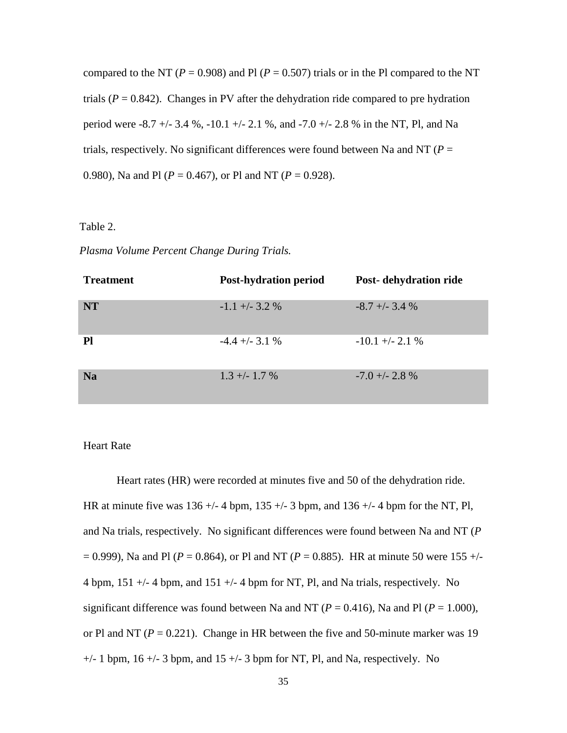compared to the NT ($P$ = 0.908) and Pl ($P$ = 0.507) trials or in the Pl compared to the NT trials ($P$ = 0.842). Changes in PV after the dehydration ride compared to pre hydration period were -8.7 +/- 3.4 %, -10.1 +/- 2.1 %, and -7.0 +/- 2.8 % in the NT, Pl, and Na trials, respectively. No significant differences were found between Na and NT ($P$ = 0.980), Na and Pl ($P$ = 0.467), or Pl and NT ($P$ = 0.928).

Table 2.

*Plasma Volume Percent Change During Trials.*

| **Treatment** | **Post-hydration period** | **Post- dehydration ride** |
|---|---|---|
| **NT** | -1.1 +/- 3.2 % | -8.7 +/- 3.4 % |
| **Pl** | -4.4 +/- 3.1 % | -10.1 +/- 2.1 % |
| **Na** | 1.3 +/- 1.7 % | -7.0 +/- 2.8 % |

Heart Rate

Heart rates (HR) were recorded at minutes five and 50 of the dehydration ride. HR at minute five was 136 +/- 4 bpm, 135 +/- 3 bpm, and 136 +/- 4 bpm for the NT, Pl, and Na trials, respectively. No significant differences were found between Na and NT ($P$ = 0.999), Na and Pl ($P$ = 0.864), or Pl and NT ($P$ = 0.885). HR at minute 50 were 155 +/- 4 bpm, 151 +/- 4 bpm, and 151 +/- 4 bpm for NT, Pl, and Na trials, respectively. No significant difference was found between Na and NT ($P$ = 0.416), Na and Pl ($P$ = 1.000), or Pl and NT ($P$ = 0.221). Change in HR between the five and 50-minute marker was 19 +/- 1 bpm, 16 +/- 3 bpm, and 15 +/- 3 bpm for NT, Pl, and Na, respectively. No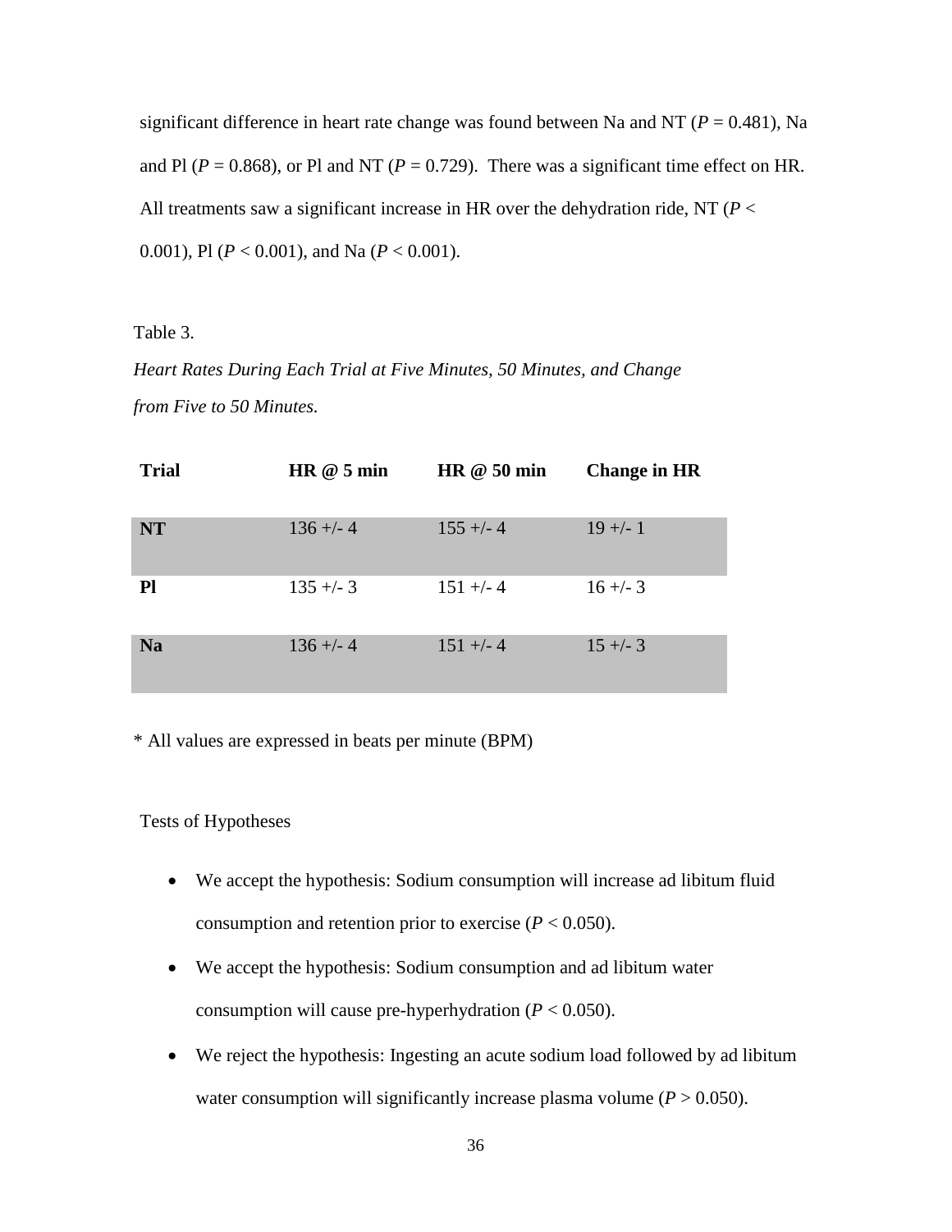significant difference in heart rate change was found between Na and NT ($P = 0.481$), Na and Pl ($P = 0.868$), or Pl and NT ($P = 0.729$). There was a significant time effect on HR. All treatments saw a significant increase in HR over the dehydration ride, NT ($P < 0.001$), Pl ($P < 0.001$), and Na ($P < 0.001$).

Table 3.

*Heart Rates During Each Trial at Five Minutes, 50 Minutes, and Change from Five to 50 Minutes.*

| Trial | HR @ 5 min | HR @ 50 min | Change in HR |
|---|---|---|---|
| **NT** | 136 +/- 4 | 155 +/- 4 | 19 +/- 1 |
| **Pl** | 135 +/- 3 | 151 +/- 4 | 16 +/- 3 |
| **Na** | 136 +/- 4 | 151 +/- 4 | 15 +/- 3 |

* All values are expressed in beats per minute (BPM)

Tests of Hypotheses

- We accept the hypothesis: Sodium consumption will increase ad libitum fluid consumption and retention prior to exercise ($P < 0.050$).
- We accept the hypothesis: Sodium consumption and ad libitum water consumption will cause pre-hyperhydration ($P < 0.050$).
- We reject the hypothesis: Ingesting an acute sodium load followed by ad libitum water consumption will significantly increase plasma volume ($P > 0.050$).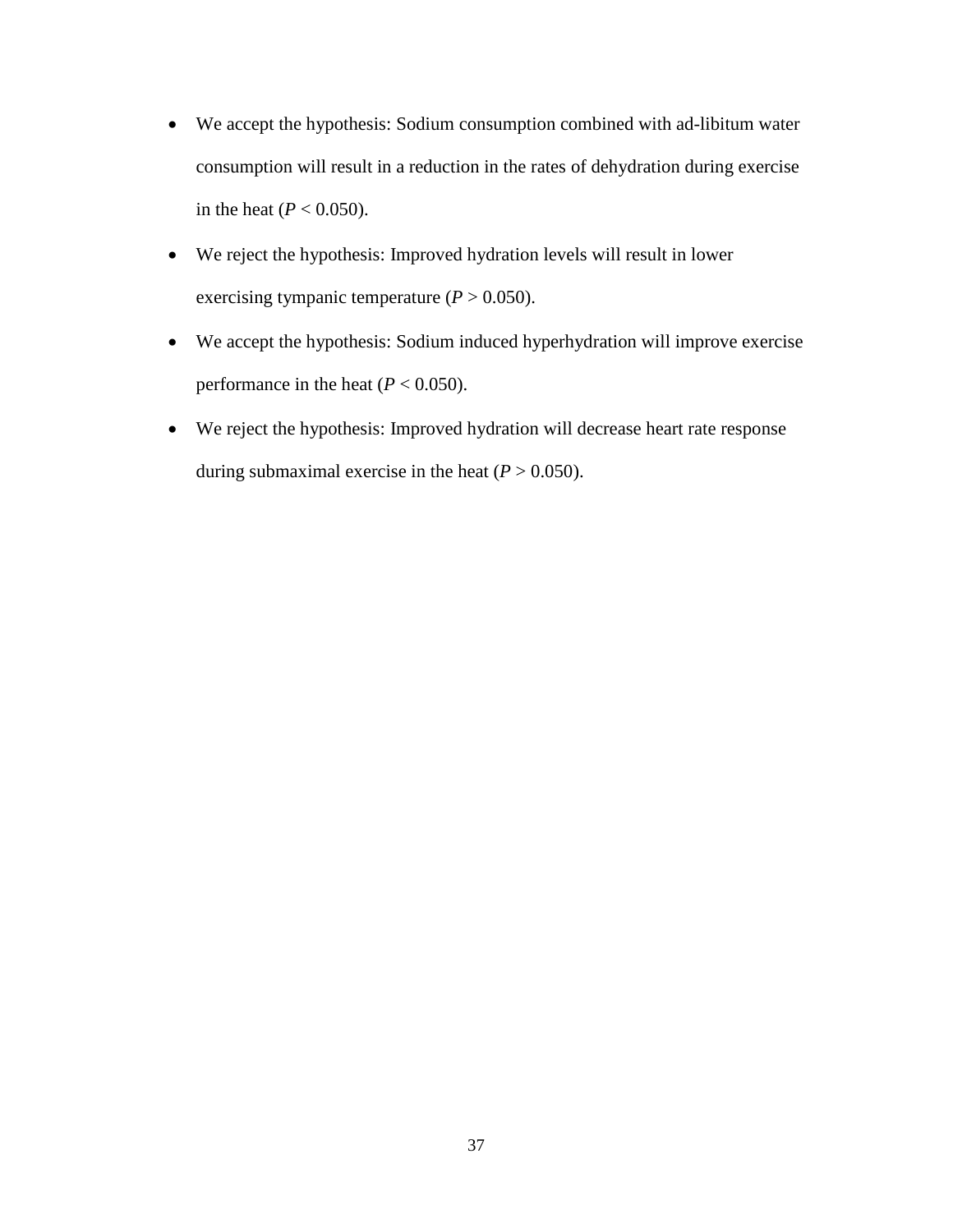- We accept the hypothesis: Sodium consumption combined with ad-libitum water consumption will result in a reduction in the rates of dehydration during exercise in the heat ($P < 0.050$).
- We reject the hypothesis: Improved hydration levels will result in lower exercising tympanic temperature ($P > 0.050$).
- We accept the hypothesis: Sodium induced hyperhydration will improve exercise performance in the heat ($P < 0.050$).
- We reject the hypothesis: Improved hydration will decrease heart rate response during submaximal exercise in the heat ($P > 0.050$).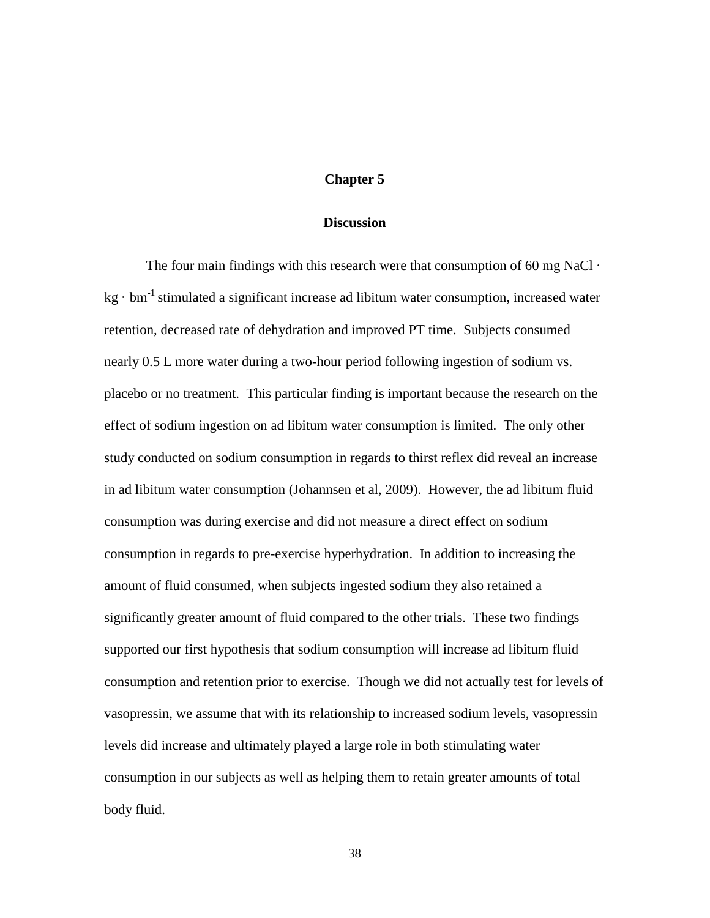# Chapter 5

## Discussion

The four main findings with this research were that consumption of 60 mg NaCl · kg · bm$^{-1}$ stimulated a significant increase ad libitum water consumption, increased water retention, decreased rate of dehydration and improved PT time. Subjects consumed nearly 0.5 L more water during a two-hour period following ingestion of sodium vs. placebo or no treatment. This particular finding is important because the research on the effect of sodium ingestion on ad libitum water consumption is limited. The only other study conducted on sodium consumption in regards to thirst reflex did reveal an increase in ad libitum water consumption (Johannsen et al, 2009). However, the ad libitum fluid consumption was during exercise and did not measure a direct effect on sodium consumption in regards to pre-exercise hyperhydration. In addition to increasing the amount of fluid consumed, when subjects ingested sodium they also retained a significantly greater amount of fluid compared to the other trials. These two findings supported our first hypothesis that sodium consumption will increase ad libitum fluid consumption and retention prior to exercise. Though we did not actually test for levels of vasopressin, we assume that with its relationship to increased sodium levels, vasopressin levels did increase and ultimately played a large role in both stimulating water consumption in our subjects as well as helping them to retain greater amounts of total body fluid.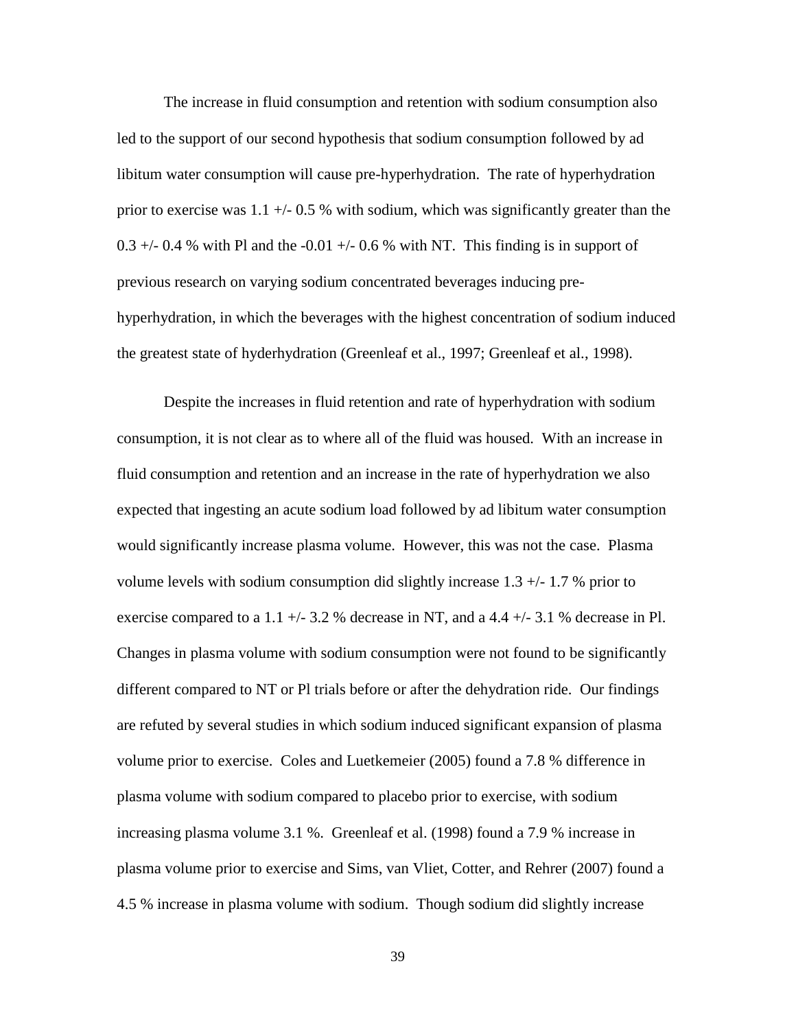The increase in fluid consumption and retention with sodium consumption also led to the support of our second hypothesis that sodium consumption followed by ad libitum water consumption will cause pre-hyperhydration. The rate of hyperhydration prior to exercise was 1.1 +/- 0.5 % with sodium, which was significantly greater than the 0.3 +/- 0.4 % with Pl and the -0.01 +/- 0.6 % with NT. This finding is in support of previous research on varying sodium concentrated beverages inducing pre-hyperhydration, in which the beverages with the highest concentration of sodium induced the greatest state of hyderhydration (Greenleaf et al., 1997; Greenleaf et al., 1998).

Despite the increases in fluid retention and rate of hyperhydration with sodium consumption, it is not clear as to where all of the fluid was housed. With an increase in fluid consumption and retention and an increase in the rate of hyperhydration we also expected that ingesting an acute sodium load followed by ad libitum water consumption would significantly increase plasma volume. However, this was not the case. Plasma volume levels with sodium consumption did slightly increase 1.3 +/- 1.7 % prior to exercise compared to a 1.1 +/- 3.2 % decrease in NT, and a 4.4 +/- 3.1 % decrease in Pl. Changes in plasma volume with sodium consumption were not found to be significantly different compared to NT or Pl trials before or after the dehydration ride. Our findings are refuted by several studies in which sodium induced significant expansion of plasma volume prior to exercise. Coles and Luetkemeier (2005) found a 7.8 % difference in plasma volume with sodium compared to placebo prior to exercise, with sodium increasing plasma volume 3.1 %. Greenleaf et al. (1998) found a 7.9 % increase in plasma volume prior to exercise and Sims, van Vliet, Cotter, and Rehrer (2007) found a 4.5 % increase in plasma volume with sodium. Though sodium did slightly increase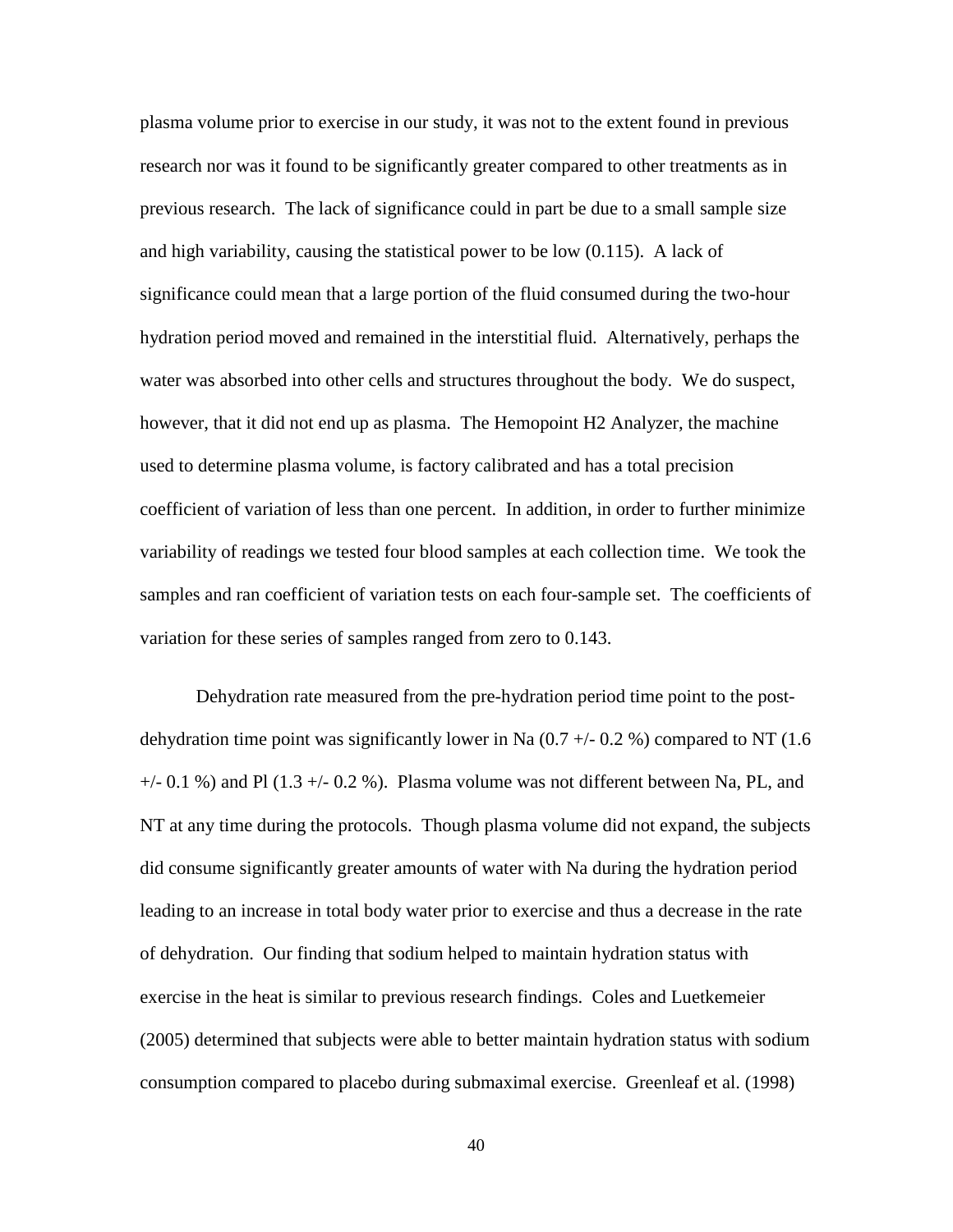plasma volume prior to exercise in our study, it was not to the extent found in previous research nor was it found to be significantly greater compared to other treatments as in previous research. The lack of significance could in part be due to a small sample size and high variability, causing the statistical power to be low (0.115). A lack of significance could mean that a large portion of the fluid consumed during the two-hour hydration period moved and remained in the interstitial fluid. Alternatively, perhaps the water was absorbed into other cells and structures throughout the body. We do suspect, however, that it did not end up as plasma. The Hemopoint H2 Analyzer, the machine used to determine plasma volume, is factory calibrated and has a total precision coefficient of variation of less than one percent. In addition, in order to further minimize variability of readings we tested four blood samples at each collection time. We took the samples and ran coefficient of variation tests on each four-sample set. The coefficients of variation for these series of samples ranged from zero to 0.143.

Dehydration rate measured from the pre-hydration period time point to the post-dehydration time point was significantly lower in Na (0.7 +/- 0.2 %) compared to NT (1.6 +/- 0.1 %) and Pl (1.3 +/- 0.2 %). Plasma volume was not different between Na, PL, and NT at any time during the protocols. Though plasma volume did not expand, the subjects did consume significantly greater amounts of water with Na during the hydration period leading to an increase in total body water prior to exercise and thus a decrease in the rate of dehydration. Our finding that sodium helped to maintain hydration status with exercise in the heat is similar to previous research findings. Coles and Luetkemeier (2005) determined that subjects were able to better maintain hydration status with sodium consumption compared to placebo during submaximal exercise. Greenleaf et al. (1998)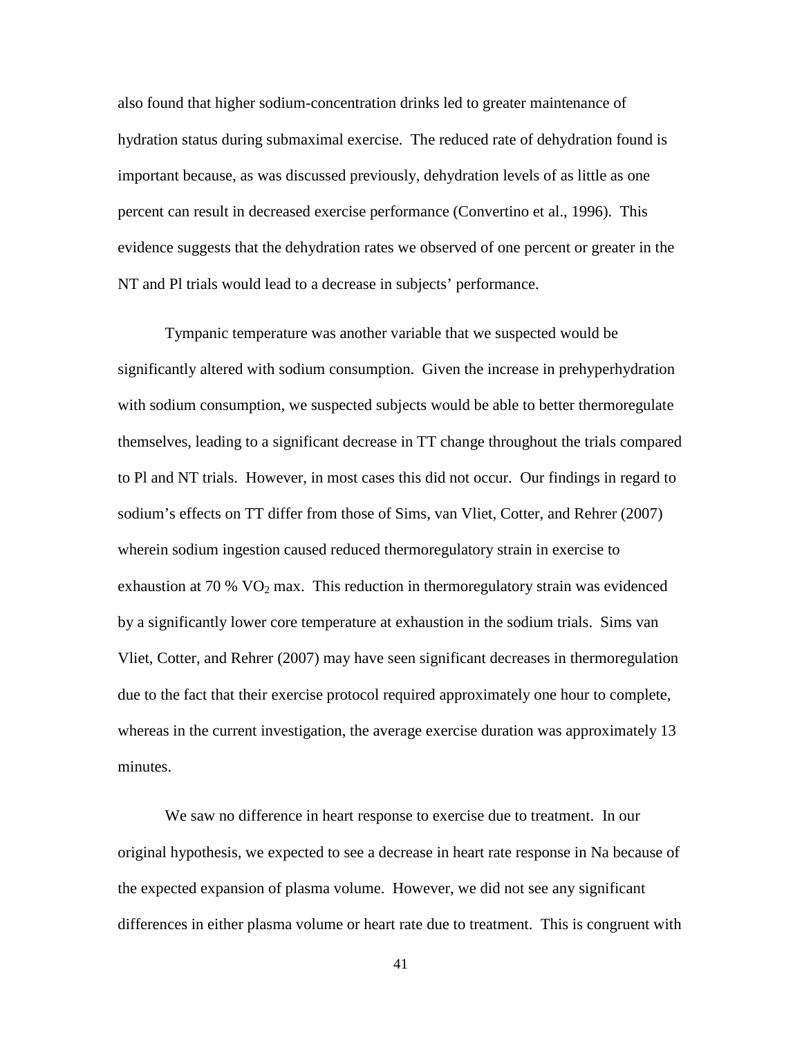also found that higher sodium-concentration drinks led to greater maintenance of hydration status during submaximal exercise. The reduced rate of dehydration found is important because, as was discussed previously, dehydration levels of as little as one percent can result in decreased exercise performance (Convertino et al., 1996). This evidence suggests that the dehydration rates we observed of one percent or greater in the NT and Pl trials would lead to a decrease in subjects' performance.

Tympanic temperature was another variable that we suspected would be significantly altered with sodium consumption. Given the increase in prehyperhydration with sodium consumption, we suspected subjects would be able to better thermoregulate themselves, leading to a significant decrease in TT change throughout the trials compared to Pl and NT trials. However, in most cases this did not occur. Our findings in regard to sodium's effects on TT differ from those of Sims, van Vliet, Cotter, and Rehrer (2007) wherein sodium ingestion caused reduced thermoregulatory strain in exercise to exhaustion at 70 % $VO_2$ max. This reduction in thermoregulatory strain was evidenced by a significantly lower core temperature at exhaustion in the sodium trials. Sims van Vliet, Cotter, and Rehrer (2007) may have seen significant decreases in thermoregulation due to the fact that their exercise protocol required approximately one hour to complete, whereas in the current investigation, the average exercise duration was approximately 13 minutes.

We saw no difference in heart response to exercise due to treatment. In our original hypothesis, we expected to see a decrease in heart rate response in Na because of the expected expansion of plasma volume. However, we did not see any significant differences in either plasma volume or heart rate due to treatment. This is congruent with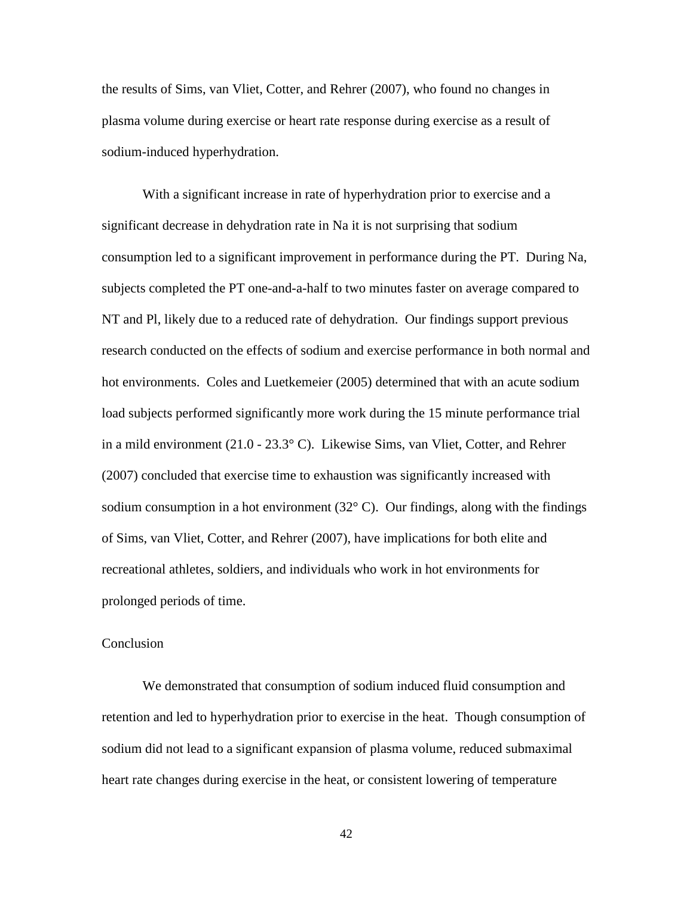the results of Sims, van Vliet, Cotter, and Rehrer (2007), who found no changes in plasma volume during exercise or heart rate response during exercise as a result of sodium-induced hyperhydration.

With a significant increase in rate of hyperhydration prior to exercise and a significant decrease in dehydration rate in Na it is not surprising that sodium consumption led to a significant improvement in performance during the PT. During Na, subjects completed the PT one-and-a-half to two minutes faster on average compared to NT and Pl, likely due to a reduced rate of dehydration. Our findings support previous research conducted on the effects of sodium and exercise performance in both normal and hot environments. Coles and Luetkemeier (2005) determined that with an acute sodium load subjects performed significantly more work during the 15 minute performance trial in a mild environment (21.0 - 23.3° C). Likewise Sims, van Vliet, Cotter, and Rehrer (2007) concluded that exercise time to exhaustion was significantly increased with sodium consumption in a hot environment (32° C). Our findings, along with the findings of Sims, van Vliet, Cotter, and Rehrer (2007), have implications for both elite and recreational athletes, soldiers, and individuals who work in hot environments for prolonged periods of time.

## Conclusion

We demonstrated that consumption of sodium induced fluid consumption and retention and led to hyperhydration prior to exercise in the heat. Though consumption of sodium did not lead to a significant expansion of plasma volume, reduced submaximal heart rate changes during exercise in the heat, or consistent lowering of temperature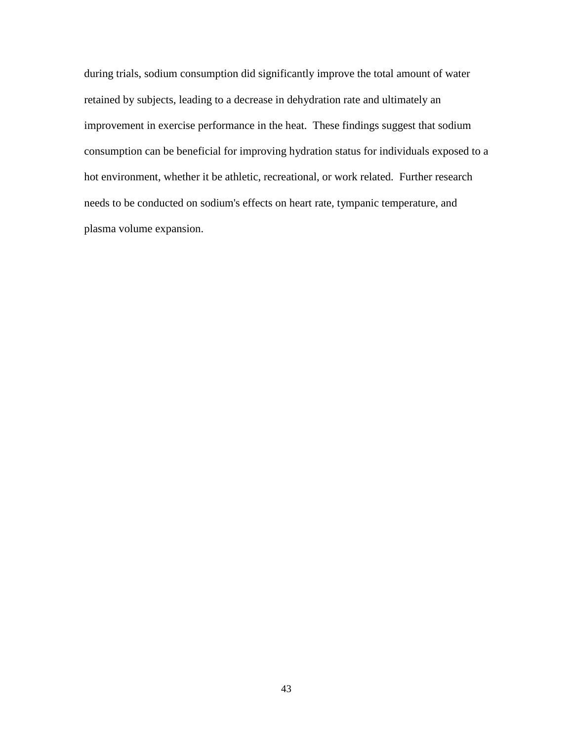during trials, sodium consumption did significantly improve the total amount of water retained by subjects, leading to a decrease in dehydration rate and ultimately an improvement in exercise performance in the heat. These findings suggest that sodium consumption can be beneficial for improving hydration status for individuals exposed to a hot environment, whether it be athletic, recreational, or work related. Further research needs to be conducted on sodium's effects on heart rate, tympanic temperature, and plasma volume expansion.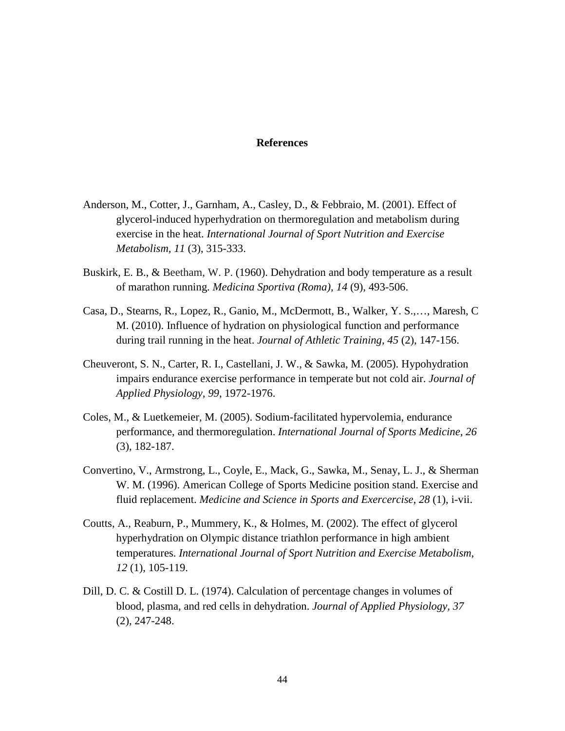# References

Anderson, M., Cotter, J., Garnham, A., Casley, D., & Febbraio, M. (2001). Effect of glycerol-induced hyperhydration on thermoregulation and metabolism during exercise in the heat. *International Journal of Sport Nutrition and Exercise Metabolism, 11* (3), 315-333.

Buskirk, E. B., & Beetham, W. P. (1960). Dehydration and body temperature as a result of marathon running. *Medicina Sportiva (Roma), 14* (9), 493-506.

Casa, D., Stearns, R., Lopez, R., Ganio, M., McDermott, B., Walker, Y. S.,…, Maresh, C M. (2010). Influence of hydration on physiological function and performance during trail running in the heat. *Journal of Athletic Training, 45* (2), 147-156.

Cheuveront, S. N., Carter, R. I., Castellani, J. W., & Sawka, M. (2005). Hypohydration impairs endurance exercise performance in temperate but not cold air. *Journal of Applied Physiology, 99*, 1972-1976.

Coles, M., & Luetkemeier, M. (2005). Sodium-facilitated hypervolemia, endurance performance, and thermoregulation. *International Journal of Sports Medicine, 26* (3), 182-187.

Convertino, V., Armstrong, L., Coyle, E., Mack, G., Sawka, M., Senay, L. J., & Sherman W. M. (1996). American College of Sports Medicine position stand. Exercise and fluid replacement. *Medicine and Science in Sports and Exercercise, 28* (1), i-vii.

Coutts, A., Reaburn, P., Mummery, K., & Holmes, M. (2002). The effect of glycerol hyperhydration on Olympic distance triathlon performance in high ambient temperatures. *International Journal of Sport Nutrition and Exercise Metabolism, 12* (1), 105-119.

Dill, D. C. & Costill D. L. (1974). Calculation of percentage changes in volumes of blood, plasma, and red cells in dehydration. *Journal of Applied Physiology, 37* (2), 247-248.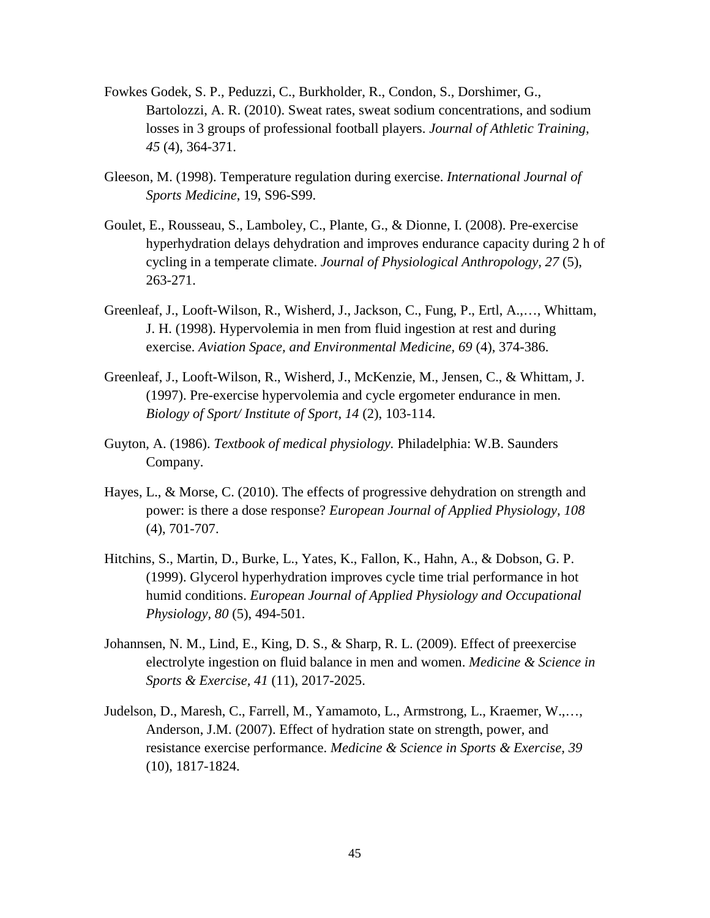Fowkes Godek, S. P., Peduzzi, C., Burkholder, R., Condon, S., Dorshimer, G., Bartolozzi, A. R. (2010). Sweat rates, sweat sodium concentrations, and sodium losses in 3 groups of professional football players. *Journal of Athletic Training, 45* (4), 364-371.

Gleeson, M. (1998). Temperature regulation during exercise. *International Journal of Sports Medicine*, 19, S96-S99.

Goulet, E., Rousseau, S., Lamboley, C., Plante, G., & Dionne, I. (2008). Pre-exercise hyperhydration delays dehydration and improves endurance capacity during 2 h of cycling in a temperate climate. *Journal of Physiological Anthropology, 27* (5), 263-271.

Greenleaf, J., Looft-Wilson, R., Wisherd, J., Jackson, C., Fung, P., Ertl, A.,…, Whittam, J. H. (1998). Hypervolemia in men from fluid ingestion at rest and during exercise. *Aviation Space, and Environmental Medicine, 69* (4), 374-386.

Greenleaf, J., Looft-Wilson, R., Wisherd, J., McKenzie, M., Jensen, C., & Whittam, J. (1997). Pre-exercise hypervolemia and cycle ergometer endurance in men. *Biology of Sport/ Institute of Sport, 14* (2), 103-114.

Guyton, A. (1986). *Textbook of medical physiology.* Philadelphia: W.B. Saunders Company.

Hayes, L., & Morse, C. (2010). The effects of progressive dehydration on strength and power: is there a dose response? *European Journal of Applied Physiology, 108* (4), 701-707.

Hitchins, S., Martin, D., Burke, L., Yates, K., Fallon, K., Hahn, A., & Dobson, G. P. (1999). Glycerol hyperhydration improves cycle time trial performance in hot humid conditions. *European Journal of Applied Physiology and Occupational Physiology, 80* (5), 494-501.

Johannsen, N. M., Lind, E., King, D. S., & Sharp, R. L. (2009). Effect of preexercise electrolyte ingestion on fluid balance in men and women. *Medicine & Science in Sports & Exercise, 41* (11), 2017-2025.

Judelson, D., Maresh, C., Farrell, M., Yamamoto, L., Armstrong, L., Kraemer, W.,…, Anderson, J.M. (2007). Effect of hydration state on strength, power, and resistance exercise performance. *Medicine & Science in Sports & Exercise, 39* (10), 1817-1824.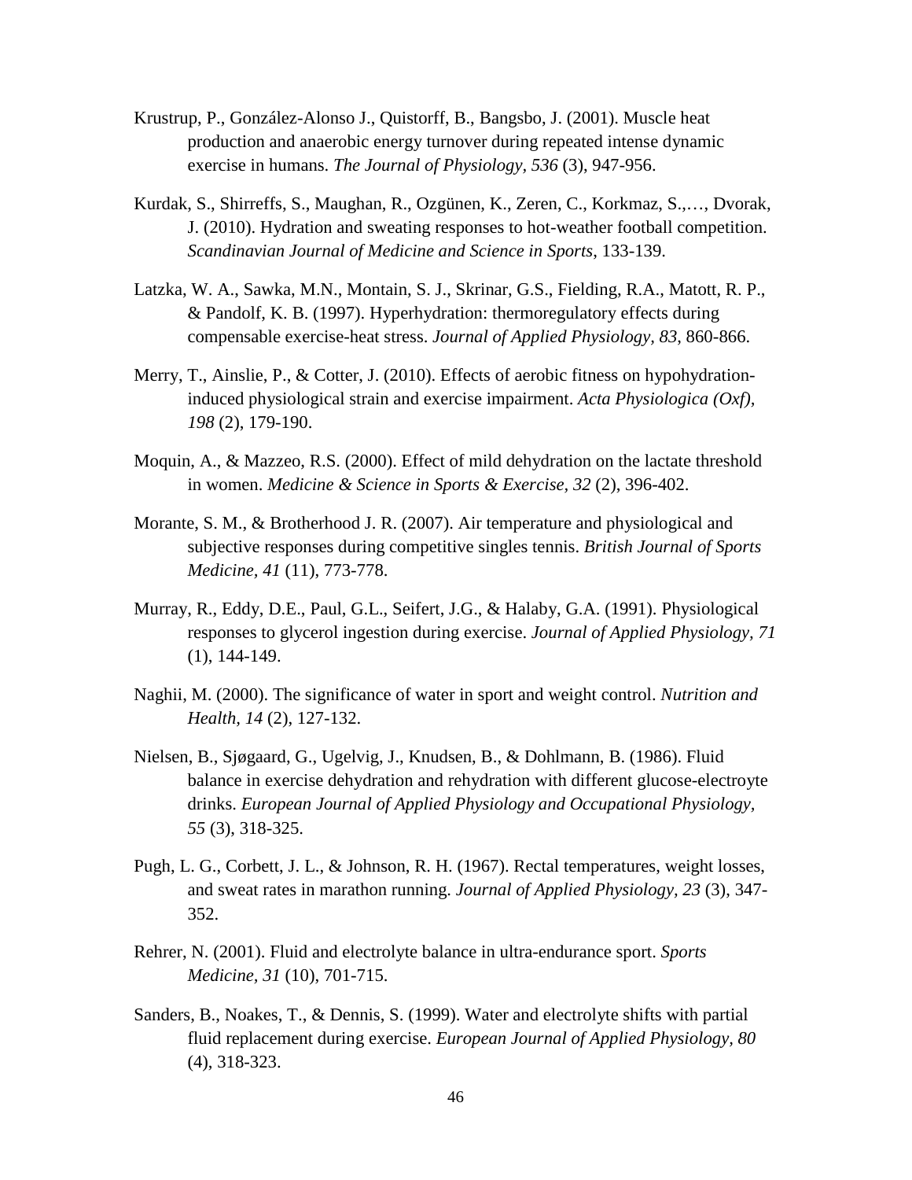Krustrup, P., González-Alonso J., Quistorff, B., Bangsbo, J. (2001). Muscle heat production and anaerobic energy turnover during repeated intense dynamic exercise in humans. *The Journal of Physiology, 536* (3), 947-956.

Kurdak, S., Shirreffs, S., Maughan, R., Ozgünen, K., Zeren, C., Korkmaz, S.,…, Dvorak, J. (2010). Hydration and sweating responses to hot-weather football competition. *Scandinavian Journal of Medicine and Science in Sports*, 133-139.

Latzka, W. A., Sawka, M.N., Montain, S. J., Skrinar, G.S., Fielding, R.A., Matott, R. P., & Pandolf, K. B. (1997). Hyperhydration: thermoregulatory effects during compensable exercise-heat stress. *Journal of Applied Physiology, 83*, 860-866.

Merry, T., Ainslie, P., & Cotter, J. (2010). Effects of aerobic fitness on hypohydration-induced physiological strain and exercise impairment. *Acta Physiologica (Oxf), 198* (2), 179-190.

Moquin, A., & Mazzeo, R.S. (2000). Effect of mild dehydration on the lactate threshold in women. *Medicine & Science in Sports & Exercise, 32* (2), 396-402.

Morante, S. M., & Brotherhood J. R. (2007). Air temperature and physiological and subjective responses during competitive singles tennis. *British Journal of Sports Medicine, 41* (11), 773-778.

Murray, R., Eddy, D.E., Paul, G.L., Seifert, J.G., & Halaby, G.A. (1991). Physiological responses to glycerol ingestion during exercise. *Journal of Applied Physiology, 71* (1), 144-149.

Naghii, M. (2000). The significance of water in sport and weight control. *Nutrition and Health, 14* (2), 127-132.

Nielsen, B., Sjøgaard, G., Ugelvig, J., Knudsen, B., & Dohlmann, B. (1986). Fluid balance in exercise dehydration and rehydration with different glucose-electroyte drinks. *European Journal of Applied Physiology and Occupational Physiology, 55* (3), 318-325.

Pugh, L. G., Corbett, J. L., & Johnson, R. H. (1967). Rectal temperatures, weight losses, and sweat rates in marathon running. *Journal of Applied Physiology, 23* (3), 347-352.

Rehrer, N. (2001). Fluid and electrolyte balance in ultra-endurance sport. *Sports Medicine, 31* (10), 701-715.

Sanders, B., Noakes, T., & Dennis, S. (1999). Water and electrolyte shifts with partial fluid replacement during exercise. *European Journal of Applied Physiology, 80* (4), 318-323.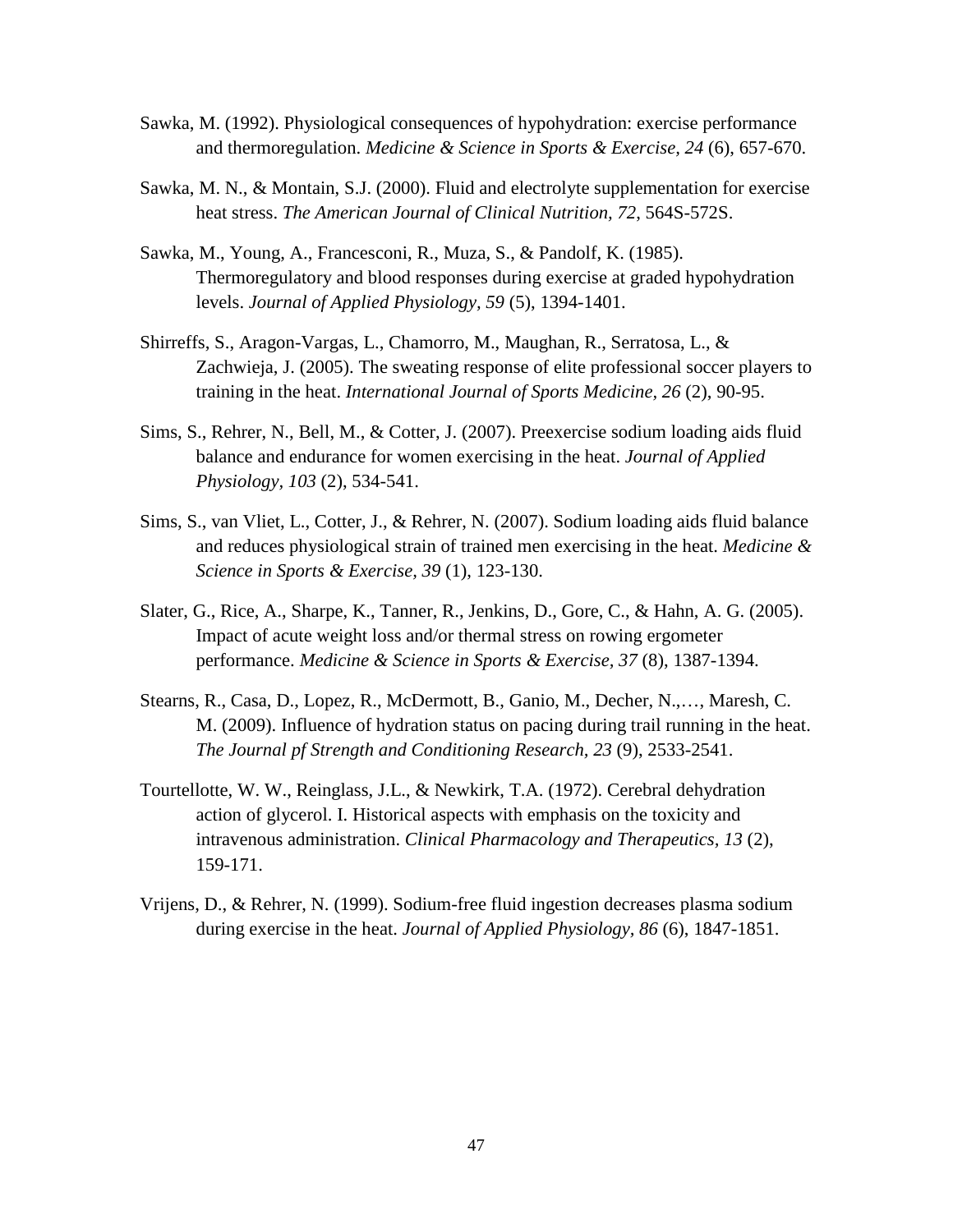Sawka, M. (1992). Physiological consequences of hypohydration: exercise performance and thermoregulation. *Medicine & Science in Sports & Exercise, 24* (6), 657-670.

Sawka, M. N., & Montain, S.J. (2000). Fluid and electrolyte supplementation for exercise heat stress. *The American Journal of Clinical Nutrition, 72*, 564S-572S.

Sawka, M., Young, A., Francesconi, R., Muza, S., & Pandolf, K. (1985). Thermoregulatory and blood responses during exercise at graded hypohydration levels. *Journal of Applied Physiology, 59* (5), 1394-1401.

Shirreffs, S., Aragon-Vargas, L., Chamorro, M., Maughan, R., Serratosa, L., & Zachwieja, J. (2005). The sweating response of elite professional soccer players to training in the heat. *International Journal of Sports Medicine, 26* (2), 90-95.

Sims, S., Rehrer, N., Bell, M., & Cotter, J. (2007). Preexercise sodium loading aids fluid balance and endurance for women exercising in the heat. *Journal of Applied Physiology, 103* (2), 534-541.

Sims, S., van Vliet, L., Cotter, J., & Rehrer, N. (2007). Sodium loading aids fluid balance and reduces physiological strain of trained men exercising in the heat. *Medicine & Science in Sports & Exercise, 39* (1), 123-130.

Slater, G., Rice, A., Sharpe, K., Tanner, R., Jenkins, D., Gore, C., & Hahn, A. G. (2005). Impact of acute weight loss and/or thermal stress on rowing ergometer performance. *Medicine & Science in Sports & Exercise, 37* (8), 1387-1394.

Stearns, R., Casa, D., Lopez, R., McDermott, B., Ganio, M., Decher, N.,…, Maresh, C. M. (2009). Influence of hydration status on pacing during trail running in the heat. *The Journal pf Strength and Conditioning Research, 23* (9), 2533-2541.

Tourtellotte, W. W., Reinglass, J.L., & Newkirk, T.A. (1972). Cerebral dehydration action of glycerol. I. Historical aspects with emphasis on the toxicity and intravenous administration. *Clinical Pharmacology and Therapeutics, 13* (2), 159-171.

Vrijens, D., & Rehrer, N. (1999). Sodium-free fluid ingestion decreases plasma sodium during exercise in the heat. *Journal of Applied Physiology, 86* (6), 1847-1851.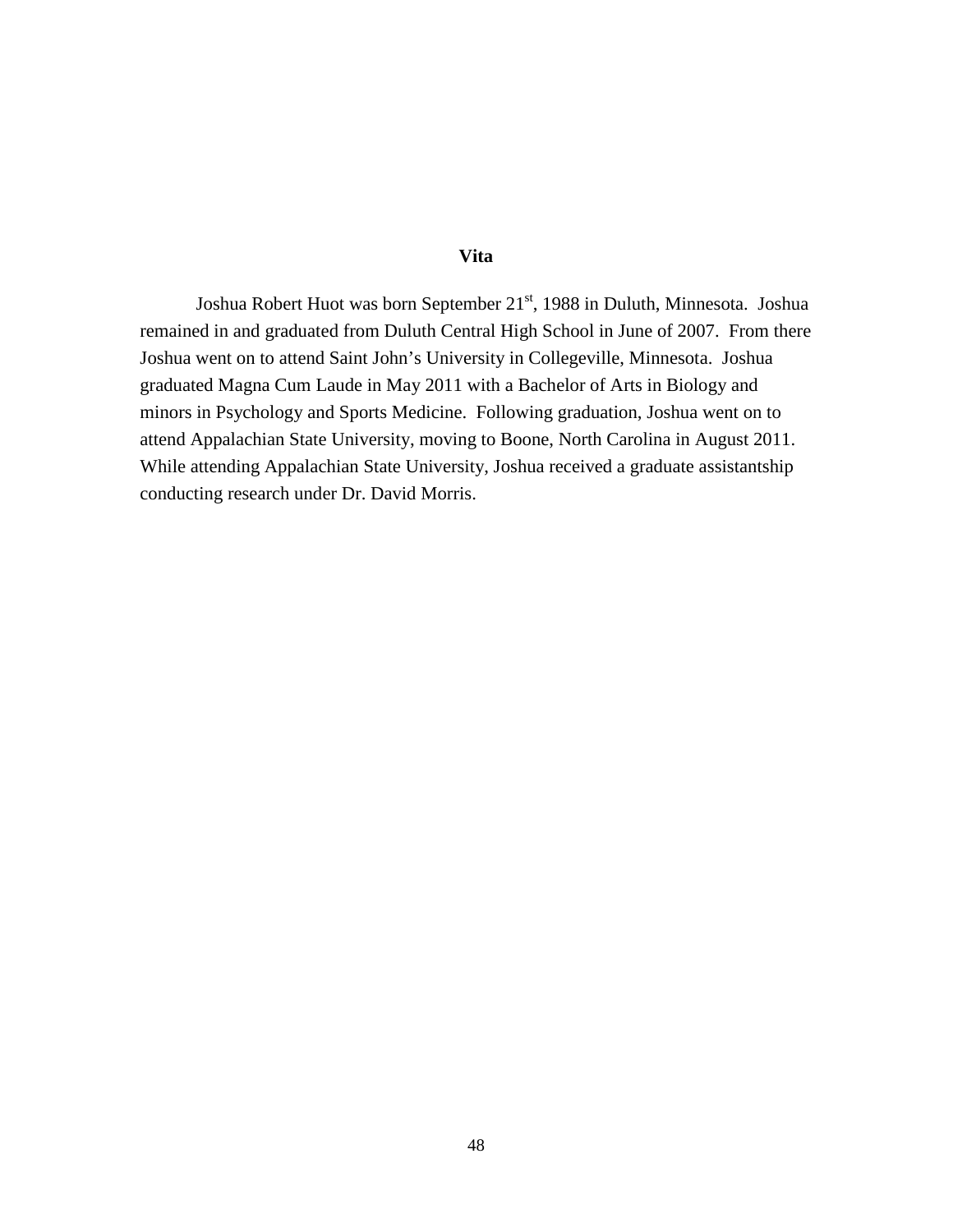# Vita

Joshua Robert Huot was born September 21st, 1988 in Duluth, Minnesota. Joshua remained in and graduated from Duluth Central High School in June of 2007. From there Joshua went on to attend Saint John's University in Collegeville, Minnesota. Joshua graduated Magna Cum Laude in May 2011 with a Bachelor of Arts in Biology and minors in Psychology and Sports Medicine. Following graduation, Joshua went on to attend Appalachian State University, moving to Boone, North Carolina in August 2011. While attending Appalachian State University, Joshua received a graduate assistantship conducting research under Dr. David Morris.